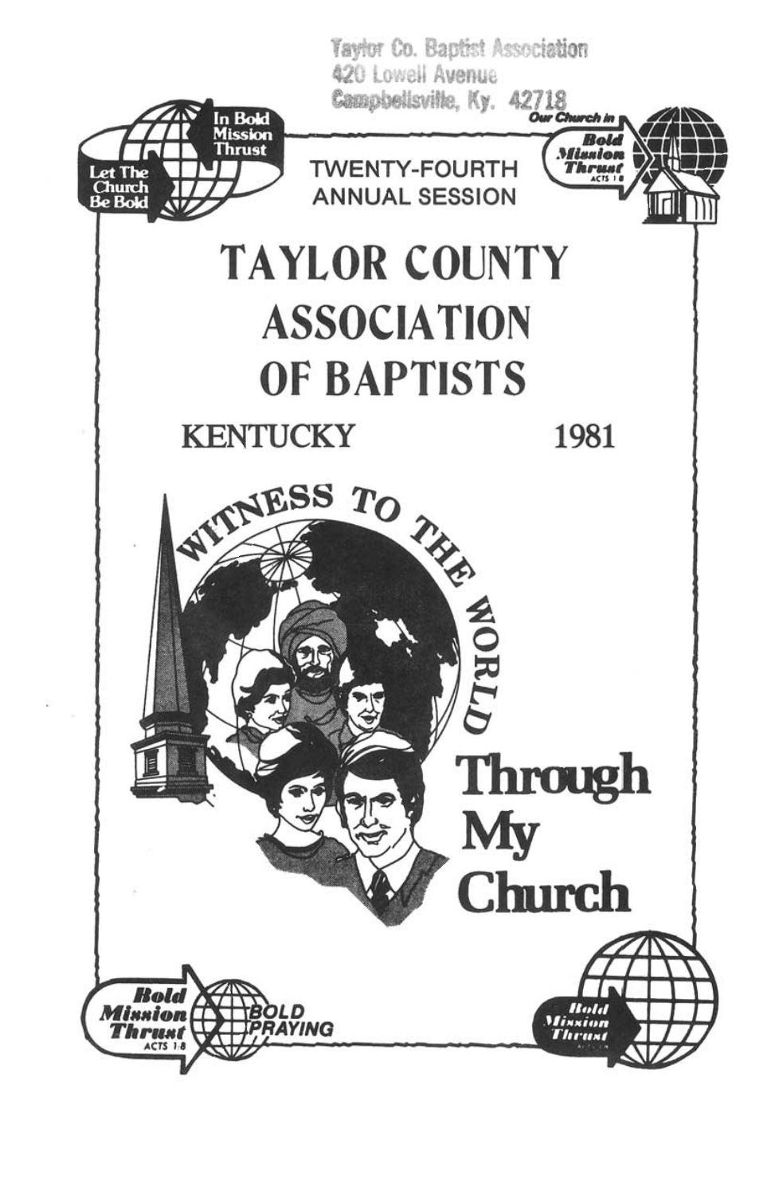Taylor Co. Baptist Association
420 Lowell Avenue
Campbellsville, Ky. 42718

TWENTY-FOURTH
ANNUAL SESSION

# TAYLOR COUNTY ASSOCIATION OF BAPTISTS

KENTUCKY 1981

WITNESS TO THE WORLD

Through My Church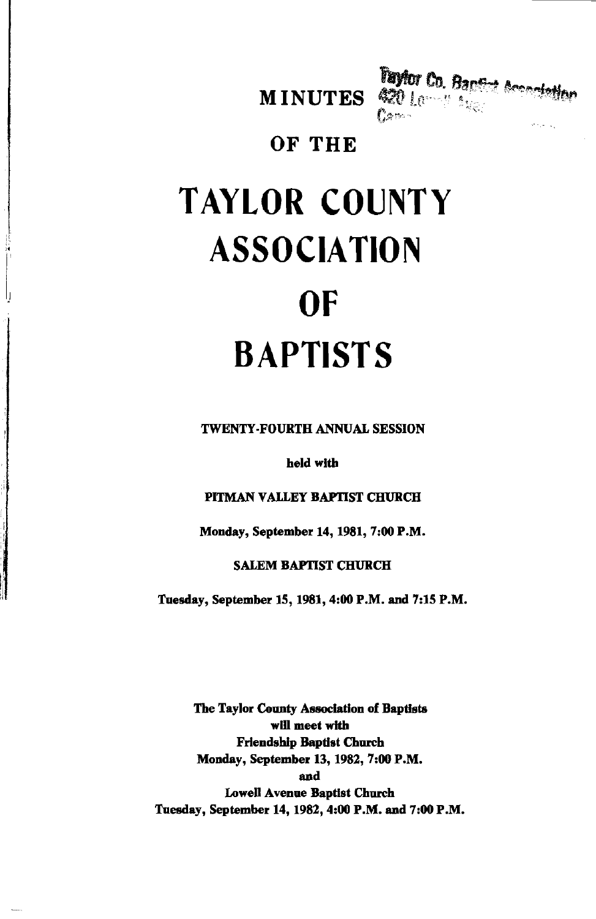Taylor Co. Baptist Association
420 Lowell Ave.
Cam...

# MINUTES

## OF THE

# TAYLOR COUNTY ASSOCIATION OF BAPTISTS

**TWENTY-FOURTH ANNUAL SESSION**

**held with**

**PITMAN VALLEY BAPTIST CHURCH**

**Monday, September 14, 1981, 7:00 P.M.**

**SALEM BAPTIST CHURCH**

**Tuesday, September 15, 1981, 4:00 P.M. and 7:15 P.M.**

**The Taylor County Association of Baptists**
**will meet with**
**Friendship Baptist Church**
**Monday, September 13, 1982, 7:00 P.M.**
**and**
**Lowell Avenue Baptist Church**
**Tuesday, September 14, 1982, 4:00 P.M. and 7:00 P.M.**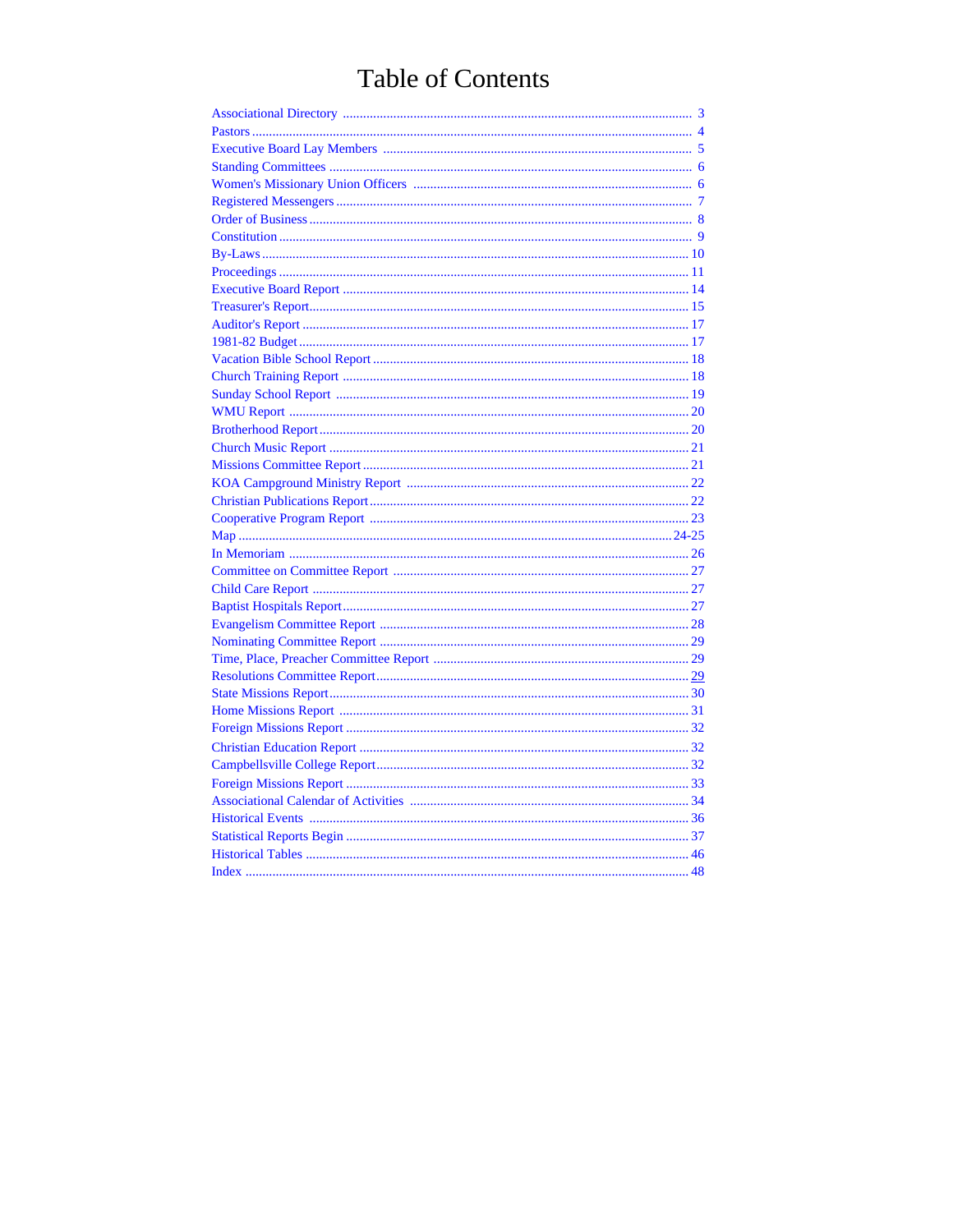# Table of Contents

Associational Directory ........................................................................................................ 3
Pastors .................................................................................................................................. 4
Executive Board Lay Members ............................................................................................ 5
Standing Committees ........................................................................................................... 6
Women's Missionary Union Officers ................................................................................... 6
Registered Messengers ......................................................................................................... 7
Order of Business ................................................................................................................. 8
Constitution .......................................................................................................................... 9
By-Laws .............................................................................................................................. 10
Proceedings ......................................................................................................................... 11
Executive Board Report ...................................................................................................... 14
Treasurer's Report ............................................................................................................... 15
Auditor's Report .................................................................................................................. 17
1981-82 Budget ................................................................................................................... 17
Vacation Bible School Report ............................................................................................. 18
Church Training Report ...................................................................................................... 18
Sunday School Report ........................................................................................................ 19
WMU Report ...................................................................................................................... 20
Brotherhood Report ............................................................................................................ 20
Church Music Report ......................................................................................................... 21
Missions Committee Report ............................................................................................... 21
KOA Campground Ministry Report ................................................................................... 22
Christian Publications Report ............................................................................................. 22
Cooperative Program Report .............................................................................................. 23
Map ................................................................................................................................ 24-25
In Memoriam ...................................................................................................................... 26
Committee on Committee Report ....................................................................................... 27
Child Care Report ............................................................................................................... 27
Baptist Hospitals Report ..................................................................................................... 27
Evangelism Committee Report ........................................................................................... 28
Nominating Committee Report ........................................................................................... 29
Time, Place, Preacher Committee Report ........................................................................... 29
Resolutions Committee Report ........................................................................................... 29
State Missions Report ......................................................................................................... 30
Home Missions Report ....................................................................................................... 31
Foreign Missions Report ..................................................................................................... 32
Christian Education Report ................................................................................................. 32
Campbellsville College Report ........................................................................................... 32
Foreign Missions Report ..................................................................................................... 33
Associational Calendar of Activities .................................................................................. 34
Historical Events ................................................................................................................ 36
Statistical Reports Begin ..................................................................................................... 37
Historical Tables ................................................................................................................. 46
Index ................................................................................................................................... 48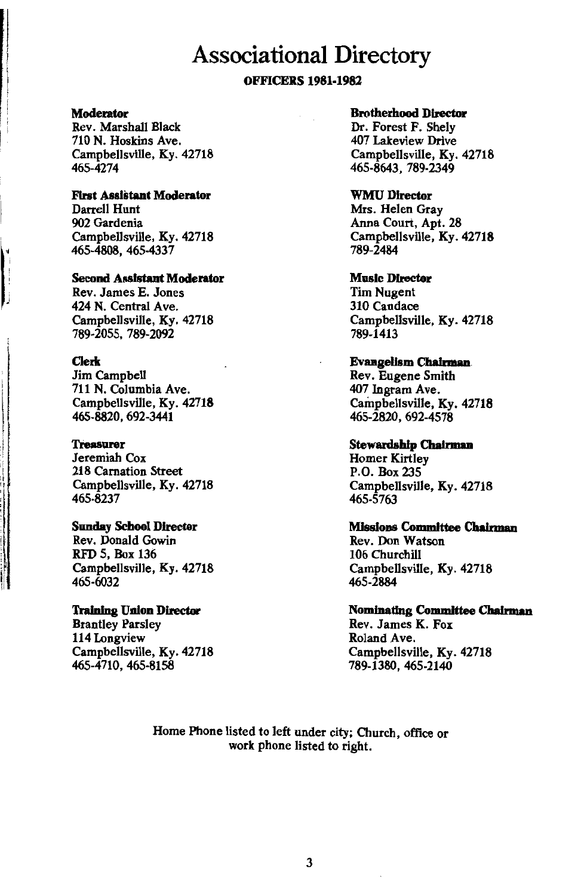# Associational Directory

## OFFICERS 1981-1982

**Moderator**
Rev. Marshall Black
710 N. Hoskins Ave.
Campbellsville, Ky. 42718
465-4274

**First Assistant Moderator**
Darrell Hunt
902 Gardenia
Campbellsville, Ky. 42718
465-4808, 465-4337

**Second Assistant Moderator**
Rev. James E. Jones
424 N. Central Ave.
Campbellsville, Ky. 42718
789-2055, 789-2092

**Clerk**
Jim Campbell
711 N. Columbia Ave.
Campbellsville, Ky. 42718
465-8820, 692-3441

**Treasurer**
Jeremiah Cox
218 Carnation Street
Campbellsville, Ky. 42718
465-8237

**Sunday School Director**
Rev. Donald Gowin
RFD 5, Box 136
Campbellsville, Ky. 42718
465-6032

**Training Union Director**
Brantley Parsley
114 Longview
Campbellsville, Ky. 42718
465-4710, 465-8158

**Brotherhood Director**
Dr. Forest F. Shely
407 Lakeview Drive
Campbellsville, Ky. 42718
465-8643, 789-2349

**WMU Director**
Mrs. Helen Gray
Anna Court, Apt. 28
Campbellsville, Ky. 42718
789-2484

**Music Director**
Tim Nugent
310 Candace
Campbellsville, Ky. 42718
789-1413

**Evangelism Chairman**
Rev. Eugene Smith
407 Ingram Ave.
Campbellsville, Ky. 42718
465-2820, 692-4578

**Stewardship Chairman**
Homer Kirtley
P.O. Box 235
Campbellsville, Ky. 42718
465-5763

**Missions Committee Chairman**
Rev. Don Watson
106 Churchill
Campbellsville, Ky. 42718
465-2884

**Nominating Committee Chairman**
Rev. James K. Fox
Roland Ave.
Campbellsville, Ky. 42718
789-1380, 465-2140

Home Phone listed to left under city; Church, office or work phone listed to right.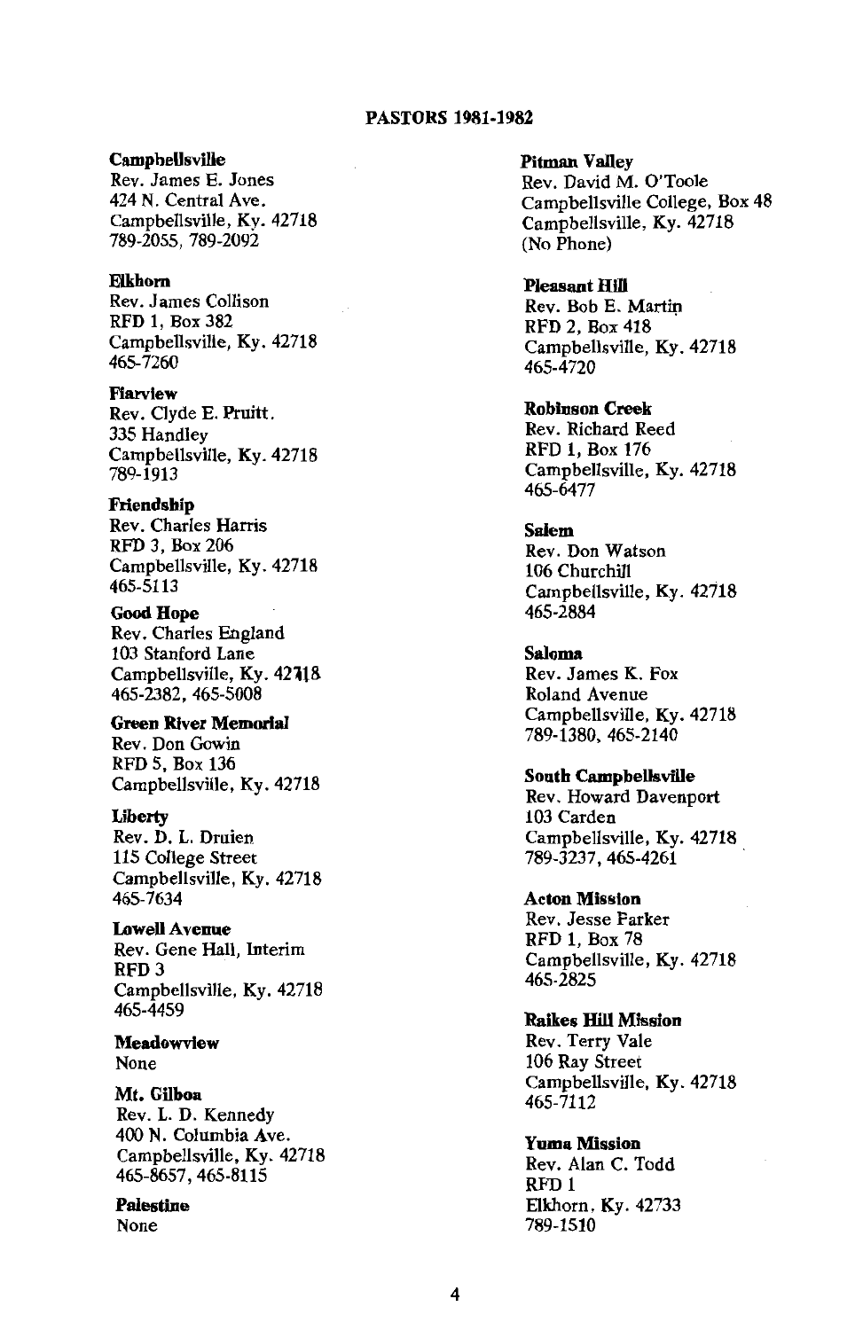## PASTORS 1981-1982

**Campbellsville**
Rev. James E. Jones
424 N. Central Ave.
Campbellsville, Ky. 42718
789-2055, 789-2092

**Elkhorn**
Rev. James Collison
RFD 1, Box 382
Campbellsville, Ky. 42718
465-7260

**Fiarview**
Rev. Clyde E. Pruitt.
335 Handley
Campbellsville, Ky. 42718
789-1913

**Friendship**
Rev. Charles Harris
RFD 3, Box 206
Campbellsville, Ky. 42718
465-5113

**Good Hope**
Rev. Charles England
103 Stanford Lane
Campbellsville, Ky. 42718
465-2382, 465-5008

**Green River Memorial**
Rev. Don Gowin
RFD 5, Box 136
Campbellsville, Ky. 42718

**Liberty**
Rev. D. L. Druien
115 College Street
Campbellsville, Ky. 42718
465-7634

**Lowell Avenue**
Rev. Gene Hall, Interim
RFD 3
Campbellsville, Ky. 42718
465-4459

**Meadowview**
None

**Mt. Gilboa**
Rev. L. D. Kennedy
400 N. Columbia Ave.
Campbellsville, Ky. 42718
465-8657, 465-8115

**Palestine**
None

**Pitman Valley**
Rev. David M. O'Toole
Campbellsville College, Box 48
Campbellsville, Ky. 42718
(No Phone)

**Pleasant Hill**
Rev. Bob E. Martin
RFD 2, Box 418
Campbellsville, Ky. 42718
465-4720

**Robinson Creek**
Rev. Richard Reed
RFD 1, Box 176
Campbellsville, Ky. 42718
465-6477

**Salem**
Rev. Don Watson
106 Churchill
Campbellsville, Ky. 42718
465-2884

**Saloma**
Rev. James K. Fox
Roland Avenue
Campbellsville, Ky. 42718
789-1380, 465-2140

**South Campbellsville**
Rev. Howard Davenport
103 Carden
Campbellsville, Ky. 42718
789-3237, 465-4261

**Acton Mission**
Rev. Jesse Parker
RFD 1, Box 78
Campbellsville, Ky. 42718
465-2825

**Raikes Hill Mission**
Rev. Terry Vale
106 Ray Street
Campbellsville, Ky. 42718
465-7112

**Yuma Mission**
Rev. Alan C. Todd
RFD 1
Elkhorn, Ky. 42733
789-1510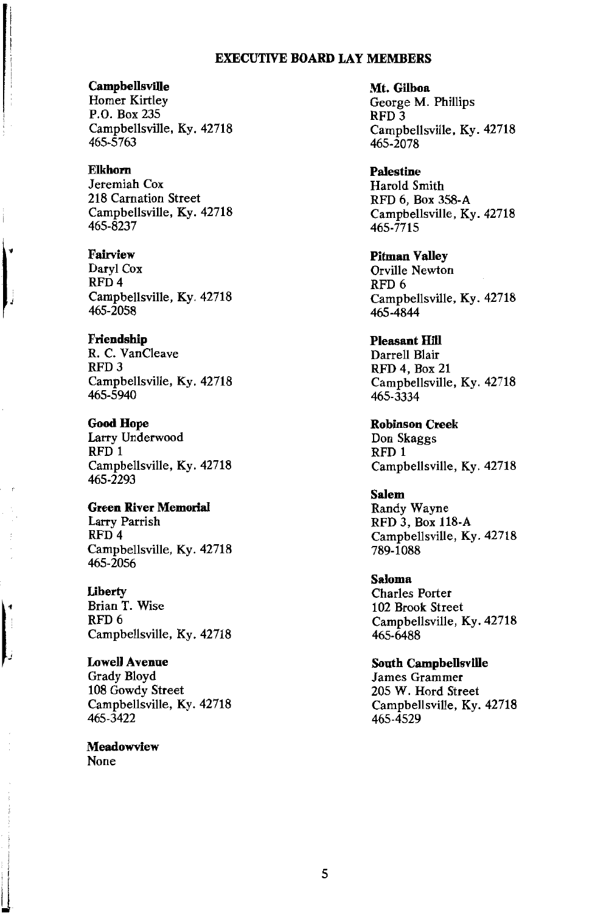## EXECUTIVE BOARD LAY MEMBERS

**Campbellsville**
Homer Kirtley
P.O. Box 235
Campbellsville, Ky. 42718
465-5763

**Elkhorn**
Jeremiah Cox
218 Carnation Street
Campbellsville, Ky. 42718
465-8237

**Fairview**
Daryl Cox
RFD 4
Campbellsville, Ky. 42718
465-2058

**Friendship**
R. C. VanCleave
RFD 3
Campbellsville, Ky. 42718
465-5940

**Good Hope**
Larry Underwood
RFD 1
Campbellsville, Ky. 42718
465-2293

**Green River Memorial**
Larry Parrish
RFD 4
Campbellsville, Ky. 42718
465-2056

**Liberty**
Brian T. Wise
RFD 6
Campbellsville, Ky. 42718

**Lowell Avenue**
Grady Bloyd
108 Gowdy Street
Campbellsville, Ky. 42718
465-3422

**Meadowview**
None

**Mt. Gilboa**
George M. Phillips
RFD 3
Campbellsville, Ky. 42718
465-2078

**Palestine**
Harold Smith
RFD 6, Box 358-A
Campbellsville, Ky. 42718
465-7715

**Pitman Valley**
Orville Newton
RFD 6
Campbellsville, Ky. 42718
465-4844

**Pleasant Hill**
Darrell Blair
RFD 4, Box 21
Campbellsville, Ky. 42718
465-3334

**Robinson Creek**
Don Skaggs
RFD 1
Campbellsville, Ky. 42718

**Salem**
Randy Wayne
RFD 3, Box 118-A
Campbellsville, Ky. 42718
789-1088

**Saloma**
Charles Porter
102 Brook Street
Campbellsville, Ky. 42718
465-6488

**South Campbellsville**
James Grammer
205 W. Hord Street
Campbellsville, Ky. 42718
465-4529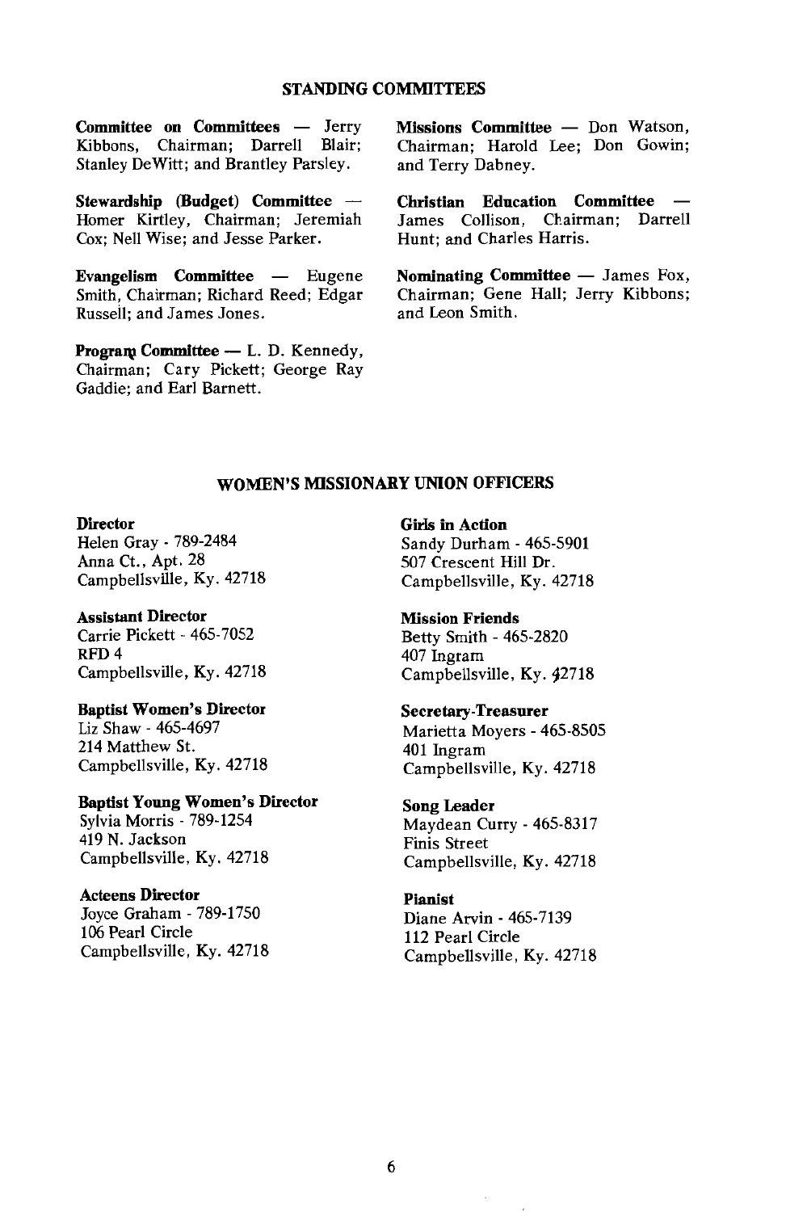## STANDING COMMITTEES

**Committee on Committees** — Jerry Kibbons, Chairman; Darrell Blair; Stanley DeWitt; and Brantley Parsley.

**Stewardship (Budget) Committee** — Homer Kirtley, Chairman; Jeremiah Cox; Nell Wise; and Jesse Parker.

**Evangelism Committee** — Eugene Smith, Chairman; Richard Reed; Edgar Russell; and James Jones.

**Program Committee** — L. D. Kennedy, Chairman; Cary Pickett; George Ray Gaddie; and Earl Barnett.

**Missions Committee** — Don Watson, Chairman; Harold Lee; Don Gowin; and Terry Dabney.

**Christian Education Committee** — James Collison, Chairman; Darrell Hunt; and Charles Harris.

**Nominating Committee** — James Fox, Chairman; Gene Hall; Jerry Kibbons; and Leon Smith.

## WOMEN'S MISSIONARY UNION OFFICERS

**Director**
Helen Gray - 789-2484
Anna Ct., Apt. 28
Campbellsville, Ky. 42718

**Assistant Director**
Carrie Pickett - 465-7052
RFD 4
Campbellsville, Ky. 42718

**Baptist Women's Director**
Liz Shaw - 465-4697
214 Matthew St.
Campbellsville, Ky. 42718

**Baptist Young Women's Director**
Sylvia Morris - 789-1254
419 N. Jackson
Campbellsville, Ky. 42718

**Acteens Director**
Joyce Graham - 789-1750
106 Pearl Circle
Campbellsville, Ky. 42718

**Girls in Action**
Sandy Durham - 465-5901
507 Crescent Hill Dr.
Campbellsville, Ky. 42718

**Mission Friends**
Betty Smith - 465-2820
407 Ingram
Campbellsville, Ky. 42718

**Secretary-Treasurer**
Marietta Moyers - 465-8505
401 Ingram
Campbellsville, Ky. 42718

**Song Leader**
Maydean Curry - 465-8317
Finis Street
Campbellsville, Ky. 42718

**Pianist**
Diane Arvin - 465-7139
112 Pearl Circle
Campbellsville, Ky. 42718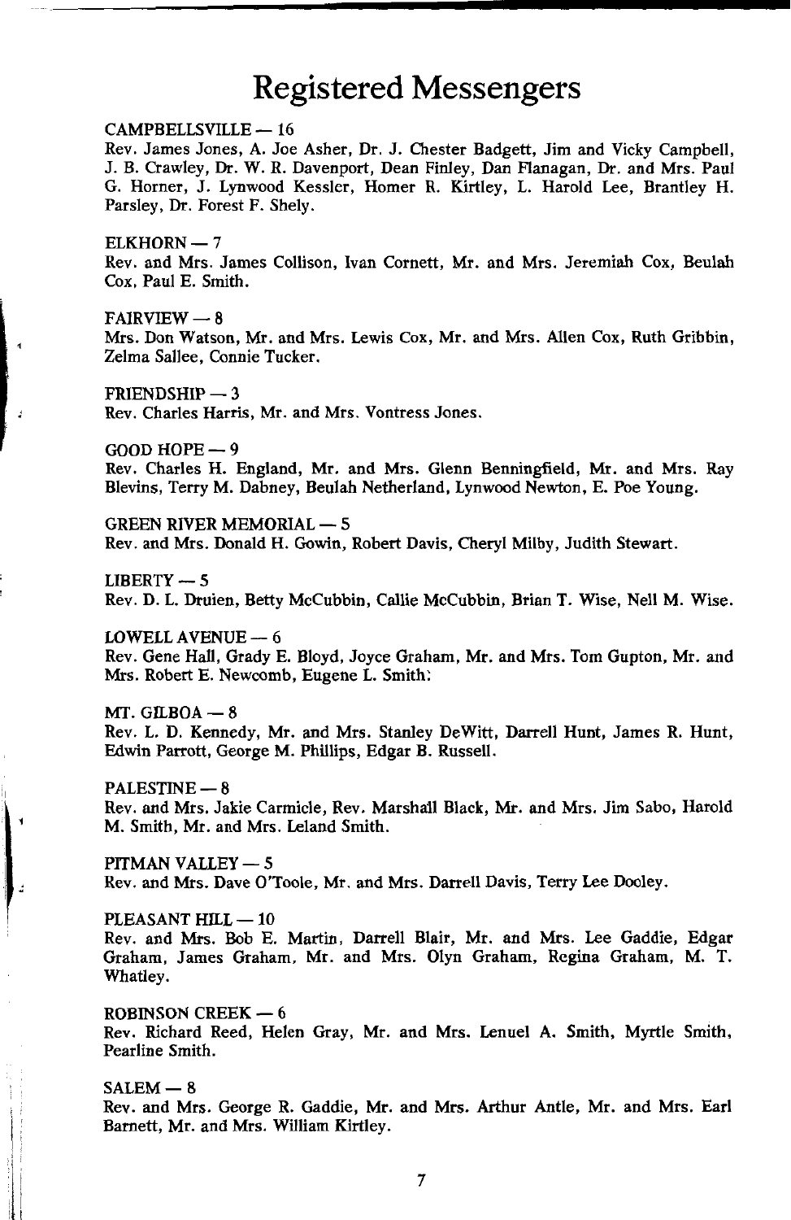# Registered Messengers

CAMPBELLSVILLE — 16
Rev. James Jones, A. Joe Asher, Dr. J. Chester Badgett, Jim and Vicky Campbell, J. B. Crawley, Dr. W. R. Davenport, Dean Finley, Dan Flanagan, Dr. and Mrs. Paul G. Horner, J. Lynwood Kessler, Homer R. Kirtley, L. Harold Lee, Brantley H. Parsley, Dr. Forest F. Shely.

ELKHORN — 7
Rev. and Mrs. James Collison, Ivan Cornett, Mr. and Mrs. Jeremiah Cox, Beulah Cox, Paul E. Smith.

FAIRVIEW — 8
Mrs. Don Watson, Mr. and Mrs. Lewis Cox, Mr. and Mrs. Allen Cox, Ruth Gribbin, Zelma Sallee, Connie Tucker.

FRIENDSHIP — 3
Rev. Charles Harris, Mr. and Mrs. Vontress Jones.

GOOD HOPE — 9
Rev. Charles H. England, Mr. and Mrs. Glenn Benningfield, Mr. and Mrs. Ray Blevins, Terry M. Dabney, Beulah Netherland, Lynwood Newton, E. Poe Young.

GREEN RIVER MEMORIAL — 5
Rev. and Mrs. Donald H. Gowin, Robert Davis, Cheryl Milby, Judith Stewart.

LIBERTY — 5
Rev. D. L. Druien, Betty McCubbin, Callie McCubbin, Brian T. Wise, Nell M. Wise.

LOWELL AVENUE — 6
Rev. Gene Hall, Grady E. Bloyd, Joyce Graham, Mr. and Mrs. Tom Gupton, Mr. and Mrs. Robert E. Newcomb, Eugene L. Smith.

MT. GILBOA — 8
Rev. L. D. Kennedy, Mr. and Mrs. Stanley DeWitt, Darrell Hunt, James R. Hunt, Edwin Parrott, George M. Phillips, Edgar B. Russell.

PALESTINE — 8
Rev. and Mrs. Jakie Carmicle, Rev. Marshall Black, Mr. and Mrs. Jim Sabo, Harold M. Smith, Mr. and Mrs. Leland Smith.

PITMAN VALLEY — 5
Rev. and Mrs. Dave O'Toole, Mr. and Mrs. Darrell Davis, Terry Lee Dooley.

PLEASANT HILL — 10
Rev. and Mrs. Bob E. Martin, Darrell Blair, Mr. and Mrs. Lee Gaddie, Edgar Graham, James Graham, Mr. and Mrs. Olyn Graham, Regina Graham, M. T. Whatley.

ROBINSON CREEK — 6
Rev. Richard Reed, Helen Gray, Mr. and Mrs. Lenuel A. Smith, Myrtle Smith, Pearline Smith.

SALEM — 8
Rev. and Mrs. George R. Gaddie, Mr. and Mrs. Arthur Antle, Mr. and Mrs. Earl Barnett, Mr. and Mrs. William Kirtley.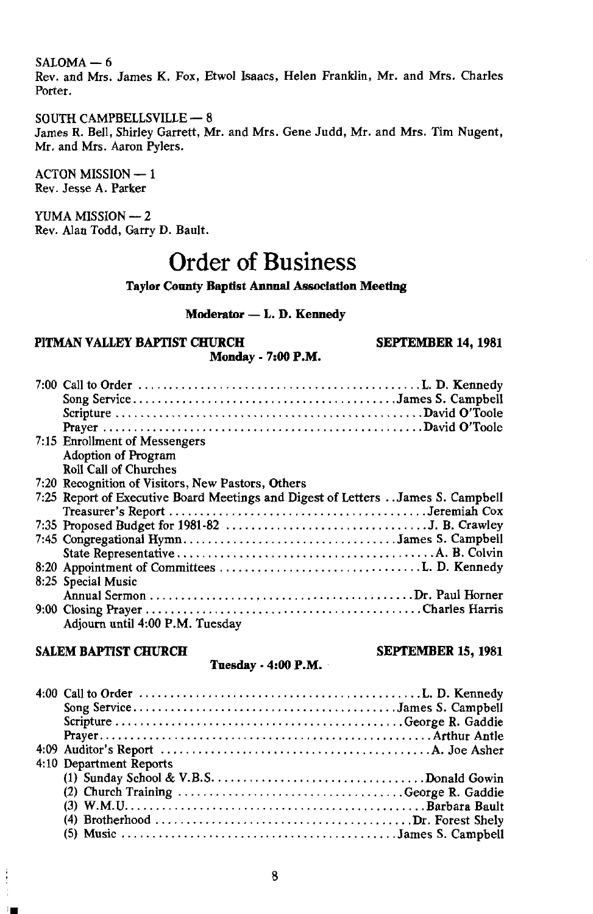SALOMA — 6
Rev. and Mrs. James K. Fox, Etwol Isaacs, Helen Franklin, Mr. and Mrs. Charles Porter.

SOUTH CAMPBELLSVILLE — 8
James R. Bell, Shirley Garrett, Mr. and Mrs. Gene Judd, Mr. and Mrs. Tim Nugent, Mr. and Mrs. Aaron Pylers.

ACTON MISSION — 1
Rev. Jesse A. Parker

YUMA MISSION — 2
Rev. Alan Todd, Garry D. Bault.

# Order of Business

**Taylor County Baptist Annual Association Meeting**

**Moderator — L. D. Kennedy**

**PITMAN VALLEY BAPTIST CHURCH** — **SEPTEMBER 14, 1981**
**Monday - 7:00 P.M.**

7:00 Call to Order .......... L. D. Kennedy
Song Service .......... James S. Campbell
Scripture .......... David O'Toole
Prayer .......... David O'Toole
7:15 Enrollment of Messengers
Adoption of Program
Roll Call of Churches
7:20 Recognition of Visitors, New Pastors, Others
7:25 Report of Executive Board Meetings and Digest of Letters .. James S. Campbell
Treasurer's Report .......... Jeremiah Cox
7:35 Proposed Budget for 1981-82 .......... J. B. Crawley
7:45 Congregational Hymn .......... James S. Campbell
State Representative .......... A. B. Colvin
8:20 Appointment of Committees .......... L. D. Kennedy
8:25 Special Music
Annual Sermon .......... Dr. Paul Horner
9:00 Closing Prayer .......... Charles Harris
Adjourn until 4:00 P.M. Tuesday

**SALEM BAPTIST CHURCH** — **SEPTEMBER 15, 1981**
**Tuesday - 4:00 P.M.**

4:00 Call to Order .......... L. D. Kennedy
Song Service .......... James S. Campbell
Scripture .......... George R. Gaddie
Prayer .......... Arthur Antle
4:09 Auditor's Report .......... A. Joe Asher
4:10 Department Reports
(1) Sunday School & V.B.S. .......... Donald Gowin
(2) Church Training .......... George R. Gaddie
(3) W.M.U. .......... Barbara Bault
(4) Brotherhood .......... Dr. Forest Shely
(5) Music .......... James S. Campbell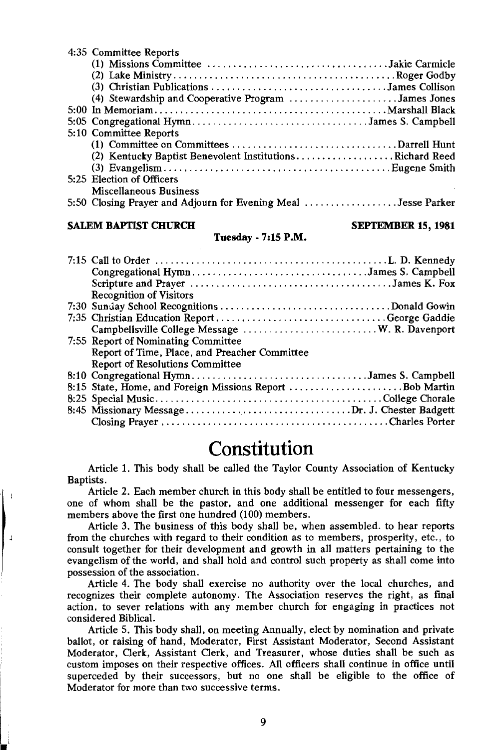4:35 Committee Reports
- (1) Missions Committee .................................... Jakie Carmicle
- (2) Lake Ministry .......................................... Roger Godby
- (3) Christian Publications .................................. James Collison
- (4) Stewardship and Cooperative Program ..................... James Jones

5:00 In Memoriam ............................................ Marshall Black
5:05 Congregational Hymn .................................. James S. Campbell
5:10 Committee Reports
- (1) Committee on Committees ................................ Darrell Hunt
- (2) Kentucky Baptist Benevolent Institutions .................. Richard Reed
- (3) Evangelism ............................................ Eugene Smith

5:25 Election of Officers
Miscellaneous Business
5:50 Closing Prayer and Adjourn for Evening Meal .................. Jesse Parker

**SALEM BAPTIST CHURCH** **SEPTEMBER 15, 1981**

**Tuesday - 7:15 P.M.**

7:15 Call to Order ............................................ L. D. Kennedy
Congregational Hymn .................................. James S. Campbell
Scripture and Prayer ...................................... James K. Fox
Recognition of Visitors
7:30 Sunday School Recognitions ................................ Donald Gowin
7:35 Christian Education Report ................................ George Gaddie
Campbellsville College Message .......................... W. R. Davenport
7:55 Report of Nominating Committee
Report of Time, Place, and Preacher Committee
Report of Resolutions Committee
8:10 Congregational Hymn .................................. James S. Campbell
8:15 State, Home, and Foreign Missions Report ...................... Bob Martin
8:25 Special Music ............................................ College Chorale
8:45 Missionary Message ................................ Dr. J. Chester Badgett
Closing Prayer ............................................ Charles Porter

# Constitution

Article 1. This body shall be called the Taylor County Association of Kentucky Baptists.

Article 2. Each member church in this body shall be entitled to four messengers, one of whom shall be the pastor, and one additional messenger for each fifty members above the first one hundred (100) members.

Article 3. The business of this body shall be, when assembled. to hear reports from the churches with regard to their condition as to members, prosperity, etc., to consult together for their development and growth in all matters pertaining to the evangelism of the world, and shall hold and control such property as shall come into possession of the association.

Article 4. The body shall exercise no authority over the local churches, and recognizes their complete autonomy. The Association reserves the right, as final action, to sever relations with any member church for engaging in practices not considered Biblical.

Article 5. This body shall, on meeting Annually, elect by nomination and private ballot, or raising of hand, Moderator, First Assistant Moderator, Second Assistant Moderator, Clerk, Assistant Clerk, and Treasurer, whose duties shall be such as custom imposes on their respective offices. All officers shall continue in office until superceded by their successors, but no one shall be eligible to the office of Moderator for more than two successive terms.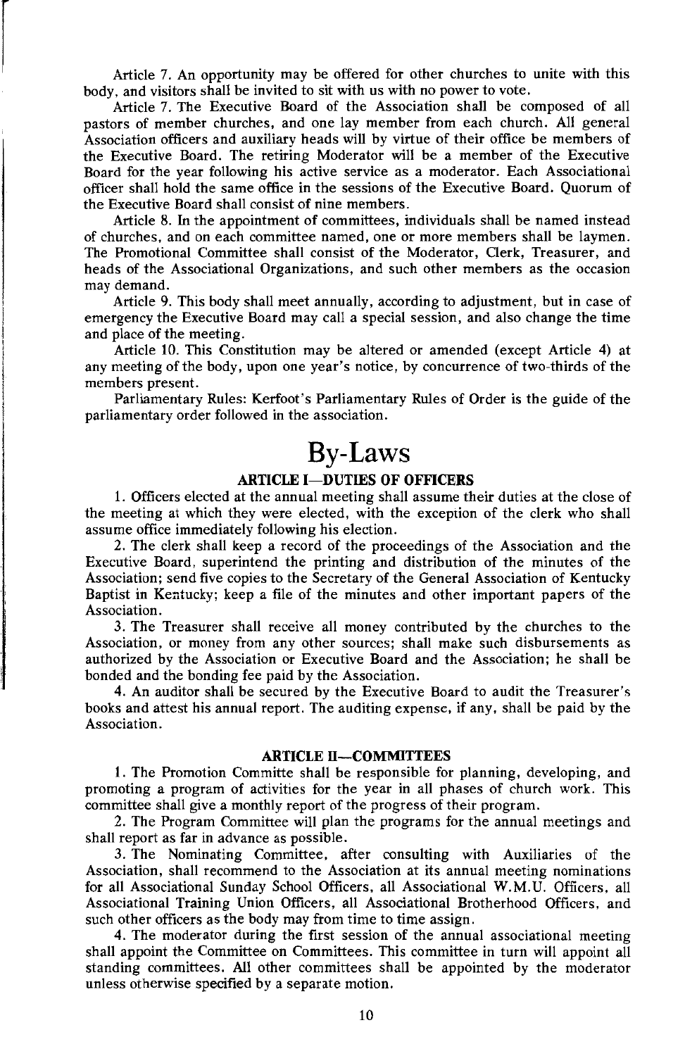Article 7. An opportunity may be offered for other churches to unite with this body, and visitors shall be invited to sit with us with no power to vote.

Article 7. The Executive Board of the Association shall be composed of all pastors of member churches, and one lay member from each church. All general Association officers and auxiliary heads will by virtue of their office be members of the Executive Board. The retiring Moderator will be a member of the Executive Board for the year following his active service as a moderator. Each Associational officer shall hold the same office in the sessions of the Executive Board. Quorum of the Executive Board shall consist of nine members.

Article 8. In the appointment of committees, individuals shall be named instead of churches, and on each committee named, one or more members shall be laymen. The Promotional Committee shall consist of the Moderator, Clerk, Treasurer, and heads of the Associational Organizations, and such other members as the occasion may demand.

Article 9. This body shall meet annually, according to adjustment, but in case of emergency the Executive Board may call a special session, and also change the time and place of the meeting.

Article 10. This Constitution may be altered or amended (except Article 4) at any meeting of the body, upon one year's notice, by concurrence of two-thirds of the members present.

Parliamentary Rules: Kerfoot's Parliamentary Rules of Order is the guide of the parliamentary order followed in the association.

# By-Laws

### ARTICLE I—DUTIES OF OFFICERS

1. Officers elected at the annual meeting shall assume their duties at the close of the meeting at which they were elected, with the exception of the clerk who shall assume office immediately following his election.

2. The clerk shall keep a record of the proceedings of the Association and the Executive Board, superintend the printing and distribution of the minutes of the Association; send five copies to the Secretary of the General Association of Kentucky Baptist in Kentucky; keep a file of the minutes and other important papers of the Association.

3. The Treasurer shall receive all money contributed by the churches to the Association, or money from any other sources; shall make such disbursements as authorized by the Association or Executive Board and the Association; he shall be bonded and the bonding fee paid by the Association.

4. An auditor shall be secured by the Executive Board to audit the Treasurer's books and attest his annual report. The auditing expense, if any, shall be paid by the Association.

### ARTICLE II—COMMITTEES

1. The Promotion Committe shall be responsible for planning, developing, and promoting a program of activities for the year in all phases of church work. This committee shall give a monthly report of the progress of their program.

2. The Program Committee will plan the programs for the annual meetings and shall report as far in advance as possible.

3. The Nominating Committee, after consulting with Auxiliaries of the Association, shall recommend to the Association at its annual meeting nominations for all Associational Sunday School Officers, all Associational W.M.U. Officers, all Associational Training Union Officers, all Associational Brotherhood Officers, and such other officers as the body may from time to time assign.

4. The moderator during the first session of the annual associational meeting shall appoint the Committee on Committees. This committee in turn will appoint all standing committees. All other committees shall be appointed by the moderator unless otherwise specified by a separate motion.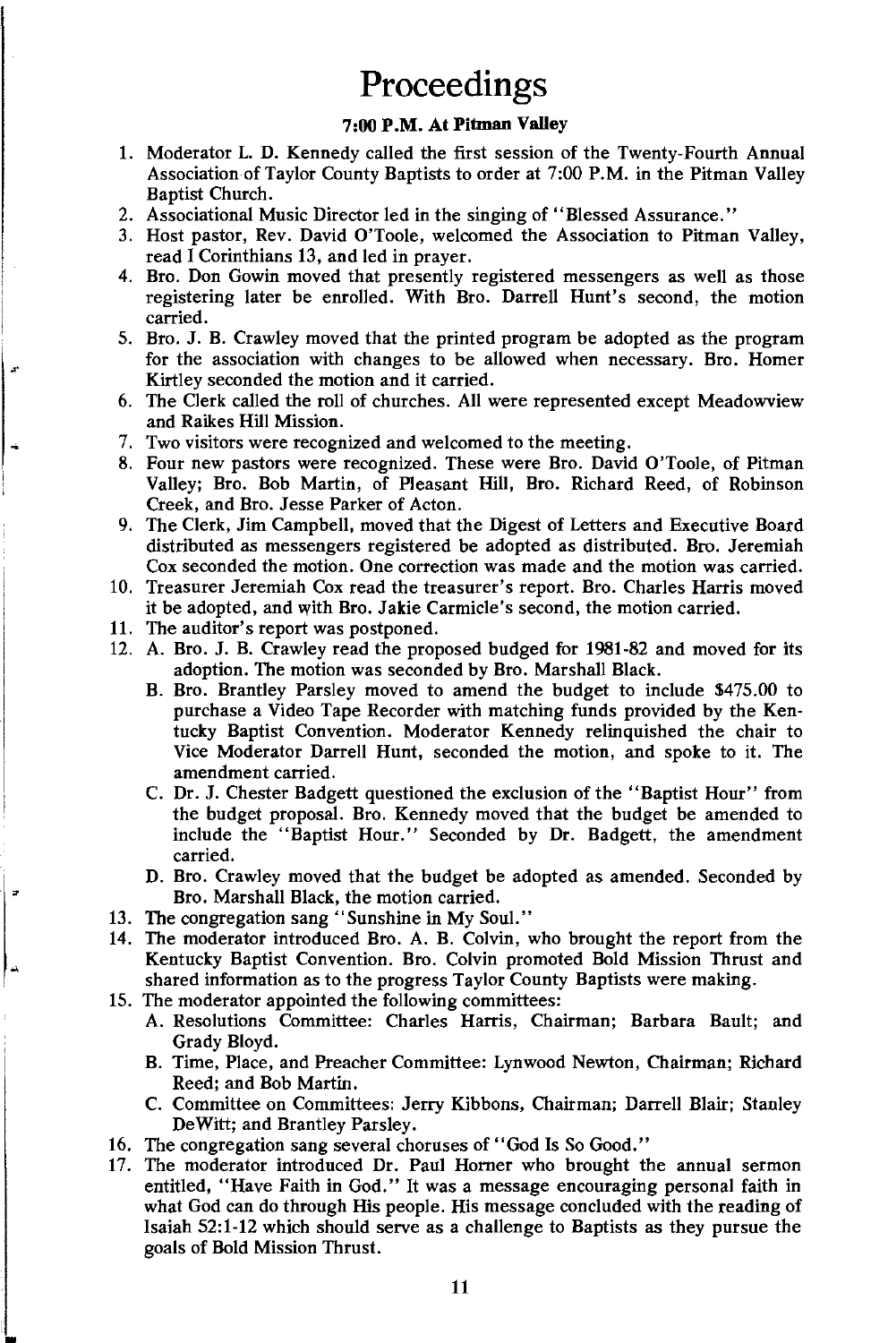# Proceedings

### 7:00 P.M. At Pitman Valley

1. Moderator L. D. Kennedy called the first session of the Twenty-Fourth Annual Association of Taylor County Baptists to order at 7:00 P.M. in the Pitman Valley Baptist Church.
2. Associational Music Director led in the singing of "Blessed Assurance."
3. Host pastor, Rev. David O'Toole, welcomed the Association to Pitman Valley, read I Corinthians 13, and led in prayer.
4. Bro. Don Gowin moved that presently registered messengers as well as those registering later be enrolled. With Bro. Darrell Hunt's second, the motion carried.
5. Bro. J. B. Crawley moved that the printed program be adopted as the program for the association with changes to be allowed when necessary. Bro. Homer Kirtley seconded the motion and it carried.
6. The Clerk called the roll of churches. All were represented except Meadowview and Raikes Hill Mission.
7. Two visitors were recognized and welcomed to the meeting.
8. Four new pastors were recognized. These were Bro. David O'Toole, of Pitman Valley; Bro. Bob Martin, of Pleasant Hill, Bro. Richard Reed, of Robinson Creek, and Bro. Jesse Parker of Acton.
9. The Clerk, Jim Campbell, moved that the Digest of Letters and Executive Board distributed as messengers registered be adopted as distributed. Bro. Jeremiah Cox seconded the motion. One correction was made and the motion was carried.
10. Treasurer Jeremiah Cox read the treasurer's report. Bro. Charles Harris moved it be adopted, and with Bro. Jakie Carmicle's second, the motion carried.
11. The auditor's report was postponed.
12. A. Bro. J. B. Crawley read the proposed budged for 1981-82 and moved for its adoption. The motion was seconded by Bro. Marshall Black.
    B. Bro. Brantley Parsley moved to amend the budget to include $475.00 to purchase a Video Tape Recorder with matching funds provided by the Kentucky Baptist Convention. Moderator Kennedy relinquished the chair to Vice Moderator Darrell Hunt, seconded the motion, and spoke to it. The amendment carried.
    C. Dr. J. Chester Badgett questioned the exclusion of the "Baptist Hour" from the budget proposal. Bro. Kennedy moved that the budget be amended to include the "Baptist Hour." Seconded by Dr. Badgett, the amendment carried.
    D. Bro. Crawley moved that the budget be adopted as amended. Seconded by Bro. Marshall Black, the motion carried.
13. The congregation sang "Sunshine in My Soul."
14. The moderator introduced Bro. A. B. Colvin, who brought the report from the Kentucky Baptist Convention. Bro. Colvin promoted Bold Mission Thrust and shared information as to the progress Taylor County Baptists were making.
15. The moderator appointed the following committees:
    A. Resolutions Committee: Charles Harris, Chairman; Barbara Bault; and Grady Bloyd.
    B. Time, Place, and Preacher Committee: Lynwood Newton, Chairman; Richard Reed; and Bob Martin.
    C. Committee on Committees: Jerry Kibbons, Chairman; Darrell Blair; Stanley DeWitt; and Brantley Parsley.
16. The congregation sang several choruses of "God Is So Good."
17. The moderator introduced Dr. Paul Horner who brought the annual sermon entitled, "Have Faith in God." It was a message encouraging personal faith in what God can do through His people. His message concluded with the reading of Isaiah 52:1-12 which should serve as a challenge to Baptists as they pursue the goals of Bold Mission Thrust.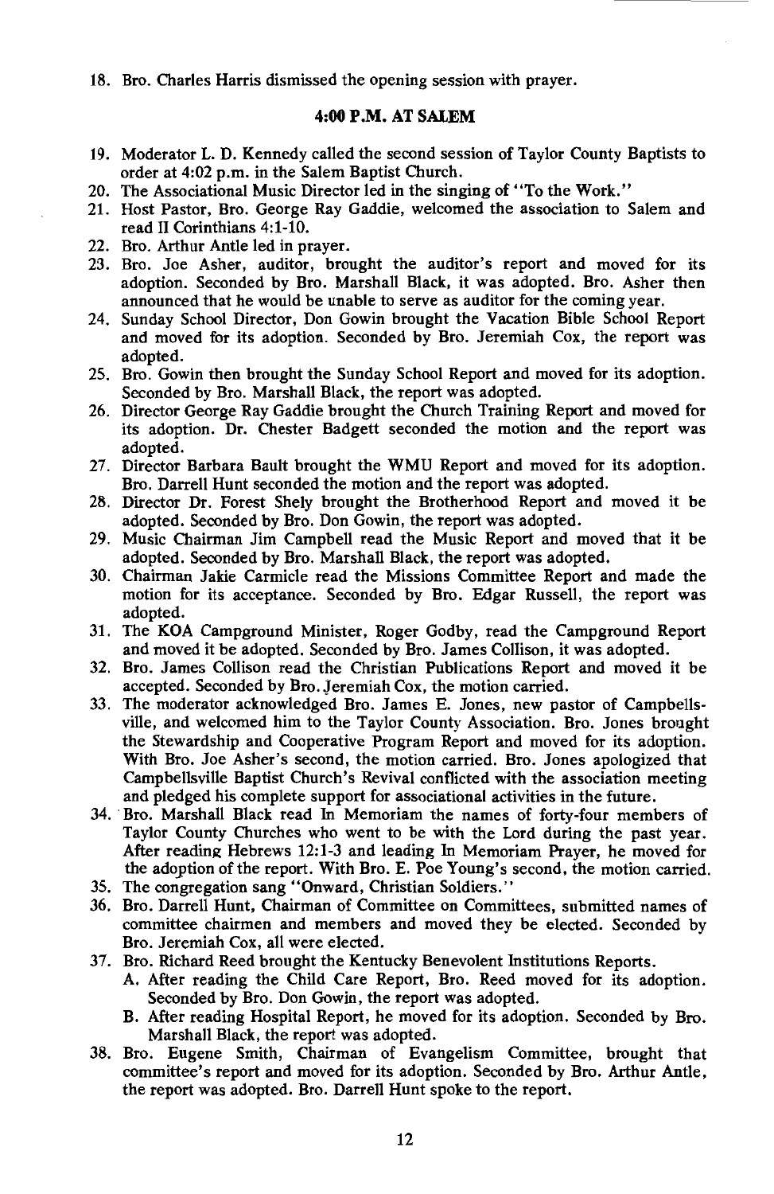18. Bro. Charles Harris dismissed the opening session with prayer.

## 4:00 P.M. AT SALEM

19. Moderator L. D. Kennedy called the second session of Taylor County Baptists to order at 4:02 p.m. in the Salem Baptist Church.
20. The Associational Music Director led in the singing of "To the Work."
21. Host Pastor, Bro. George Ray Gaddie, welcomed the association to Salem and read II Corinthians 4:1-10.
22. Bro. Arthur Antle led in prayer.
23. Bro. Joe Asher, auditor, brought the auditor's report and moved for its adoption. Seconded by Bro. Marshall Black, it was adopted. Bro. Asher then announced that he would be unable to serve as auditor for the coming year.
24. Sunday School Director, Don Gowin brought the Vacation Bible School Report and moved for its adoption. Seconded by Bro. Jeremiah Cox, the report was adopted.
25. Bro. Gowin then brought the Sunday School Report and moved for its adoption. Seconded by Bro. Marshall Black, the report was adopted.
26. Director George Ray Gaddie brought the Church Training Report and moved for its adoption. Dr. Chester Badgett seconded the motion and the report was adopted.
27. Director Barbara Bault brought the WMU Report and moved for its adoption. Bro. Darrell Hunt seconded the motion and the report was adopted.
28. Director Dr. Forest Shely brought the Brotherhood Report and moved it be adopted. Seconded by Bro. Don Gowin, the report was adopted.
29. Music Chairman Jim Campbell read the Music Report and moved that it be adopted. Seconded by Bro. Marshall Black, the report was adopted.
30. Chairman Jakie Carmicle read the Missions Committee Report and made the motion for its acceptance. Seconded by Bro. Edgar Russell, the report was adopted.
31. The KOA Campground Minister, Roger Godby, read the Campground Report and moved it be adopted. Seconded by Bro. James Collison, it was adopted.
32. Bro. James Collison read the Christian Publications Report and moved it be accepted. Seconded by Bro. Jeremiah Cox, the motion carried.
33. The moderator acknowledged Bro. James E. Jones, new pastor of Campbellsville, and welcomed him to the Taylor County Association. Bro. Jones brought the Stewardship and Cooperative Program Report and moved for its adoption. With Bro. Joe Asher's second, the motion carried. Bro. Jones apologized that Campbellsville Baptist Church's Revival conflicted with the association meeting and pledged his complete support for associational activities in the future.
34. Bro. Marshall Black read In Memoriam the names of forty-four members of Taylor County Churches who went to be with the Lord during the past year. After reading Hebrews 12:1-3 and leading In Memoriam Prayer, he moved for the adoption of the report. With Bro. E. Poe Young's second, the motion carried.
35. The congregation sang "Onward, Christian Soldiers."
36. Bro. Darrell Hunt, Chairman of Committee on Committees, submitted names of committee chairmen and members and moved they be elected. Seconded by Bro. Jeremiah Cox, all were elected.
37. Bro. Richard Reed brought the Kentucky Benevolent Institutions Reports.
    A. After reading the Child Care Report, Bro. Reed moved for its adoption. Seconded by Bro. Don Gowin, the report was adopted.
    B. After reading Hospital Report, he moved for its adoption. Seconded by Bro. Marshall Black, the report was adopted.
38. Bro. Eugene Smith, Chairman of Evangelism Committee, brought that committee's report and moved for its adoption. Seconded by Bro. Arthur Antle, the report was adopted. Bro. Darrell Hunt spoke to the report.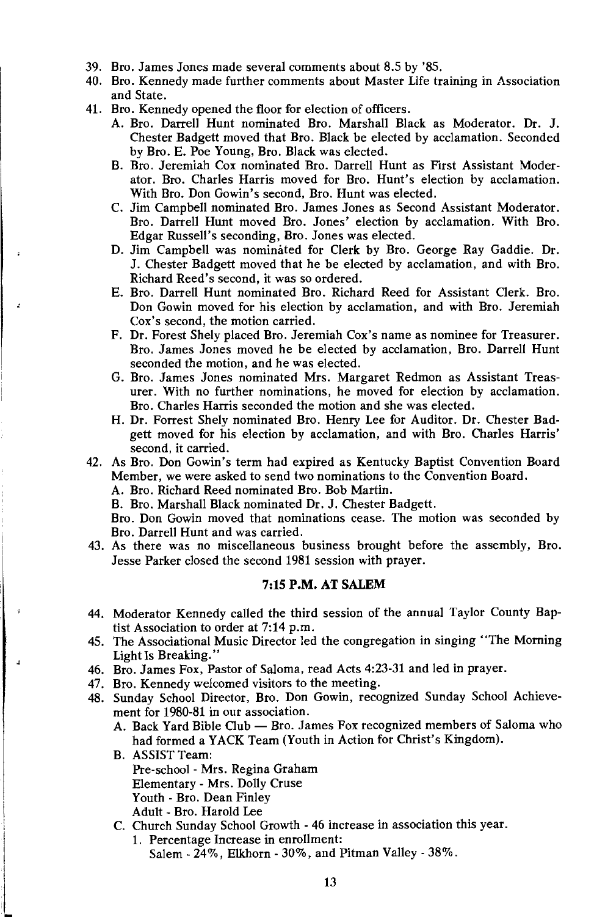39. Bro. James Jones made several comments about 8.5 by '85.
40. Bro. Kennedy made further comments about Master Life training in Association and State.
41. Bro. Kennedy opened the floor for election of officers.
    A. Bro. Darrell Hunt nominated Bro. Marshall Black as Moderator. Dr. J. Chester Badgett moved that Bro. Black be elected by acclamation. Seconded by Bro. E. Poe Young, Bro. Black was elected.
    B. Bro. Jeremiah Cox nominated Bro. Darrell Hunt as First Assistant Moderator. Bro. Charles Harris moved for Bro. Hunt's election by acclamation. With Bro. Don Gowin's second, Bro. Hunt was elected.
    C. Jim Campbell nominated Bro. James Jones as Second Assistant Moderator. Bro. Darrell Hunt moved Bro. Jones' election by acclamation. With Bro. Edgar Russell's seconding, Bro. Jones was elected.
    D. Jim Campbell was nominated for Clerk by Bro. George Ray Gaddie. Dr. J. Chester Badgett moved that he be elected by acclamation, and with Bro. Richard Reed's second, it was so ordered.
    E. Bro. Darrell Hunt nominated Bro. Richard Reed for Assistant Clerk. Bro. Don Gowin moved for his election by acclamation, and with Bro. Jeremiah Cox's second, the motion carried.
    F. Dr. Forest Shely placed Bro. Jeremiah Cox's name as nominee for Treasurer. Bro. James Jones moved he be elected by acclamation, Bro. Darrell Hunt seconded the motion, and he was elected.
    G. Bro. James Jones nominated Mrs. Margaret Redmon as Assistant Treasurer. With no further nominations, he moved for election by acclamation. Bro. Charles Harris seconded the motion and she was elected.
    H. Dr. Forrest Shely nominated Bro. Henry Lee for Auditor. Dr. Chester Badgett moved for his election by acclamation, and with Bro. Charles Harris' second, it carried.
42. As Bro. Don Gowin's term had expired as Kentucky Baptist Convention Board Member, we were asked to send two nominations to the Convention Board.
    A. Bro. Richard Reed nominated Bro. Bob Martin.
    B. Bro. Marshall Black nominated Dr. J. Chester Badgett.

    Bro. Don Gowin moved that nominations cease. The motion was seconded by Bro. Darrell Hunt and was carried.
43. As there was no miscellaneous business brought before the assembly, Bro. Jesse Parker closed the second 1981 session with prayer.

### 7:15 P.M. AT SALEM

44. Moderator Kennedy called the third session of the annual Taylor County Baptist Association to order at 7:14 p.m.
45. The Associational Music Director led the congregation in singing "The Morning Light Is Breaking."
46. Bro. James Fox, Pastor of Saloma, read Acts 4:23-31 and led in prayer.
47. Bro. Kennedy welcomed visitors to the meeting.
48. Sunday School Director, Bro. Don Gowin, recognized Sunday School Achievement for 1980-81 in our association.
    A. Back Yard Bible Club — Bro. James Fox recognized members of Saloma who had formed a YACK Team (Youth in Action for Christ's Kingdom).
    B. ASSIST Team:
       Pre-school - Mrs. Regina Graham
       Elementary - Mrs. Dolly Cruse
       Youth - Bro. Dean Finley
       Adult - Bro. Harold Lee
    C. Church Sunday School Growth - 46 increase in association this year.
       1. Percentage Increase in enrollment:
          Salem - 24%, Elkhorn - 30%, and Pitman Valley - 38%.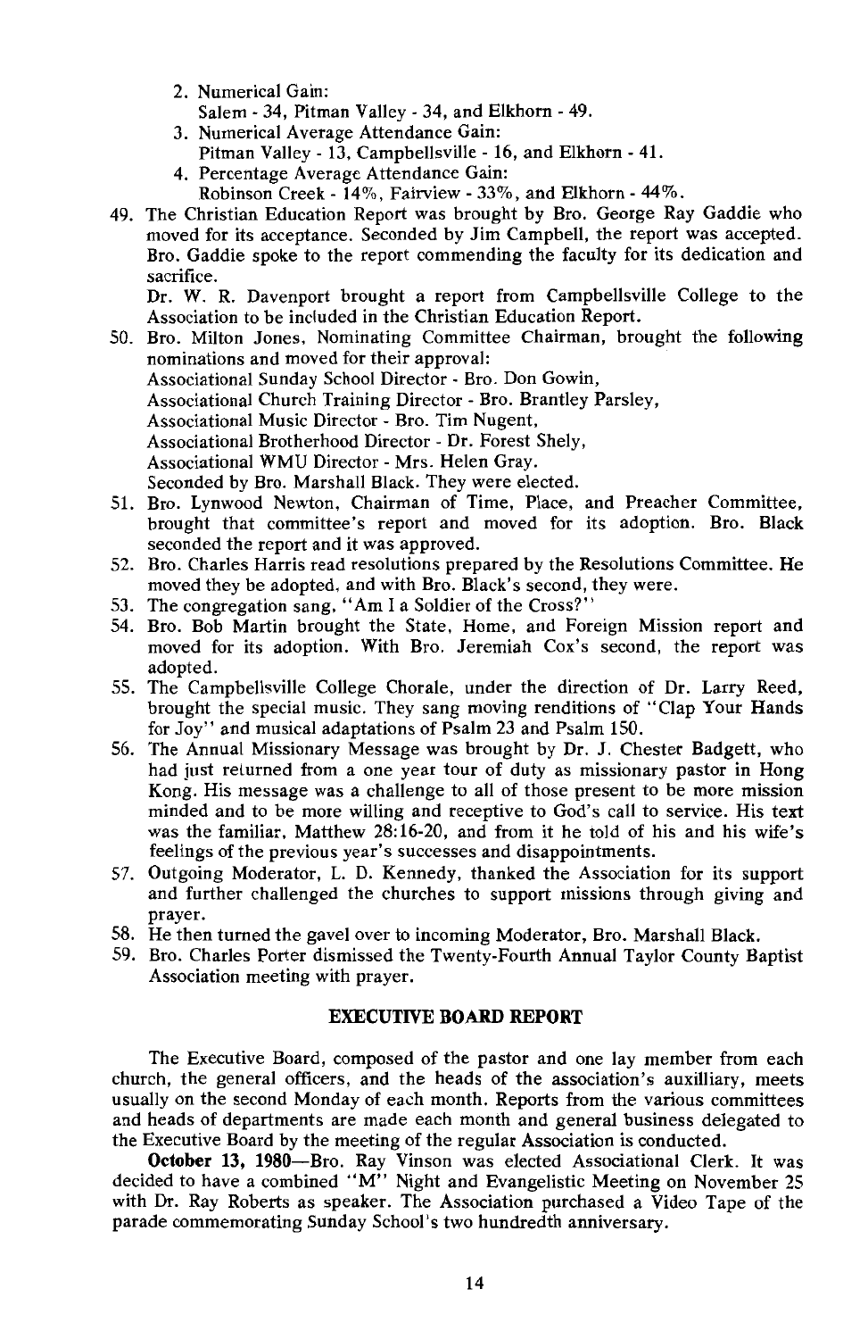2. Numerical Gain:
   Salem - 34, Pitman Valley - 34, and Elkhorn - 49.
3. Numerical Average Attendance Gain:
   Pitman Valley - 13, Campbellsville - 16, and Elkhorn - 41.
4. Percentage Average Attendance Gain:
   Robinson Creek - 14%, Fairview - 33%, and Elkhorn - 44%.

49. The Christian Education Report was brought by Bro. George Ray Gaddie who moved for its acceptance. Seconded by Jim Campbell, the report was accepted. Bro. Gaddie spoke to the report commending the faculty for its dedication and sacrifice.

    Dr. W. R. Davenport brought a report from Campbellsville College to the Association to be included in the Christian Education Report.

50. Bro. Milton Jones, Nominating Committee Chairman, brought the following nominations and moved for their approval:
    Associational Sunday School Director - Bro. Don Gowin,
    Associational Church Training Director - Bro. Brantley Parsley,
    Associational Music Director - Bro. Tim Nugent,
    Associational Brotherhood Director - Dr. Forest Shely,
    Associational WMU Director - Mrs. Helen Gray.
    Seconded by Bro. Marshall Black. They were elected.
51. Bro. Lynwood Newton, Chairman of Time, Place, and Preacher Committee, brought that committee's report and moved for its adoption. Bro. Black seconded the report and it was approved.
52. Bro. Charles Harris read resolutions prepared by the Resolutions Committee. He moved they be adopted, and with Bro. Black's second, they were.
53. The congregation sang, "Am I a Soldier of the Cross?"
54. Bro. Bob Martin brought the State, Home, and Foreign Mission report and moved for its adoption. With Bro. Jeremiah Cox's second, the report was adopted.
55. The Campbellsville College Chorale, under the direction of Dr. Larry Reed, brought the special music. They sang moving renditions of "Clap Your Hands for Joy" and musical adaptations of Psalm 23 and Psalm 150.
56. The Annual Missionary Message was brought by Dr. J. Chester Badgett, who had just returned from a one year tour of duty as missionary pastor in Hong Kong. His message was a challenge to all of those present to be more mission minded and to be more willing and receptive to God's call to service. His text was the familiar, Matthew 28:16-20, and from it he told of his and his wife's feelings of the previous year's successes and disappointments.
57. Outgoing Moderator, L. D. Kennedy, thanked the Association for its support and further challenged the churches to support missions through giving and prayer.
58. He then turned the gavel over to incoming Moderator, Bro. Marshall Black.
59. Bro. Charles Porter dismissed the Twenty-Fourth Annual Taylor County Baptist Association meeting with prayer.

## EXECUTIVE BOARD REPORT

The Executive Board, composed of the pastor and one lay member from each church, the general officers, and the heads of the association's auxilliary, meets usually on the second Monday of each month. Reports from the various committees and heads of departments are made each month and general business delegated to the Executive Board by the meeting of the regular Association is conducted.

**October 13, 1980**—Bro. Ray Vinson was elected Associational Clerk. It was decided to have a combined "M" Night and Evangelistic Meeting on November 25 with Dr. Ray Roberts as speaker. The Association purchased a Video Tape of the parade commemorating Sunday School's two hundredth anniversary.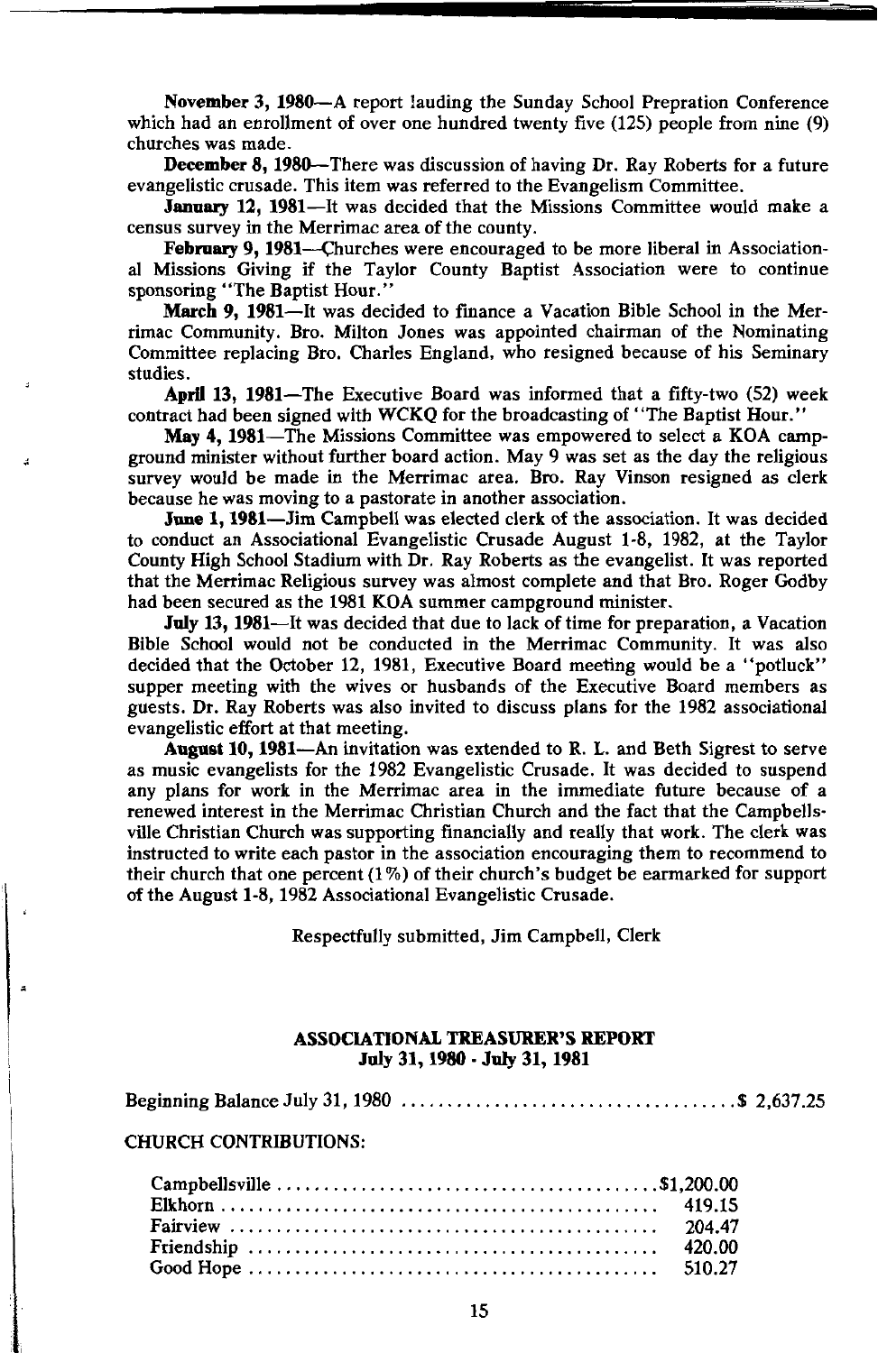**November 3, 1980**—A report lauding the Sunday School Prepration Conference which had an enrollment of over one hundred twenty five (125) people from nine (9) churches was made.

**December 8, 1980**—There was discussion of having Dr. Ray Roberts for a future evangelistic crusade. This item was referred to the Evangelism Committee.

**January 12, 1981**—It was decided that the Missions Committee would make a census survey in the Merrimac area of the county.

**February 9, 1981**—Churches were encouraged to be more liberal in Associational Missions Giving if the Taylor County Baptist Association were to continue sponsoring "The Baptist Hour."

**March 9, 1981**—It was decided to finance a Vacation Bible School in the Merrimac Community. Bro. Milton Jones was appointed chairman of the Nominating Committee replacing Bro. Charles England, who resigned because of his Seminary studies.

**April 13, 1981**—The Executive Board was informed that a fifty-two (52) week contract had been signed with WCKQ for the broadcasting of "The Baptist Hour."

**May 4, 1981**—The Missions Committee was empowered to select a KOA campground minister without further board action. May 9 was set as the day the religious survey would be made in the Merrimac area. Bro. Ray Vinson resigned as clerk because he was moving to a pastorate in another association.

**June 1, 1981**—Jim Campbell was elected clerk of the association. It was decided to conduct an Associational Evangelistic Crusade August 1-8, 1982, at the Taylor County High School Stadium with Dr. Ray Roberts as the evangelist. It was reported that the Merrimac Religious survey was almost complete and that Bro. Roger Godby had been secured as the 1981 KOA summer campground minister.

**July 13, 1981**—It was decided that due to lack of time for preparation, a Vacation Bible School would not be conducted in the Merrimac Community. It was also decided that the October 12, 1981, Executive Board meeting would be a "potluck" supper meeting with the wives or husbands of the Executive Board members as guests. Dr. Ray Roberts was also invited to discuss plans for the 1982 associational evangelistic effort at that meeting.

**August 10, 1981**—An invitation was extended to R. L. and Beth Sigrest to serve as music evangelists for the 1982 Evangelistic Crusade. It was decided to suspend any plans for work in the Merrimac area in the immediate future because of a renewed interest in the Merrimac Christian Church and the fact that the Campbellsville Christian Church was supporting financially and really that work. The clerk was instructed to write each pastor in the association encouraging them to recommend to their church that one percent (1%) of their church's budget be earmarked for support of the August 1-8, 1982 Associational Evangelistic Crusade.

Respectfully submitted, Jim Campbell, Clerk

## ASSOCIATIONAL TREASURER'S REPORT
### July 31, 1980 - July 31, 1981

Beginning Balance July 31, 1980 .................................... $ 2,637.25

CHURCH CONTRIBUTIONS:

| | |
|---|---|
| Campbellsville | $1,200.00 |
| Elkhorn | 419.15 |
| Fairview | 204.47 |
| Friendship | 420.00 |
| Good Hope | 510.27 |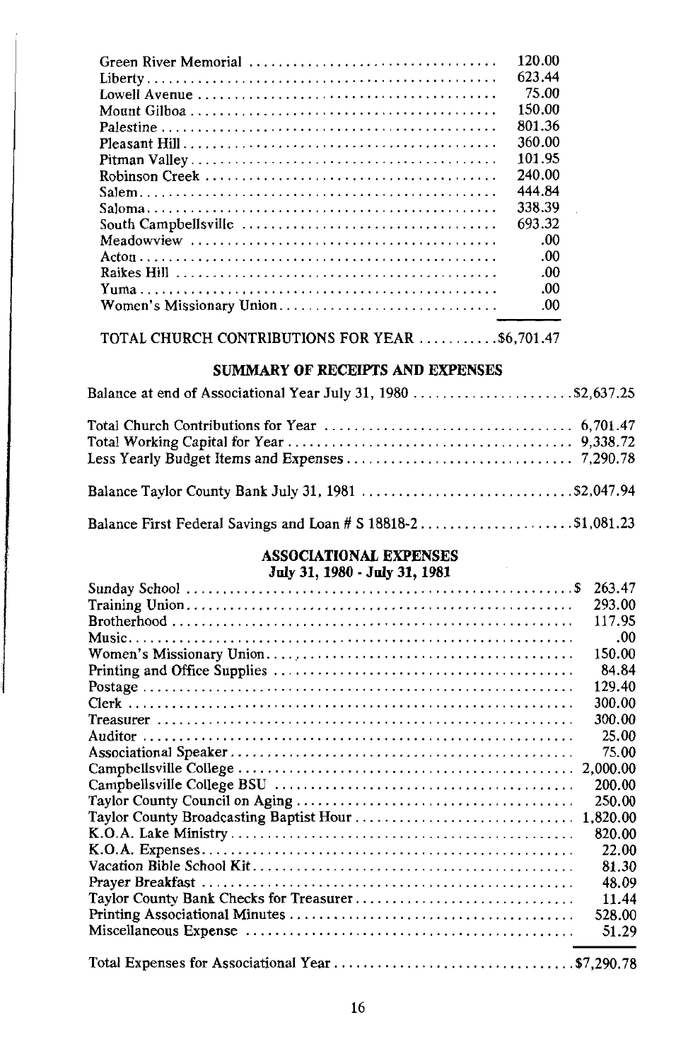| | |
|---|---|
| Green River Memorial | 120.00 |
| Liberty | 623.44 |
| Lowell Avenue | 75.00 |
| Mount Gilboa | 150.00 |
| Palestine | 801.36 |
| Pleasant Hill | 360.00 |
| Pitman Valley | 101.95 |
| Robinson Creek | 240.00 |
| Salem | 444.84 |
| Saloma | 338.39 |
| South Campbellsville | 693.32 |
| Meadowview | .00 |
| Acton | .00 |
| Raikes Hill | .00 |
| Yuma | .00 |
| Women's Missionary Union | .00 |

TOTAL CHURCH CONTRIBUTIONS FOR YEAR ..........$6,701.47

## SUMMARY OF RECEIPTS AND EXPENSES

| | |
|---|---|
| Balance at end of Associational Year July 31, 1980 | $2,637.25 |
| Total Church Contributions for Year | 6,701.47 |
| Total Working Capital for Year | 9,338.72 |
| Less Yearly Budget Items and Expenses | 7,290.78 |
| Balance Taylor County Bank July 31, 1981 | $2,047.94 |
| Balance First Federal Savings and Loan # S 18818-2 | $1,081.23 |

## ASSOCIATIONAL EXPENSES
### July 31, 1980 - July 31, 1981

| | |
|---|---|
| Sunday School | $ 263.47 |
| Training Union | 293.00 |
| Brotherhood | 117.95 |
| Music | .00 |
| Women's Missionary Union | 150.00 |
| Printing and Office Supplies | 84.84 |
| Postage | 129.40 |
| Clerk | 300.00 |
| Treasurer | 300.00 |
| Auditor | 25.00 |
| Associational Speaker | 75.00 |
| Campbellsville College | 2,000.00 |
| Campbellsville College BSU | 200.00 |
| Taylor County Council on Aging | 250.00 |
| Taylor County Broadcasting Baptist Hour | 1,820.00 |
| K.O.A. Lake Ministry | 820.00 |
| K.O.A. Expenses | 22.00 |
| Vacation Bible School Kit | 81.30 |
| Prayer Breakfast | 48.09 |
| Taylor County Bank Checks for Treasurer | 11.44 |
| Printing Associational Minutes | 528.00 |
| Miscellaneous Expense | 51.29 |
| Total Expenses for Associational Year | $7,290.78 |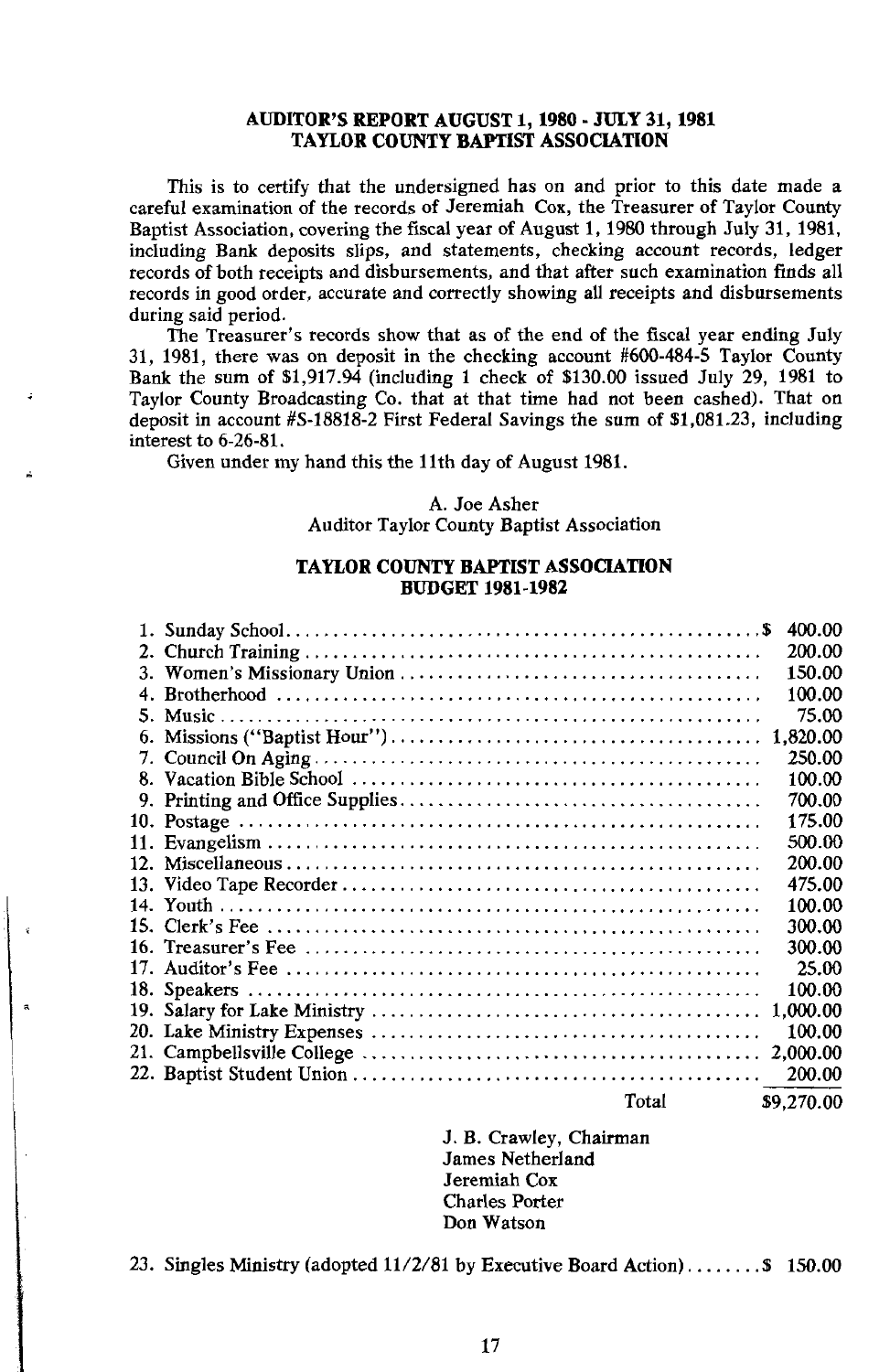## AUDITOR'S REPORT AUGUST 1, 1980 - JULY 31, 1981
## TAYLOR COUNTY BAPTIST ASSOCIATION

This is to certify that the undersigned has on and prior to this date made a careful examination of the records of Jeremiah Cox, the Treasurer of Taylor County Baptist Association, covering the fiscal year of August 1, 1980 through July 31, 1981, including Bank deposits slips, and statements, checking account records, ledger records of both receipts and disbursements, and that after such examination finds all records in good order, accurate and correctly showing all receipts and disbursements during said period.

The Treasurer's records show that as of the end of the fiscal year ending July 31, 1981, there was on deposit in the checking account #600-484-5 Taylor County Bank the sum of $1,917.94 (including 1 check of $130.00 issued July 29, 1981 to Taylor County Broadcasting Co. that at that time had not been cashed). That on deposit in account #S-18818-2 First Federal Savings the sum of $1,081.23, including interest to 6-26-81.

Given under my hand this the 11th day of August 1981.

A. Joe Asher
Auditor Taylor County Baptist Association

## TAYLOR COUNTY BAPTIST ASSOCIATION
## BUDGET 1981-1982

| | |
|---|---|
| 1. Sunday School | $ 400.00 |
| 2. Church Training | 200.00 |
| 3. Women's Missionary Union | 150.00 |
| 4. Brotherhood | 100.00 |
| 5. Music | 75.00 |
| 6. Missions ("Baptist Hour") | 1,820.00 |
| 7. Council On Aging | 250.00 |
| 8. Vacation Bible School | 100.00 |
| 9. Printing and Office Supplies | 700.00 |
| 10. Postage | 175.00 |
| 11. Evangelism | 500.00 |
| 12. Miscellaneous | 200.00 |
| 13. Video Tape Recorder | 475.00 |
| 14. Youth | 100.00 |
| 15. Clerk's Fee | 300.00 |
| 16. Treasurer's Fee | 300.00 |
| 17. Auditor's Fee | 25.00 |
| 18. Speakers | 100.00 |
| 19. Salary for Lake Ministry | 1,000.00 |
| 20. Lake Ministry Expenses | 100.00 |
| 21. Campbellsville College | 2,000.00 |
| 22. Baptist Student Union | 200.00 |
| Total | $9,270.00 |

J. B. Crawley, Chairman
James Netherland
Jeremiah Cox
Charles Porter
Don Watson

23. Singles Ministry (adopted 11/2/81 by Executive Board Action) ........ $ 150.00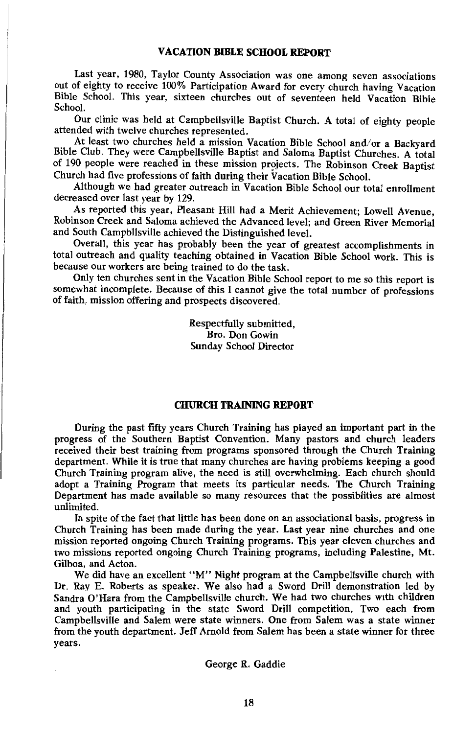## VACATION BIBLE SCHOOL REPORT

Last year, 1980, Taylor County Association was one among seven associations out of eighty to receive 100% Participation Award for every church having Vacation Bible School. This year, sixteen churches out of seventeen held Vacation Bible School.

Our clinic was held at Campbellsville Baptist Church. A total of eighty people attended with twelve churches represented.

At least two churches held a mission Vacation Bible School and/or a Backyard Bible Club. They were Campbellsville Baptist and Saloma Baptist Churches. A total of 190 people were reached in these mission projects. The Robinson Creek Baptist Church had five professions of faith during their Vacation Bible School.

Although we had greater outreach in Vacation Bible School our total enrollment decreased over last year by 129.

As reported this year, Pleasant Hill had a Merit Achievement; Lowell Avenue, Robinson Creek and Saloma achieved the Advanced level; and Green River Memorial and South Campbllsville achieved the Distinguished level.

Overall, this year has probably been the year of greatest accomplishments in total outreach and quality teaching obtained in Vacation Bible School work. This is because our workers are being trained to do the task.

Only ten churches sent in the Vacation Bible School report to me so this report is somewhat incomplete. Because of this I cannot give the total number of professions of faith, mission offering and prospects discovered.

Respectfully submitted,
Bro. Don Gowin
Sunday School Director

## CHURCH TRAINING REPORT

During the past fifty years Church Training has played an important part in the progress of the Southern Baptist Convention. Many pastors and church leaders received their best training from programs sponsored through the Church Training department. While it is true that many churches are having problems keeping a good Church Training program alive, the need is still overwhelming. Each church should adopt a Training Program that meets its particular needs. The Church Training Department has made available so many resources that the possiblities are almost unlimited.

In spite of the fact that little has been done on an associational basis, progress in Church Training has been made during the year. Last year nine churches and one mission reported ongoing Church Training programs. This year eleven churches and two missions reported ongoing Church Training programs, including Palestine, Mt. Gilboa, and Acton.

We did have an excellent "M" Night program at the Campbellsville church with Dr. Ray E. Roberts as speaker. We also had a Sword Drill demonstration led by Sandra O'Hara from the Campbellsville church. We had two churches with children and youth participating in the state Sword Drill competition. Two each from Campbellsville and Salem were state winners. One from Salem was a state winner from the youth department. Jeff Arnold from Salem has been a state winner for three years.

George R. Gaddie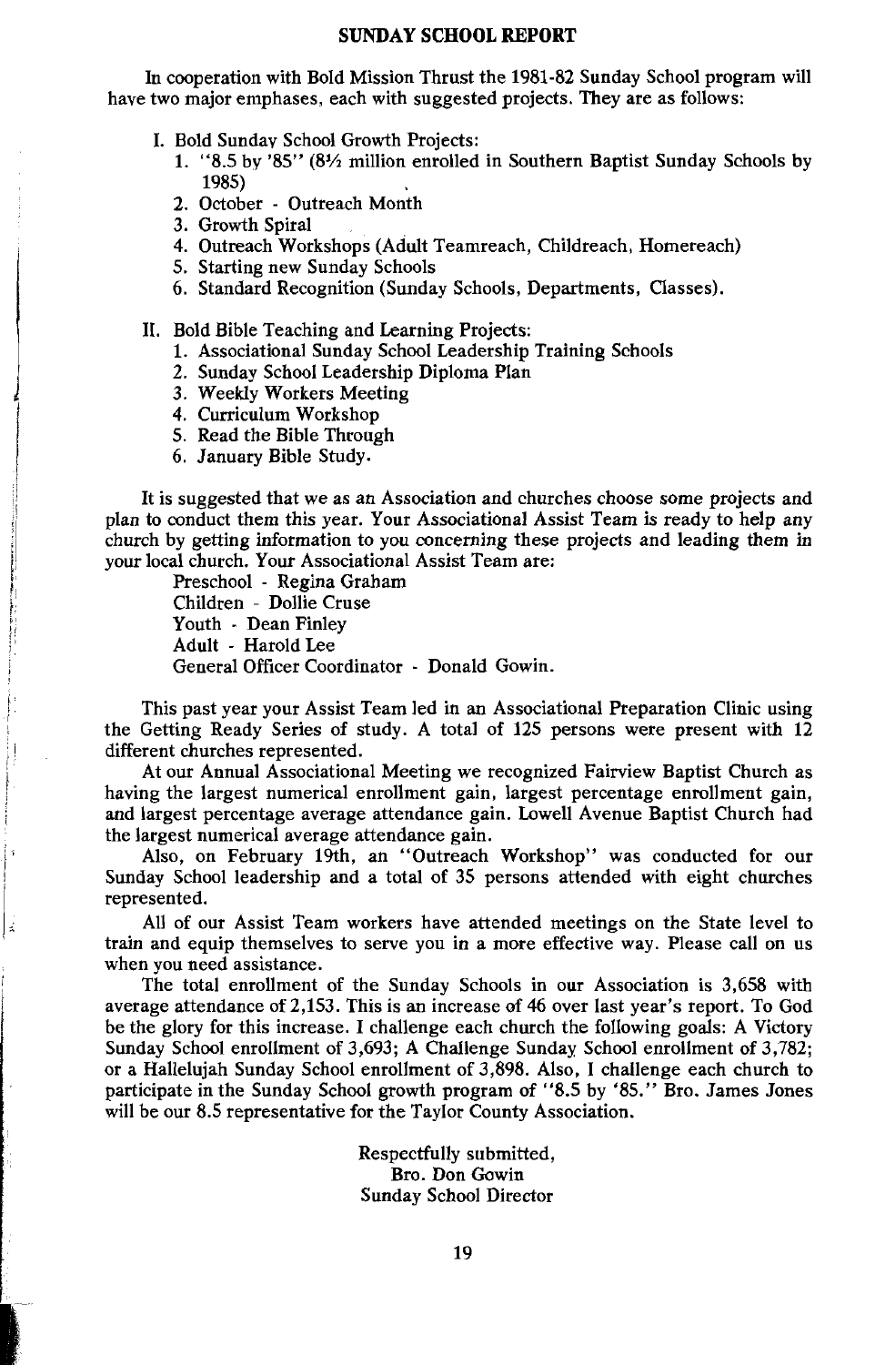## SUNDAY SCHOOL REPORT

In cooperation with Bold Mission Thrust the 1981-82 Sunday School program will have two major emphases, each with suggested projects. They are as follows:

I. Bold Sunday School Growth Projects:
   1. "8.5 by '85" (8½ million enrolled in Southern Baptist Sunday Schools by 1985)
   2. October - Outreach Month
   3. Growth Spiral
   4. Outreach Workshops (Adult Teamreach, Childreach, Homereach)
   5. Starting new Sunday Schools
   6. Standard Recognition (Sunday Schools, Departments, Classes).

II. Bold Bible Teaching and Learning Projects:
   1. Associational Sunday School Leadership Training Schools
   2. Sunday School Leadership Diploma Plan
   3. Weekly Workers Meeting
   4. Curriculum Workshop
   5. Read the Bible Through
   6. January Bible Study.

It is suggested that we as an Association and churches choose some projects and plan to conduct them this year. Your Associational Assist Team is ready to help any church by getting information to you concerning these projects and leading them in your local church. Your Associational Assist Team are:

Preschool - Regina Graham
Children - Dollie Cruse
Youth - Dean Finley
Adult - Harold Lee
General Officer Coordinator - Donald Gowin.

This past year your Assist Team led in an Associational Preparation Clinic using the Getting Ready Series of study. A total of 125 persons were present with 12 different churches represented.

At our Annual Associational Meeting we recognized Fairview Baptist Church as having the largest numerical enrollment gain, largest percentage enrollment gain, and largest percentage average attendance gain. Lowell Avenue Baptist Church had the largest numerical average attendance gain.

Also, on February 19th, an "Outreach Workshop" was conducted for our Sunday School leadership and a total of 35 persons attended with eight churches represented.

All of our Assist Team workers have attended meetings on the State level to train and equip themselves to serve you in a more effective way. Please call on us when you need assistance.

The total enrollment of the Sunday Schools in our Association is 3,658 with average attendance of 2,153. This is an increase of 46 over last year's report. To God be the glory for this increase. I challenge each church the following goals: A Victory Sunday School enrollment of 3,693; A Challenge Sunday School enrollment of 3,782; or a Hallelujah Sunday School enrollment of 3,898. Also, I challenge each church to participate in the Sunday School growth program of "8.5 by '85." Bro. James Jones will be our 8.5 representative for the Taylor County Association.

Respectfully submitted,
Bro. Don Gowin
Sunday School Director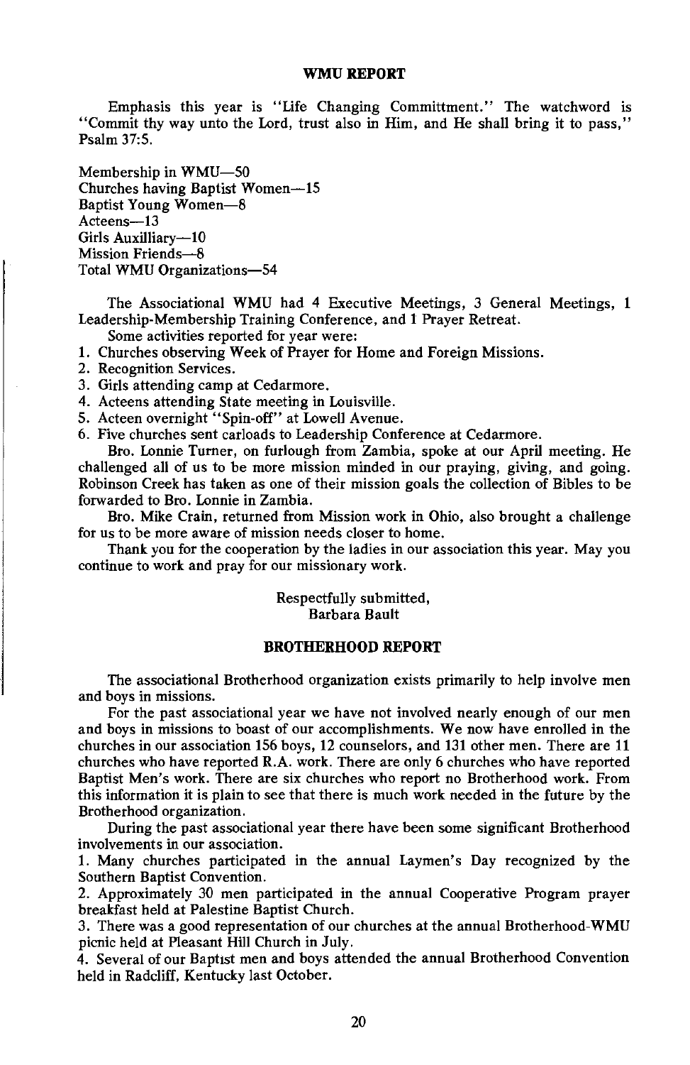## WMU REPORT

Emphasis this year is "Life Changing Committment." The watchword is "Commit thy way unto the Lord, trust also in Him, and He shall bring it to pass," Psalm 37:5.

Membership in WMU—50
Churches having Baptist Women—15
Baptist Young Women—8
Acteens—13
Girls Auxilliary—10
Mission Friends—8
Total WMU Organizations—54

The Associational WMU had 4 Executive Meetings, 3 General Meetings, 1 Leadership-Membership Training Conference, and 1 Prayer Retreat.

Some activities reported for year were:

1. Churches observing Week of Prayer for Home and Foreign Missions.
2. Recognition Services.
3. Girls attending camp at Cedarmore.
4. Acteens attending State meeting in Louisville.
5. Acteen overnight "Spin-off" at Lowell Avenue.
6. Five churches sent carloads to Leadership Conference at Cedarmore.

Bro. Lonnie Turner, on furlough from Zambia, spoke at our April meeting. He challenged all of us to be more mission minded in our praying, giving, and going. Robinson Creek has taken as one of their mission goals the collection of Bibles to be forwarded to Bro. Lonnie in Zambia.

Bro. Mike Crain, returned from Mission work in Ohio, also brought a challenge for us to be more aware of mission needs closer to home.

Thank you for the cooperation by the ladies in our association this year. May you continue to work and pray for our missionary work.

Respectfully submitted,
Barbara Bault

## BROTHERHOOD REPORT

The associational Brotherhood organization exists primarily to help involve men and boys in missions.

For the past associational year we have not involved nearly enough of our men and boys in missions to boast of our accomplishments. We now have enrolled in the churches in our association 156 boys, 12 counselors, and 131 other men. There are 11 churches who have reported R.A. work. There are only 6 churches who have reported Baptist Men's work. There are six churches who report no Brotherhood work. From this information it is plain to see that there is much work needed in the future by the Brotherhood organization.

During the past associational year there have been some significant Brotherhood involvements in our association.

1. Many churches participated in the annual Laymen's Day recognized by the Southern Baptist Convention.
2. Approximately 30 men participated in the annual Cooperative Program prayer breakfast held at Palestine Baptist Church.
3. There was a good representation of our churches at the annual Brotherhood-WMU picnic held at Pleasant Hill Church in July.
4. Several of our Baptist men and boys attended the annual Brotherhood Convention held in Radcliff, Kentucky last October.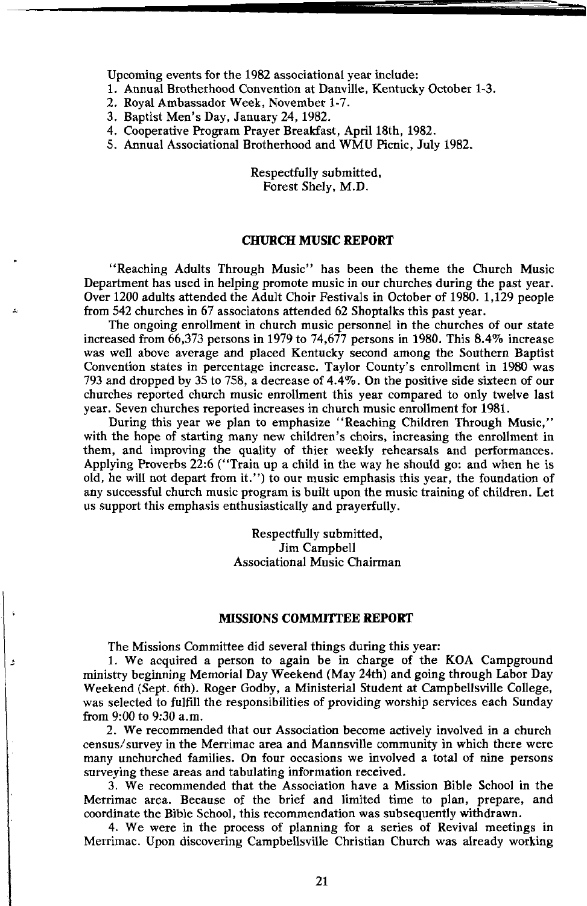Upcoming events for the 1982 associational year include:

1. Annual Brotherhood Convention at Danville, Kentucky October 1-3.
2. Royal Ambassador Week, November 1-7.
3. Baptist Men's Day, January 24, 1982.
4. Cooperative Program Prayer Breakfast, April 18th, 1982.
5. Annual Associational Brotherhood and WMU Picnic, July 1982.

Respectfully submitted,
Forest Shely, M.D.

## CHURCH MUSIC REPORT

"Reaching Adults Through Music" has been the theme the Church Music Department has used in helping promote music in our churches during the past year. Over 1200 adults attended the Adult Choir Festivals in October of 1980. 1,129 people from 542 churches in 67 associatons attended 62 Shoptalks this past year.

The ongoing enrollment in church music personnel in the churches of our state increased from 66,373 persons in 1979 to 74,677 persons in 1980. This 8.4% increase was well above average and placed Kentucky second among the Southern Baptist Convention states in percentage increase. Taylor County's enrollment in 1980 was 793 and dropped by 35 to 758, a decrease of 4.4%. On the positive side sixteen of our churches reported church music enrollment this year compared to only twelve last year. Seven churches reported increases in church music enrollment for 1981.

During this year we plan to emphasize "Reaching Children Through Music," with the hope of starting many new children's choirs, increasing the enrollment in them, and improving the quality of thier weekly rehearsals and performances. Applying Proverbs 22:6 ("Train up a child in the way he should go: and when he is old, he will not depart from it.") to our music emphasis this year, the foundation of any successful church music program is built upon the music training of children. Let us support this emphasis enthusiastically and prayerfully.

Respectfully submitted,
Jim Campbell
Associational Music Chairman

## MISSIONS COMMITTEE REPORT

The Missions Committee did several things during this year:

1. We acquired a person to again be in charge of the KOA Campground ministry beginning Memorial Day Weekend (May 24th) and going through Labor Day Weekend (Sept. 6th). Roger Godby, a Ministerial Student at Campbellsville College, was selected to fulfill the responsibilities of providing worship services each Sunday from 9:00 to 9:30 a.m.

2. We recommended that our Association become actively involved in a church census/survey in the Merrimac area and Mannsville community in which there were many unchurched families. On four occasions we involved a total of nine persons surveying these areas and tabulating information received.

3. We recommended that the Association have a Mission Bible School in the Merrimac area. Because of the brief and limited time to plan, prepare, and coordinate the Bible School, this recommendation was subsequently withdrawn.

4. We were in the process of planning for a series of Revival meetings in Merrimac. Upon discovering Campbellsville Christian Church was already working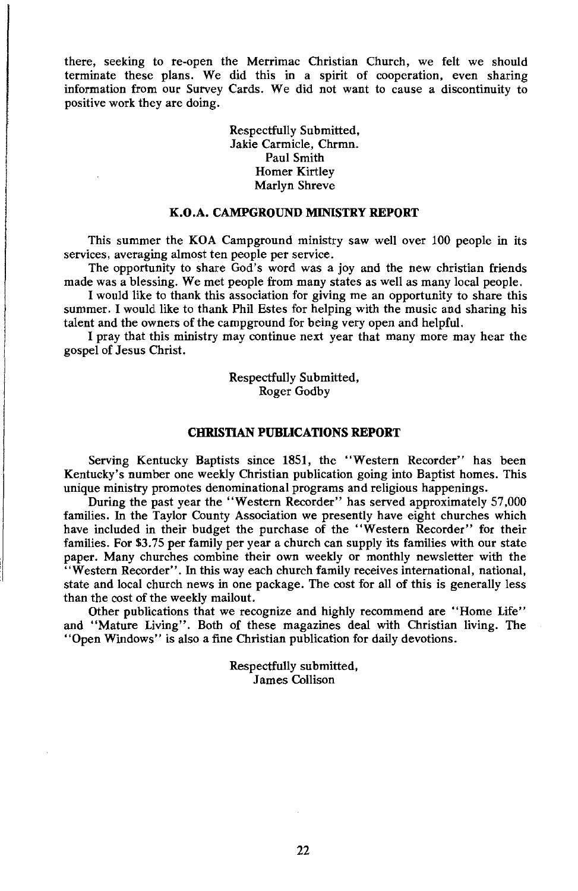there, seeking to re-open the Merrimac Christian Church, we felt we should terminate these plans. We did this in a spirit of cooperation, even sharing information from our Survey Cards. We did not want to cause a discontinuity to positive work they are doing.

Respectfully Submitted,
Jakie Carmicle, Chrmn.
Paul Smith
Homer Kirtley
Marlyn Shreve

## K.O.A. CAMPGROUND MINISTRY REPORT

This summer the KOA Campground ministry saw well over 100 people in its services, averaging almost ten people per service.

The opportunity to share God's word was a joy and the new christian friends made was a blessing. We met people from many states as well as many local people.

I would like to thank this association for giving me an opportunity to share this summer. I would like to thank Phil Estes for helping with the music and sharing his talent and the owners of the campground for being very open and helpful.

I pray that this ministry may continue next year that many more may hear the gospel of Jesus Christ.

Respectfully Submitted,
Roger Godby

## CHRISTIAN PUBLICATIONS REPORT

Serving Kentucky Baptists since 1851, the "Western Recorder" has been Kentucky's number one weekly Christian publication going into Baptist homes. This unique ministry promotes denominational programs and religious happenings.

During the past year the "Western Recorder" has served approximately 57,000 families. In the Taylor County Association we presently have eight churches which have included in their budget the purchase of the "Western Recorder" for their families. For $3.75 per family per year a church can supply its families with our state paper. Many churches combine their own weekly or monthly newsletter with the "Western Recorder". In this way each church family receives international, national, state and local church news in one package. The cost for all of this is generally less than the cost of the weekly mailout.

Other publications that we recognize and highly recommend are "Home Life" and "Mature Living". Both of these magazines deal with Christian living. The "Open Windows" is also a fine Christian publication for daily devotions.

Respectfully submitted,
James Collison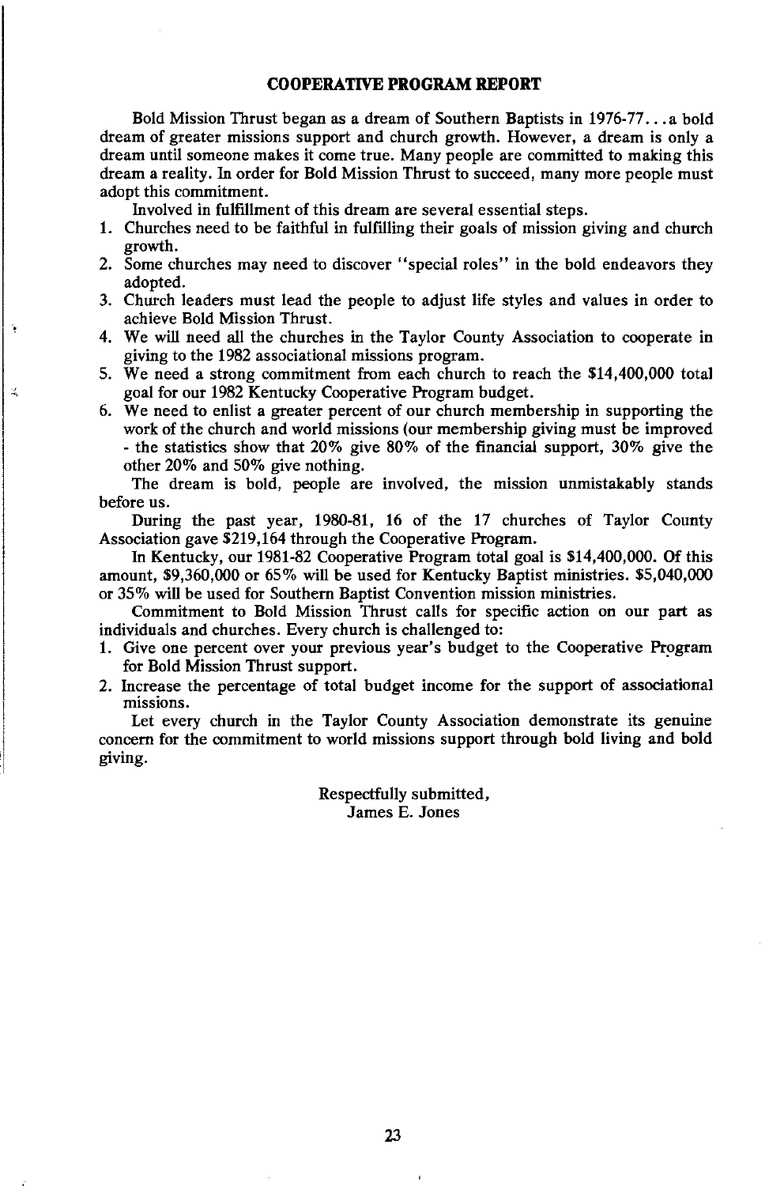## COOPERATIVE PROGRAM REPORT

Bold Mission Thrust began as a dream of Southern Baptists in 1976-77. . . a bold dream of greater missions support and church growth. However, a dream is only a dream until someone makes it come true. Many people are committed to making this dream a reality. In order for Bold Mission Thrust to succeed, many more people must adopt this commitment.

Involved in fulfillment of this dream are several essential steps.

1. Churches need to be faithful in fulfilling their goals of mission giving and church growth.
2. Some churches may need to discover "special roles" in the bold endeavors they adopted.
3. Church leaders must lead the people to adjust life styles and values in order to achieve Bold Mission Thrust.
4. We will need all the churches in the Taylor County Association to cooperate in giving to the 1982 associational missions program.
5. We need a strong commitment from each church to reach the $14,400,000 total goal for our 1982 Kentucky Cooperative Program budget.
6. We need to enlist a greater percent of our church membership in supporting the work of the church and world missions (our membership giving must be improved - the statistics show that 20% give 80% of the financial support, 30% give the other 20% and 50% give nothing.

The dream is bold, people are involved, the mission unmistakably stands before us.

During the past year, 1980-81, 16 of the 17 churches of Taylor County Association gave $219,164 through the Cooperative Program.

In Kentucky, our 1981-82 Cooperative Program total goal is $14,400,000. Of this amount, $9,360,000 or 65% will be used for Kentucky Baptist ministries. $5,040,000 or 35% will be used for Southern Baptist Convention mission ministries.

Commitment to Bold Mission Thrust calls for specific action on our part as individuals and churches. Every church is challenged to:

1. Give one percent over your previous year's budget to the Cooperative Program for Bold Mission Thrust support.
2. Increase the percentage of total budget income for the support of associational missions.

Let every church in the Taylor County Association demonstrate its genuine concern for the commitment to world missions support through bold living and bold giving.

Respectfully submitted,
James E. Jones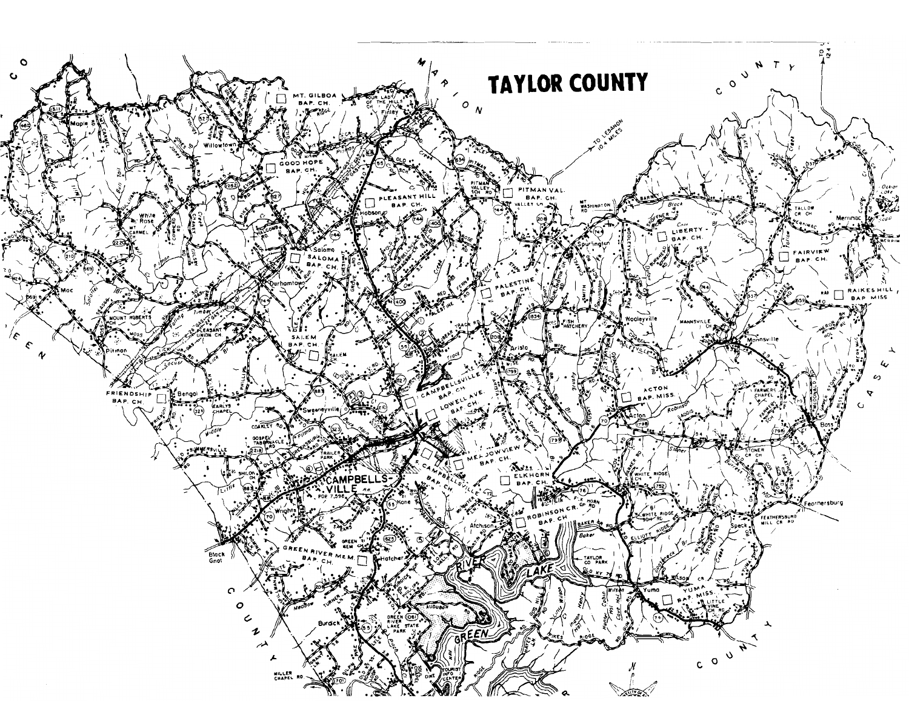# TAYLOR COUNTY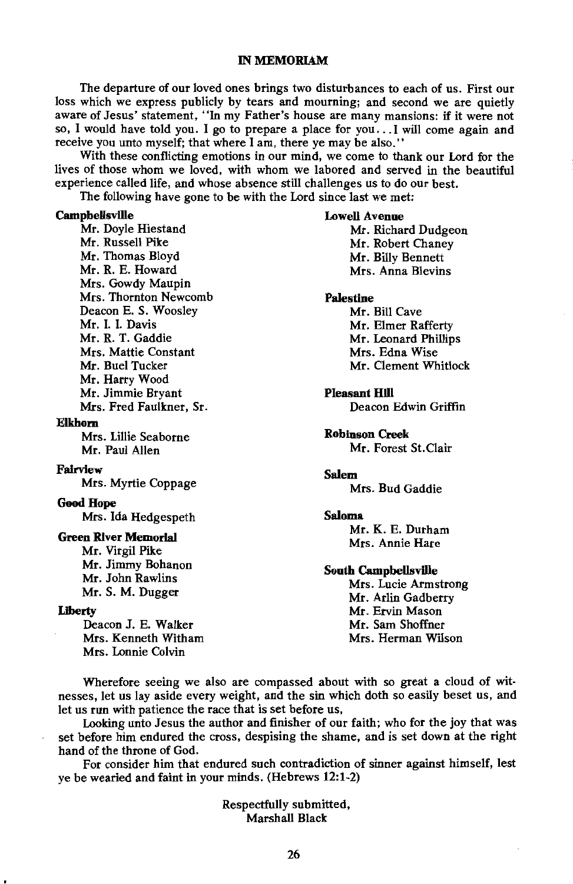## IN MEMORIAM

The departure of our loved ones brings two disturbances to each of us. First our loss which we express publicly by tears and mourning; and second we are quietly aware of Jesus' statement, "In my Father's house are many mansions: if it were not so, I would have told you. I go to prepare a place for you...I will come again and receive you unto myself; that where I am, there ye may be also."

With these conflicting emotions in our mind, we come to thank our Lord for the lives of those whom we loved, with whom we labored and served in the beautiful experience called life, and whose absence still challenges us to do our best.

The following have gone to be with the Lord since last we met:

**Campbellsville**
- Mr. Doyle Hiestand
- Mr. Russell Pike
- Mr. Thomas Bloyd
- Mr. R. E. Howard
- Mrs. Gowdy Maupin
- Mrs. Thornton Newcomb
- Deacon E. S. Woosley
- Mr. I. I. Davis
- Mr. R. T. Gaddie
- Mrs. Mattie Constant
- Mr. Buel Tucker
- Mr. Harry Wood
- Mr. Jimmie Bryant
- Mrs. Fred Faulkner, Sr.

**Elkhorn**
- Mrs. Lillie Seaborne
- Mr. Paul Allen

**Fairview**
- Mrs. Myrtie Coppage

**Good Hope**
- Mrs. Ida Hedgespeth

**Green River Memorial**
- Mr. Virgil Pike
- Mr. Jimmy Bohanon
- Mr. John Rawlins
- Mr. S. M. Dugger

**Liberty**
- Deacon J. E. Walker
- Mrs. Kenneth Witham
- Mrs. Lonnie Colvin

**Lowell Avenue**
- Mr. Richard Dudgeon
- Mr. Robert Chaney
- Mr. Billy Bennett
- Mrs. Anna Blevins

**Palestine**
- Mr. Bill Cave
- Mr. Elmer Rafferty
- Mr. Leonard Phillips
- Mrs. Edna Wise
- Mr. Clement Whitlock

**Pleasant Hill**
- Deacon Edwin Griffin

**Robinson Creek**
- Mr. Forest St.Clair

**Salem**
- Mrs. Bud Gaddie

**Saloma**
- Mr. K. E. Durham
- Mrs. Annie Hare

**South Campbellsville**
- Mrs. Lucie Armstrong
- Mr. Arlin Gadberry
- Mr. Ervin Mason
- Mr. Sam Shoffner
- Mrs. Herman Wilson

Wherefore seeing we also are compassed about with so great a cloud of witnesses, let us lay aside every weight, and the sin which doth so easily beset us, and let us run with patience the race that is set before us,

Looking unto Jesus the author and finisher of our faith; who for the joy that was set before him endured the cross, despising the shame, and is set down at the right hand of the throne of God.

For consider him that endured such contradiction of sinner against himself, lest ye be wearied and faint in your minds. (Hebrews 12:1-2)

Respectfully submitted,
Marshall Black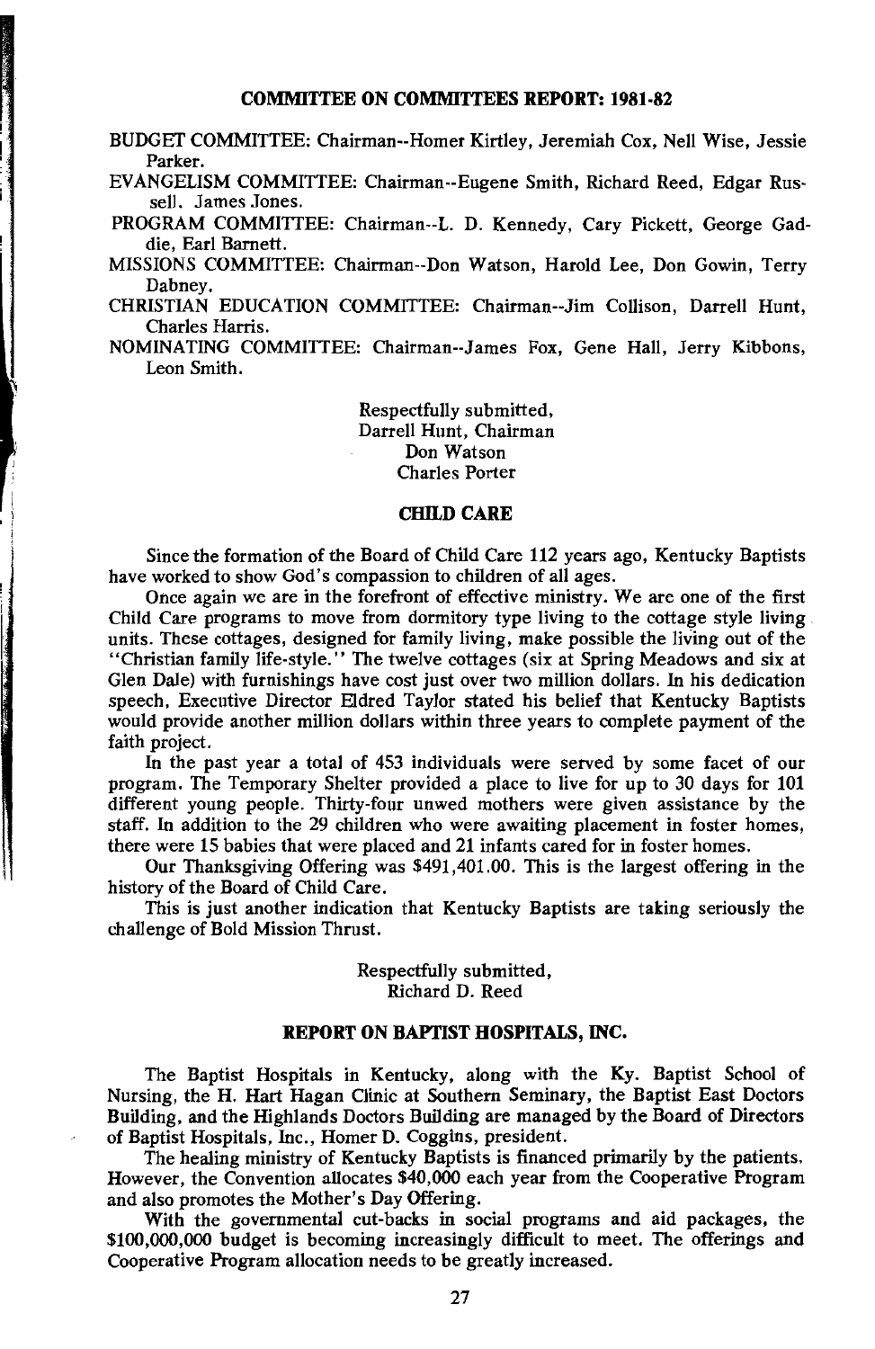## COMMITTEE ON COMMITTEES REPORT: 1981-82

BUDGET COMMITTEE: Chairman--Homer Kirtley, Jeremiah Cox, Nell Wise, Jessie Parker.

EVANGELISM COMMITTEE: Chairman--Eugene Smith, Richard Reed, Edgar Russell, James Jones.

PROGRAM COMMITTEE: Chairman--L. D. Kennedy, Cary Pickett, George Gaddie, Earl Barnett.

MISSIONS COMMITTEE: Chairman--Don Watson, Harold Lee, Don Gowin, Terry Dabney.

CHRISTIAN EDUCATION COMMITTEE: Chairman--Jim Collison, Darrell Hunt, Charles Harris.

NOMINATING COMMITTEE: Chairman--James Fox, Gene Hall, Jerry Kibbons, Leon Smith.

Respectfully submitted,
Darrell Hunt, Chairman
Don Watson
Charles Porter

## CHILD CARE

Since the formation of the Board of Child Care 112 years ago, Kentucky Baptists have worked to show God's compassion to children of all ages.

Once again we are in the forefront of effective ministry. We are one of the first Child Care programs to move from dormitory type living to the cottage style living units. These cottages, designed for family living, make possible the living out of the "Christian family life-style." The twelve cottages (six at Spring Meadows and six at Glen Dale) with furnishings have cost just over two million dollars. In his dedication speech, Executive Director Eldred Taylor stated his belief that Kentucky Baptists would provide another million dollars within three years to complete payment of the faith project.

In the past year a total of 453 individuals were served by some facet of our program. The Temporary Shelter provided a place to live for up to 30 days for 101 different young people. Thirty-four unwed mothers were given assistance by the staff. In addition to the 29 children who were awaiting placement in foster homes, there were 15 babies that were placed and 21 infants cared for in foster homes.

Our Thanksgiving Offering was $491,401.00. This is the largest offering in the history of the Board of Child Care.

This is just another indication that Kentucky Baptists are taking seriously the challenge of Bold Mission Thrust.

Respectfully submitted,
Richard D. Reed

## REPORT ON BAPTIST HOSPITALS, INC.

The Baptist Hospitals in Kentucky, along with the Ky. Baptist School of Nursing, the H. Hart Hagan Clinic at Southern Seminary, the Baptist East Doctors Building, and the Highlands Doctors Building are managed by the Board of Directors of Baptist Hospitals, Inc., Homer D. Coggins, president.

The healing ministry of Kentucky Baptists is financed primarily by the patients. However, the Convention allocates $40,000 each year from the Cooperative Program and also promotes the Mother's Day Offering.

With the governmental cut-backs in social programs and aid packages, the $100,000,000 budget is becoming increasingly difficult to meet. The offerings and Cooperative Program allocation needs to be greatly increased.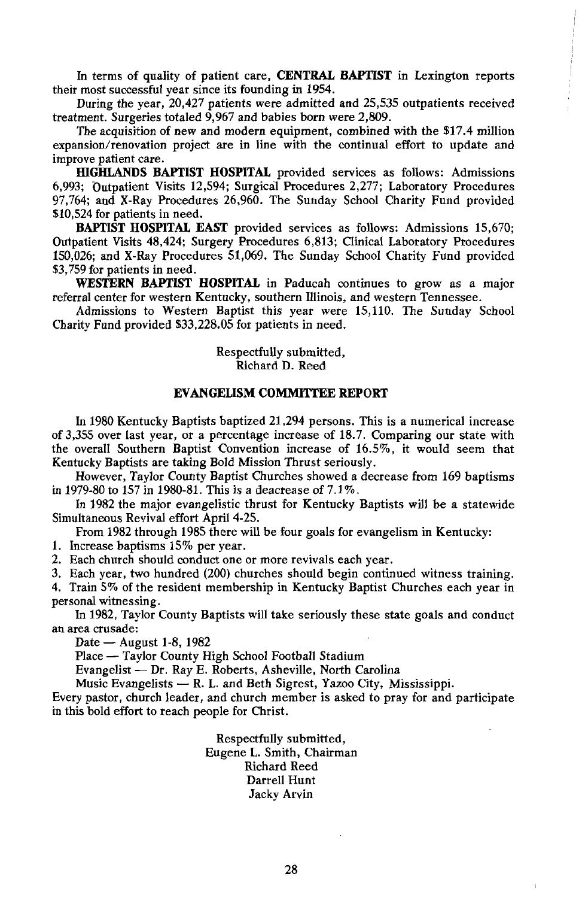In terms of quality of patient care, **CENTRAL BAPTIST** in Lexington reports their most successful year since its founding in 1954.

During the year, 20,427 patients were admitted and 25,535 outpatients received treatment. Surgeries totaled 9,967 and babies born were 2,809.

The acquisition of new and modern equipment, combined with the $17.4 million expansion/renovation project are in line with the continual effort to update and improve patient care.

**HIGHLANDS BAPTIST HOSPITAL** provided services as follows: Admissions 6,993; Outpatient Visits 12,594; Surgical Procedures 2,277; Laboratory Procedures 97,764; and X-Ray Procedures 26,960. The Sunday School Charity Fund provided $10,524 for patients in need.

**BAPTIST HOSPITAL EAST** provided services as follows: Admissions 15,670; Outpatient Visits 48,424; Surgery Procedures 6,813; Clinical Laboratory Procedures 150,026; and X-Ray Procedures 51,069. The Sunday School Charity Fund provided $3,759 for patients in need.

**WESTERN BAPTIST HOSPITAL** in Paducah continues to grow as a major referral center for western Kentucky, southern Illinois, and western Tennessee.

Admissions to Western Baptist this year were 15,110. The Sunday School Charity Fund provided $33,228.05 for patients in need.

Respectfully submitted,
Richard D. Reed

## EVANGELISM COMMITTEE REPORT

In 1980 Kentucky Baptists baptized 21,294 persons. This is a numerical increase of 3,355 over last year, or a percentage increase of 18.7. Comparing our state with the overall Southern Baptist Convention increase of 16.5%, it would seem that Kentucky Baptists are taking Bold Mission Thrust seriously.

However, Taylor County Baptist Churches showed a decrease from 169 baptisms in 1979-80 to 157 in 1980-81. This is a deacrease of 7.1%.

In 1982 the major evangelistic thrust for Kentucky Baptists will be a statewide Simultaneous Revival effort April 4-25.

From 1982 through 1985 there will be four goals for evangelism in Kentucky:

1. Increase baptisms 15% per year.
2. Each church should conduct one or more revivals each year.
3. Each year, two hundred (200) churches should begin continued witness training.
4. Train 5% of the resident membership in Kentucky Baptist Churches each year in personal witnessing.

In 1982, Taylor County Baptists will take seriously these state goals and conduct an area crusade:

Date — August 1-8, 1982

Place — Taylor County High School Football Stadium

Evangelist — Dr. Ray E. Roberts, Asheville, North Carolina

Music Evangelists — R. L. and Beth Sigrest, Yazoo City, Mississippi.

Every pastor, church leader, and church member is asked to pray for and participate in this bold effort to reach people for Christ.

Respectfully submitted,
Eugene L. Smith, Chairman
Richard Reed
Darrell Hunt
Jacky Arvin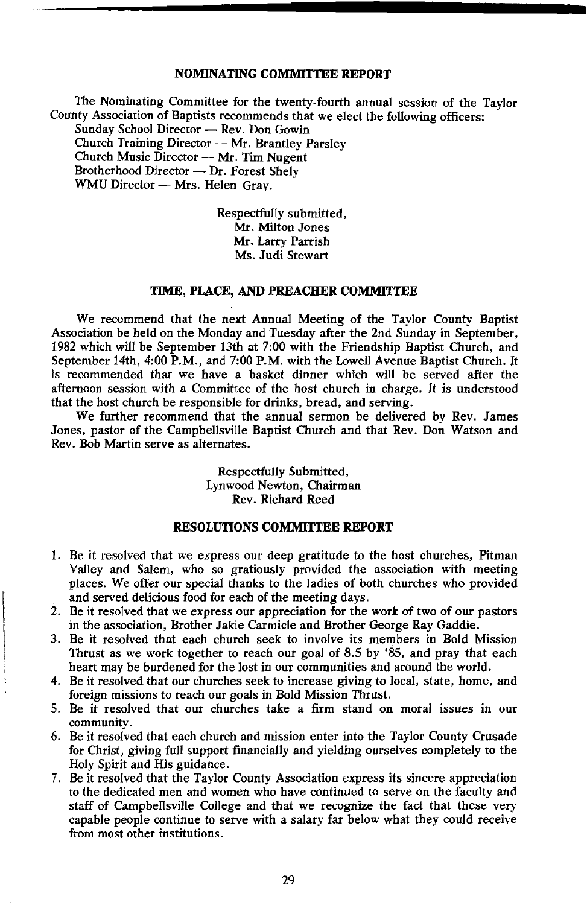## NOMINATING COMMITTEE REPORT

The Nominating Committee for the twenty-fourth annual session of the Taylor County Association of Baptists recommends that we elect the following officers:

Sunday School Director — Rev. Don Gowin
Church Training Director — Mr. Brantley Parsley
Church Music Director — Mr. Tim Nugent
Brotherhood Director — Dr. Forest Shely
WMU Director — Mrs. Helen Gray.

Respectfully submitted,
Mr. Milton Jones
Mr. Larry Parrish
Ms. Judi Stewart

## TIME, PLACE, AND PREACHER COMMITTEE

We recommend that the next Annual Meeting of the Taylor County Baptist Association be held on the Monday and Tuesday after the 2nd Sunday in September, 1982 which will be September 13th at 7:00 with the Friendship Baptist Church, and September 14th, 4:00 P.M., and 7:00 P.M. with the Lowell Avenue Baptist Church. It is recommended that we have a basket dinner which will be served after the afternoon session with a Committee of the host church in charge. It is understood that the host church be responsible for drinks, bread, and serving.

We further recommend that the annual sermon be delivered by Rev. James Jones, pastor of the Campbellsville Baptist Church and that Rev. Don Watson and Rev. Bob Martin serve as alternates.

Respectfully Submitted,
Lynwood Newton, Chairman
Rev. Richard Reed

## RESOLUTIONS COMMITTEE REPORT

1. Be it resolved that we express our deep gratitude to the host churches, Pitman Valley and Salem, who so gratiously provided the association with meeting places. We offer our special thanks to the ladies of both churches who provided and served delicious food for each of the meeting days.
2. Be it resolved that we express our appreciation for the work of two of our pastors in the association, Brother Jakie Carmicle and Brother George Ray Gaddie.
3. Be it resolved that each church seek to involve its members in Bold Mission Thrust as we work together to reach our goal of 8.5 by '85, and pray that each heart may be burdened for the lost in our communities and around the world.
4. Be it resolved that our churches seek to increase giving to local, state, home, and foreign missions to reach our goals in Bold Mission Thrust.
5. Be it resolved that our churches take a firm stand on moral issues in our community.
6. Be it resolved that each church and mission enter into the Taylor County Crusade for Christ, giving full support financially and yielding ourselves completely to the Holy Spirit and His guidance.
7. Be it resolved that the Taylor County Association express its sincere appreciation to the dedicated men and women who have continued to serve on the faculty and staff of Campbellsville College and that we recognize the fact that these very capable people continue to serve with a salary far below what they could receive from most other institutions.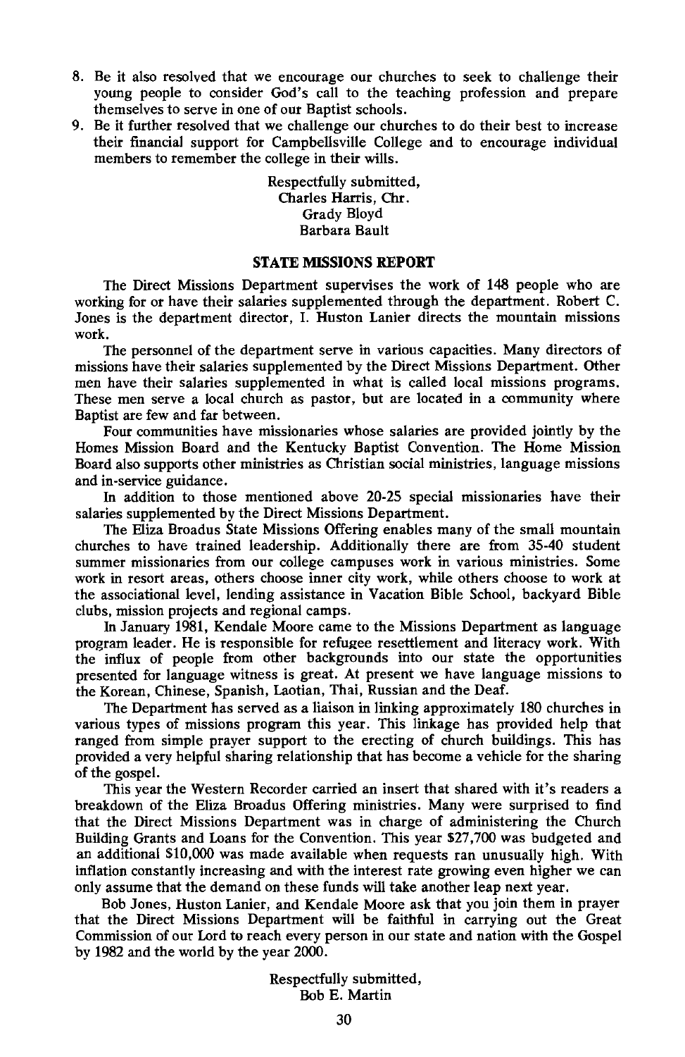8. Be it also resolved that we encourage our churches to seek to challenge their young people to consider God's call to the teaching profession and prepare themselves to serve in one of our Baptist schools.
9. Be it further resolved that we challenge our churches to do their best to increase their financial support for Campbellsville College and to encourage individual members to remember the college in their wills.

Respectfully submitted,
Charles Harris, Chr.
Grady Bloyd
Barbara Bault

## STATE MISSIONS REPORT

The Direct Missions Department supervises the work of 148 people who are working for or have their salaries supplemented through the department. Robert C. Jones is the department director, I. Huston Lanier directs the mountain missions work.

The personnel of the department serve in various capacities. Many directors of missions have their salaries supplemented by the Direct Missions Department. Other men have their salaries supplemented in what is called local missions programs. These men serve a local church as pastor, but are located in a community where Baptist are few and far between.

Four communities have missionaries whose salaries are provided jointly by the Homes Mission Board and the Kentucky Baptist Convention. The Home Mission Board also supports other ministries as Christian social ministries, language missions and in-service guidance.

In addition to those mentioned above 20-25 special missionaries have their salaries supplemented by the Direct Missions Department.

The Eliza Broadus State Missions Offering enables many of the small mountain churches to have trained leadership. Additionally there are from 35-40 student summer missionaries from our college campuses work in various ministries. Some work in resort areas, others choose inner city work, while others choose to work at the associational level, lending assistance in Vacation Bible School, backyard Bible clubs, mission projects and regional camps.

In January 1981, Kendale Moore came to the Missions Department as language program leader. He is responsible for refugee resettlement and literacy work. With the influx of people from other backgrounds into our state the opportunities presented for language witness is great. At present we have language missions to the Korean, Chinese, Spanish, Laotian, Thai, Russian and the Deaf.

The Department has served as a liaison in linking approximately 180 churches in various types of missions program this year. This linkage has provided help that ranged from simple prayer support to the erecting of church buildings. This has provided a very helpful sharing relationship that has become a vehicle for the sharing of the gospel.

This year the Western Recorder carried an insert that shared with it's readers a breakdown of the Eliza Broadus Offering ministries. Many were surprised to find that the Direct Missions Department was in charge of administering the Church Building Grants and Loans for the Convention. This year $27,700 was budgeted and an additional $10,000 was made available when requests ran unusually high. With inflation constantly increasing and with the interest rate growing even higher we can only assume that the demand on these funds will take another leap next year.

Bob Jones, Huston Lanier, and Kendale Moore ask that you join them in prayer that the Direct Missions Department will be faithful in carrying out the Great Commission of our Lord to reach every person in our state and nation with the Gospel by 1982 and the world by the year 2000.

Respectfully submitted,
Bob E. Martin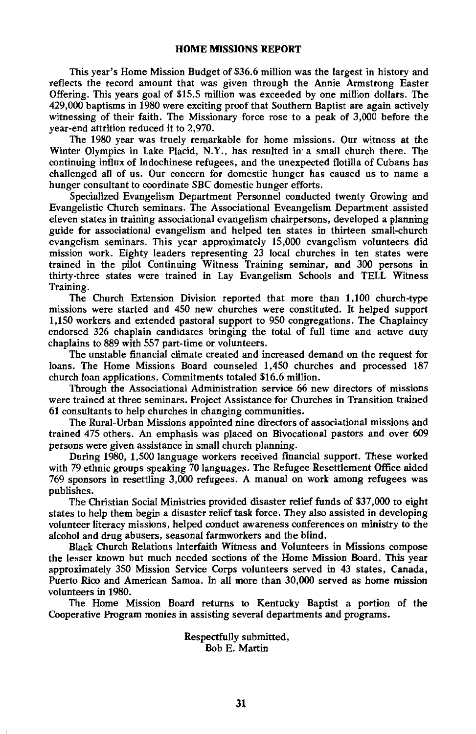## HOME MISSIONS REPORT

This year's Home Mission Budget of $36.6 million was the largest in history and reflects the record amount that was given through the Annie Armstrong Easter Offering. This years goal of $15.5 million was exceeded by one million dollars. The 429,000 baptisms in 1980 were exciting proof that Southern Baptist are again actively witnessing of their faith. The Missionary force rose to a peak of 3,000 before the year-end attrition reduced it to 2,970.

The 1980 year was truely remarkable for home missions. Our witness at the Winter Olympics in Lake Placid, N.Y., has resulted in a small church there. The continuing influx of Indochinese refugees, and the unexpected flotilla of Cubans has challenged all of us. Our concern for domestic hunger has caused us to name a hunger consultant to coordinate SBC domestic hunger efforts.

Specialized Evangelism Department Personnel conducted twenty Growing and Evangelistic Church seminars. The Associational Eveangelism Department assisted eleven states in training associational evangelism chairpersons, developed a planning guide for associational evangelism and helped ten states in thirteen small-church evangelism seminars. This year approximately 15,000 evangelism volunteers did mission work. Eighty leaders representing 23 local churches in ten states were trained in the pilot Continuing Witness Training seminar, and 300 persons in thirty-three states were trained in Lay Evangelism Schools and TELL Witness Training.

The Church Extension Division reported that more than 1,100 church-type missions were started and 450 new churches were constituted. It helped support 1,150 workers and extended pastoral support to 950 congregations. The Chaplaincy endorsed 326 chaplain candidates bringing the total of full time and active duty chaplains to 889 with 557 part-time or volunteers.

The unstable financial climate created and increased demand on the request for loans. The Home Missions Board counseled 1,450 churches and processed 187 church loan applications. Commitments totaled $16.6 million.

Through the Associational Administration service 66 new directors of missions were trained at three seminars. Project Assistance for Churches in Transition trained 61 consultants to help churches in changing communities.

The Rural-Urban Missions appointed nine directors of associational missions and trained 475 others. An emphasis was placed on Bivocational pastors and over 609 persons were given assistance in small church planning.

During 1980, 1,500 language workers received financial support. These worked with 79 ethnic groups speaking 70 languages. The Refugee Resettlement Office aided 769 sponsors in resettling 3,000 refugees. A manual on work among refugees was publishes.

The Christian Social Ministries provided disaster relief funds of $37,000 to eight states to help them begin a disaster relief task force. They also assisted in developing volunteer literacy missions, helped conduct awareness conferences on ministry to the alcohol and drug abusers, seasonal farmworkers and the blind.

Black Church Relations Interfaith Witness and Volunteers in Missions compose the lesser known but much needed sections of the Home Mission Board. This year approximately 350 Mission Service Corps volunteers served in 43 states, Canada, Puerto Rico and American Samoa. In all more than 30,000 served as home mission volunteers in 1980.

The Home Mission Board returns to Kentucky Baptist a portion of the Cooperative Program monies in assisting several departments and programs.

Respectfully submitted,
Bob E. Martin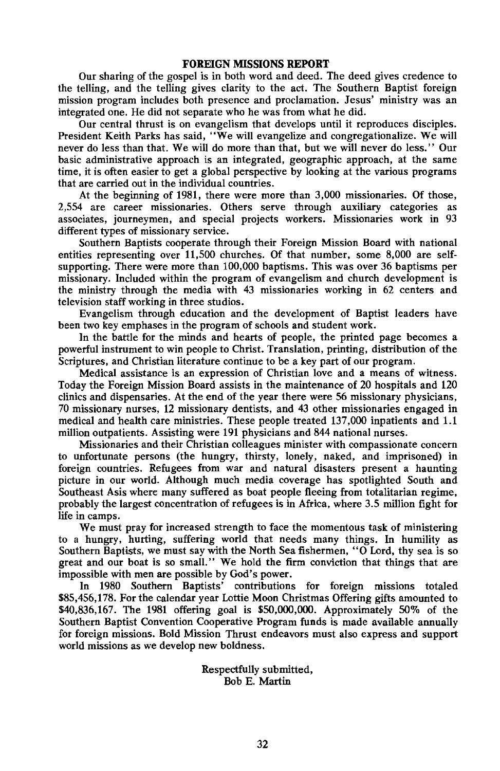## FOREIGN MISSIONS REPORT

Our sharing of the gospel is in both word and deed. The deed gives credence to the telling, and the telling gives clarity to the act. The Southern Baptist foreign mission program includes both presence and proclamation. Jesus' ministry was an integrated one. He did not separate who he was from what he did.

Our central thrust is on evangelism that develops until it reproduces disciples. President Keith Parks has said, "We will evangelize and congregationalize. We will never do less than that. We will do more than that, but we will never do less." Our basic administrative approach is an integrated, geographic approach, at the same time, it is often easier to get a global perspective by looking at the various programs that are carried out in the individual countries.

At the beginning of 1981, there were more than 3,000 missionaries. Of those, 2,554 are career missionaries. Others serve through auxiliary categories as associates, journeymen, and special projects workers. Missionaries work in 93 different types of missionary service.

Southern Baptists cooperate through their Foreign Mission Board with national entities representing over 11,500 churches. Of that number, some 8,000 are self-supporting. There were more than 100,000 baptisms. This was over 36 baptisms per missionary. Included within the program of evangelism and church development is the ministry through the media with 43 missionaries working in 62 centers and television staff working in three studios.

Evangelism through education and the development of Baptist leaders have been two key emphases in the program of schools and student work.

In the battle for the minds and hearts of people, the printed page becomes a powerful instrument to win people to Christ. Translation, printing, distribution of the Scriptures, and Christian literature continue to be a key part of our program.

Medical assistance is an expression of Christian love and a means of witness. Today the Foreign Mission Board assists in the maintenance of 20 hospitals and 120 clinics and dispensaries. At the end of the year there were 56 missionary physicians, 70 missionary nurses, 12 missionary dentists, and 43 other missionaries engaged in medical and health care ministries. These people treated 137,000 inpatients and 1.1 million outpatients. Assisting were 191 physicians and 844 national nurses.

Missionaries and their Christian colleagues minister with compassionate concern to unfortunate persons (the hungry, thirsty, lonely, naked, and imprisoned) in foreign countries. Refugees from war and natural disasters present a haunting picture in our world. Although much media coverage has spotlighted South and Southeast Asis where many suffered as boat people fleeing from totalitarian regime, probably the largest concentration of refugees is in Africa, where 3.5 million fight for life in camps.

We must pray for increased strength to face the momentous task of ministering to a hungry, hurting, suffering world that needs many things. In humility as Southern Baptists, we must say with the North Sea fishermen, "O Lord, thy sea is so great and our boat is so small." We hold the firm conviction that things that are impossible with men are possible by God's power.

In 1980 Southern Baptists' contributions for foreign missions totaled $85,456,178. For the calendar year Lottie Moon Christmas Offering gifts amounted to $40,836,167. The 1981 offering goal is $50,000,000. Approximately 50% of the Southern Baptist Convention Cooperative Program funds is made available annually for foreign missions. Bold Mission Thrust endeavors must also express and support world missions as we develop new boldness.

Respectfully submitted,
Bob E. Martin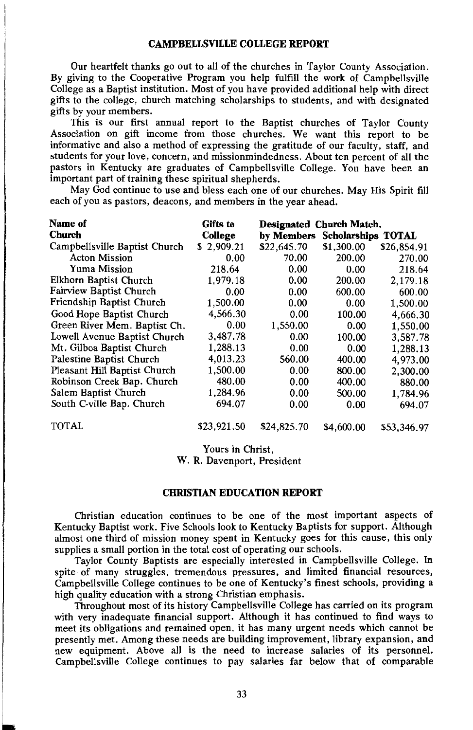## CAMPBELLSVILLE COLLEGE REPORT

Our heartfelt thanks go out to all of the churches in Taylor County Association. By giving to the Cooperative Program you help fulfill the work of Campbellsville College as a Baptist institution. Most of you have provided additional help with direct gifts to the college, church matching scholarships to students, and with designated gifts by your members.

This is our first annual report to the Baptist churches of Taylor County Association on gift income from those churches. We want this report to be informative and also a method of expressing the gratitude of our faculty, staff, and students for your love, concern, and missionmindedness. About ten percent of all the pastors in Kentucky are graduates of Campbellsville College. You have been an important part of training these spiritual shepherds.

May God continue to use and bless each one of our churches. May His Spirit fill each of you as pastors, deacons, and members in the year ahead.

| Name of Church | Gifts to College | Designated by Members | Church Match. Scholarships | TOTAL |
|---|---|---|---|---|
| Campbellsville Baptist Church | $ 2,909.21 | $22,645.70 | $1,300.00 | $26,854.91 |
| Acton Mission | 0.00 | 70.00 | 200.00 | 270.00 |
| Yuma Mission | 218.64 | 0.00 | 0.00 | 218.64 |
| Elkhorn Baptist Church | 1,979.18 | 0.00 | 200.00 | 2,179.18 |
| Fairview Baptist Church | 0.00 | 0.00 | 600.00 | 600.00 |
| Friendship Baptist Church | 1,500.00 | 0.00 | 0.00 | 1,500.00 |
| Good Hope Baptist Church | 4,566.30 | 0.00 | 100.00 | 4,666.30 |
| Green River Mem. Baptist Ch. | 0.00 | 1,550.00 | 0.00 | 1,550.00 |
| Lowell Avenue Baptist Church | 3,487.78 | 0.00 | 100.00 | 3,587.78 |
| Mt. Gilboa Baptist Church | 1,288.13 | 0.00 | 0.00 | 1,288.13 |
| Palestine Baptist Church | 4,013.23 | 560.00 | 400.00 | 4,973.00 |
| Pleasant Hill Baptist Church | 1,500.00 | 0.00 | 800.00 | 2,300.00 |
| Robinson Creek Bap. Church | 480.00 | 0.00 | 400.00 | 880.00 |
| Salem Baptist Church | 1,284.96 | 0.00 | 500.00 | 1,784.96 |
| South C-ville Bap. Church | 694.07 | 0.00 | 0.00 | 694.07 |
| TOTAL | $23,921.50 | $24,825.70 | $4,600.00 | $53,346.97 |

Yours in Christ,
W. R. Davenport, President

## CHRISTIAN EDUCATION REPORT

Christian education continues to be one of the most important aspects of Kentucky Baptist work. Five Schools look to Kentucky Baptists for support. Although almost one third of mission money spent in Kentucky goes for this cause, this only supplies a small portion in the total cost of operating our schools.

Taylor County Baptists are especially interested in Campbellsville College. In spite of many struggles, tremendous pressures, and limited financial resources, Campbellsville College continues to be one of Kentucky's finest schools, providing a high quality education with a strong Christian emphasis.

Throughout most of its history Campbellsville College has carried on its program with very inadequate financial support. Although it has continued to find ways to meet its obligations and remained open, it has many urgent needs which cannot be presently met. Among these needs are building improvement, library expansion, and new equipment. Above all is the need to increase salaries of its personnel. Campbellsville College continues to pay salaries far below that of comparable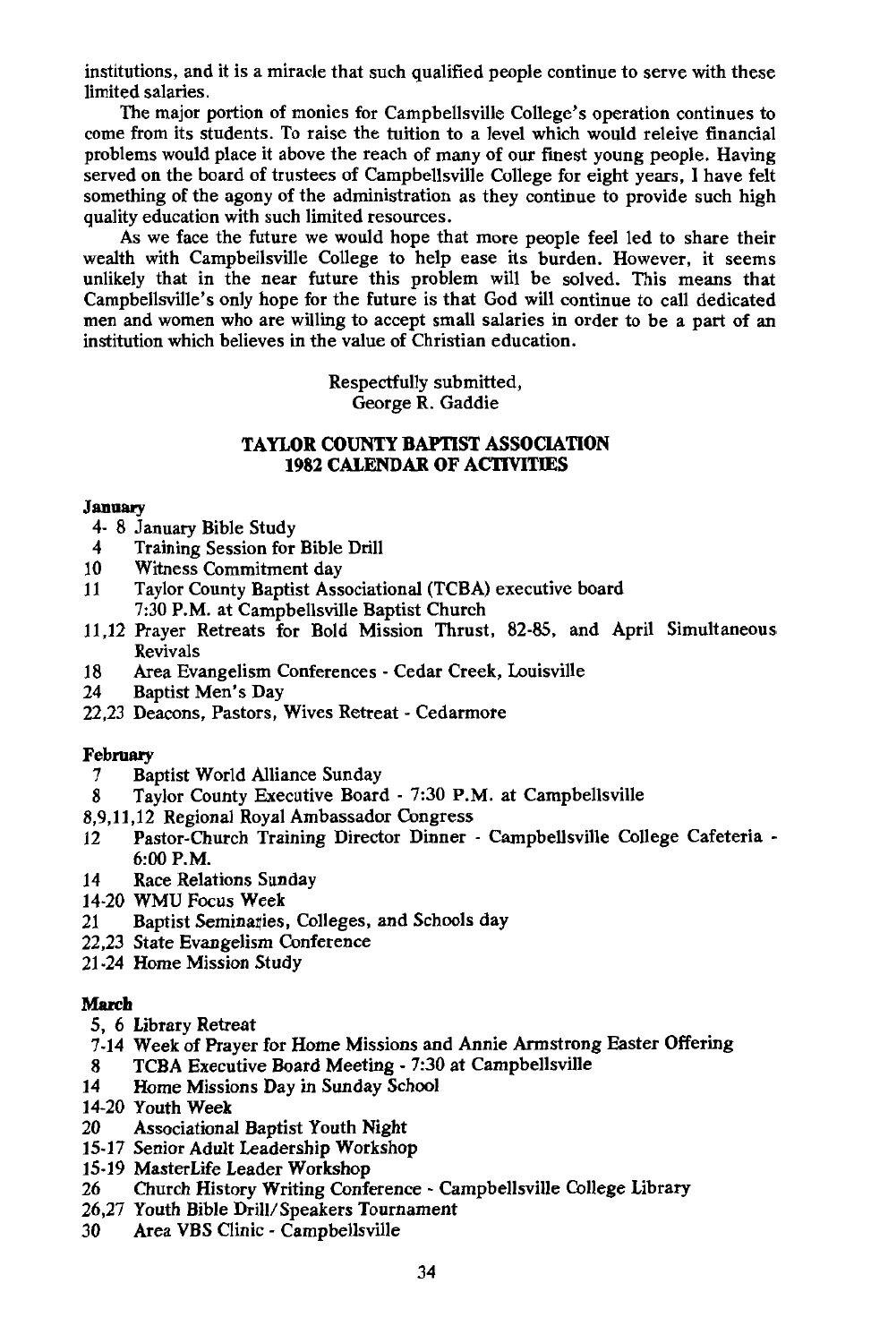institutions, and it is a miracle that such qualified people continue to serve with these limited salaries.

The major portion of monies for Campbellsville College's operation continues to come from its students. To raise the tuition to a level which would releive financial problems would place it above the reach of many of our finest young people. Having served on the board of trustees of Campbellsville College for eight years, I have felt something of the agony of the administration as they continue to provide such high quality education with such limited resources.

As we face the future we would hope that more people feel led to share their wealth with Campbellsville College to help ease its burden. However, it seems unlikely that in the near future this problem will be solved. This means that Campbellsville's only hope for the future is that God will continue to call dedicated men and women who are willing to accept small salaries in order to be a part of an institution which believes in the value of Christian education.

Respectfully submitted,
George R. Gaddie

## TAYLOR COUNTY BAPTIST ASSOCIATION 1982 CALENDAR OF ACTIVITIES

**January**

- 4- 8 January Bible Study
- 4 Training Session for Bible Drill
- 10 Witness Commitment day
- 11 Taylor County Baptist Associational (TCBA) executive board 7:30 P.M. at Campbellsville Baptist Church
- 11,12 Prayer Retreats for Bold Mission Thrust, 82-85, and April Simultaneous Revivals
- 18 Area Evangelism Conferences - Cedar Creek, Louisville
- 24 Baptist Men's Day
- 22,23 Deacons, Pastors, Wives Retreat - Cedarmore

**February**

- 7 Baptist World Alliance Sunday
- 8 Taylor County Executive Board - 7:30 P.M. at Campbellsville
- 8,9,11,12 Regional Royal Ambassador Congress
- 12 Pastor-Church Training Director Dinner - Campbellsville College Cafeteria - 6:00 P.M.
- 14 Race Relations Sunday
- 14-20 WMU Focus Week
- 21 Baptist Seminaries, Colleges, and Schools day
- 22,23 State Evangelism Conference
- 21-24 Home Mission Study

**March**

- 5, 6 Library Retreat
- 7-14 Week of Prayer for Home Missions and Annie Armstrong Easter Offering
- 8 TCBA Executive Board Meeting - 7:30 at Campbellsville
- 14 Home Missions Day in Sunday School
- 14-20 Youth Week
- 20 Associational Baptist Youth Night
- 15-17 Senior Adult Leadership Workshop
- 15-19 MasterLife Leader Workshop
- 26 Church History Writing Conference - Campbellsville College Library
- 26,27 Youth Bible Drill/Speakers Tournament
- 30 Area VBS Clinic - Campbellsville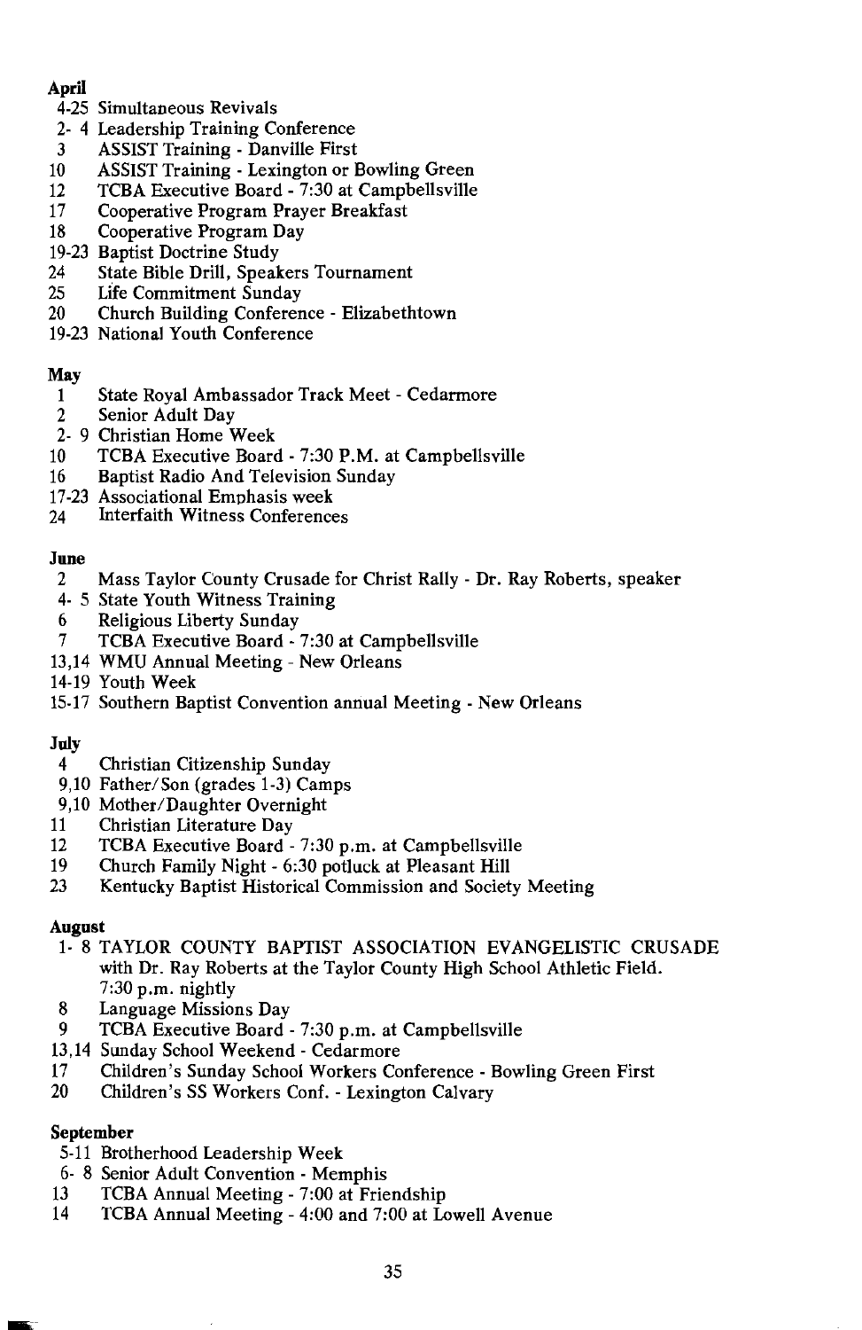**April**

4-25 Simultaneous Revivals
2- 4 Leadership Training Conference
3 ASSIST Training - Danville First
10 ASSIST Training - Lexington or Bowling Green
12 TCBA Executive Board - 7:30 at Campbellsville
17 Cooperative Program Prayer Breakfast
18 Cooperative Program Day
19-23 Baptist Doctrine Study
24 State Bible Drill, Speakers Tournament
25 Life Commitment Sunday
20 Church Building Conference - Elizabethtown
19-23 National Youth Conference

**May**

1 State Royal Ambassador Track Meet - Cedarmore
2 Senior Adult Day
2- 9 Christian Home Week
10 TCBA Executive Board - 7:30 P.M. at Campbellsville
16 Baptist Radio And Television Sunday
17-23 Associational Emphasis week
24 Interfaith Witness Conferences

**June**

2 Mass Taylor County Crusade for Christ Rally - Dr. Ray Roberts, speaker
4- 5 State Youth Witness Training
6 Religious Liberty Sunday
7 TCBA Executive Board - 7:30 at Campbellsville
13,14 WMU Annual Meeting - New Orleans
14-19 Youth Week
15-17 Southern Baptist Convention annual Meeting - New Orleans

**July**

4 Christian Citizenship Sunday
9,10 Father/Son (grades 1-3) Camps
9,10 Mother/Daughter Overnight
11 Christian Literature Day
12 TCBA Executive Board - 7:30 p.m. at Campbellsville
19 Church Family Night - 6:30 potluck at Pleasant Hill
23 Kentucky Baptist Historical Commission and Society Meeting

**August**

1- 8 TAYLOR COUNTY BAPTIST ASSOCIATION EVANGELISTIC CRUSADE with Dr. Ray Roberts at the Taylor County High School Athletic Field. 7:30 p.m. nightly
8 Language Missions Day
9 TCBA Executive Board - 7:30 p.m. at Campbellsville
13,14 Sunday School Weekend - Cedarmore
17 Children's Sunday School Workers Conference - Bowling Green First
20 Children's SS Workers Conf. - Lexington Calvary

**September**

5-11 Brotherhood Leadership Week
6- 8 Senior Adult Convention - Memphis
13 TCBA Annual Meeting - 7:00 at Friendship
14 TCBA Annual Meeting - 4:00 and 7:00 at Lowell Avenue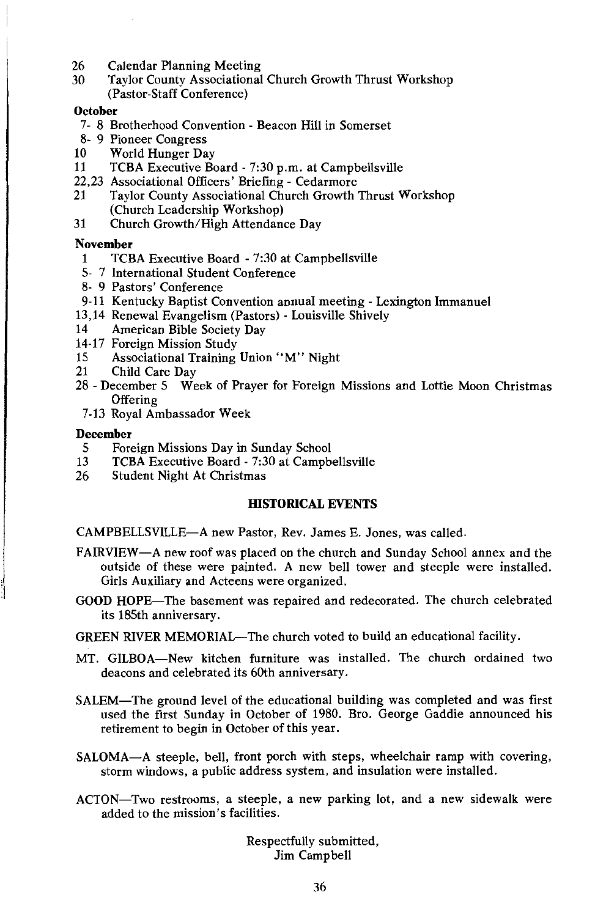26 Calendar Planning Meeting
30 Taylor County Associational Church Growth Thrust Workshop (Pastor-Staff Conference)

**October**

7- 8 Brotherhood Convention - Beacon Hill in Somerset
8- 9 Pioneer Congress
10 World Hunger Day
11 TCBA Executive Board - 7:30 p.m. at Campbellsville
22,23 Associational Officers' Briefing - Cedarmore
21 Taylor County Associational Church Growth Thrust Workshop (Church Leadership Workshop)
31 Church Growth/High Attendance Day

**November**

1 TCBA Executive Board - 7:30 at Campbellsville
5- 7 International Student Conference
8- 9 Pastors' Conference
9-11 Kentucky Baptist Convention annual meeting - Lexington Immanuel
13,14 Renewal Evangelism (Pastors) - Louisville Shively
14 American Bible Society Day
14-17 Foreign Mission Study
15 Associational Training Union "M" Night
21 Child Care Day
28 - December 5 Week of Prayer for Foreign Missions and Lottie Moon Christmas Offering
7-13 Royal Ambassador Week

**December**

5 Foreign Missions Day in Sunday School
13 TCBA Executive Board - 7:30 at Campbellsville
26 Student Night At Christmas

## HISTORICAL EVENTS

CAMPBELLSVILLE—A new Pastor, Rev. James E. Jones, was called.

FAIRVIEW—A new roof was placed on the church and Sunday School annex and the outside of these were painted. A new bell tower and steeple were installed. Girls Auxiliary and Acteens were organized.

GOOD HOPE—The basement was repaired and redecorated. The church celebrated its 185th anniversary.

GREEN RIVER MEMORIAL—The church voted to build an educational facility.

MT. GILBOA—New kitchen furniture was installed. The church ordained two deacons and celebrated its 60th anniversary.

SALEM—The ground level of the educational building was completed and was first used the first Sunday in October of 1980. Bro. George Gaddie announced his retirement to begin in October of this year.

SALOMA—A steeple, bell, front porch with steps, wheelchair ramp with covering, storm windows, a public address system, and insulation were installed.

ACTON—Two restrooms, a steeple, a new parking lot, and a new sidewalk were added to the mission's facilities.

Respectfully submitted,
Jim Campbell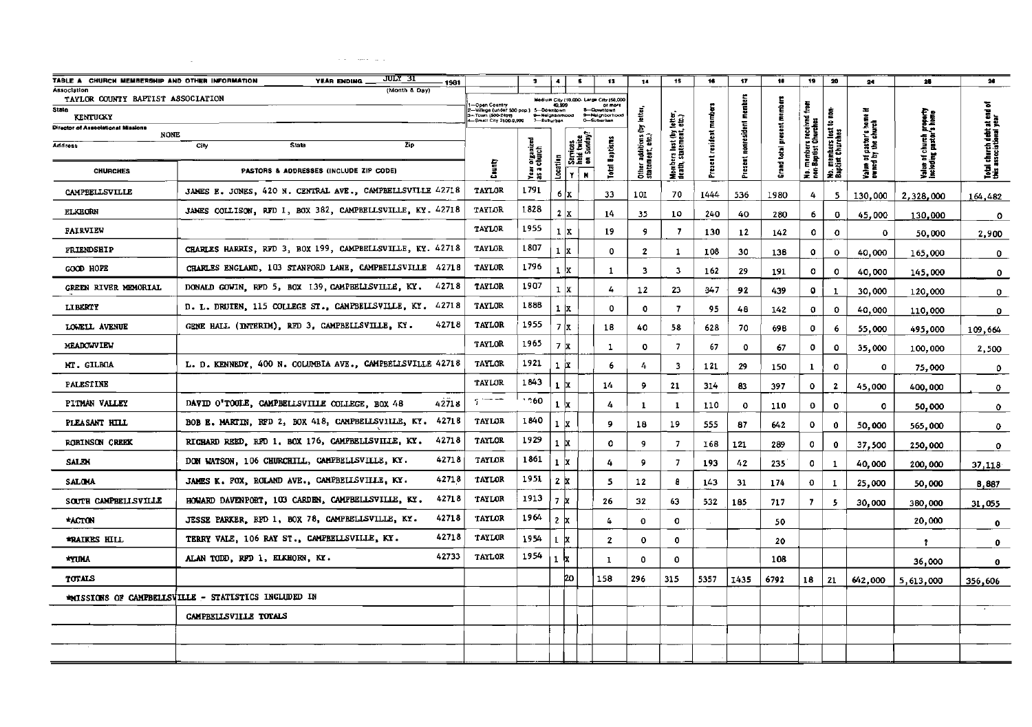TABLE A CHURCH MEMBERSHIP AND OTHER INFORMATION YEAR ENDING JULY 31 (Month & Day) 1981

Association: TAYLOR COUNTY BAPTIST ASSOCIATION
State: KENTUCKY
Director of Associational Missions: NONE
Address: City State Zip

Location codes: 1—Open Country; 2—Village (under 500 pop.); 3—Town (500-2499); 4—Small City (2500-9,999); Medium City (10,000-49,999): 5—Downtown, 6—Neighborhood, 7—Suburban; Large City (50,000 or more): 8—Downtown, 9—Neighborhood, 0—Suburban

| CHURCHES | PASTORS & ADDRESSES (INCLUDE ZIP CODE) | County | 3 Year organized as a church | 4 Location | 5 Services held twice on Sunday? Y | N | 13 Total Baptisms | 14 Other additions (by letter, statement, etc.) | 15 Members lost (by letter, death, statement, etc.) | 16 Present resident members | 17 Present nonresident members | 18 Grand total present members | 19 No. members received from non-Baptist Churches | 20 No. members lost to non-Baptist Churches | 24 Value of pastor's home if owned by the church | 25 Value of church property including pastor's home | 26 Total church debt at end of this associational year |
|---|---|---|---|---|---|---|---|---|---|---|---|---|---|---|---|---|---|
| CAMPBELLSVILLE | JAMES E. JONES, 420 N. CENTRAL AVE., CAMPBELLSVILLE 42718 | TAYLOR | 1791 | 6 | X | | 33 | 101 | 70 | 1444 | 536 | 1980 | 4 | 5 | 130,000 | 2,328,000 | 164,482 |
| ELKHORN | JAMES COLLISON, RFD 1, BOX 382, CAMPBELLSVILLE, KY. 42718 | TAYLOR | 1828 | 2 | X | | 14 | 35 | 10 | 240 | 40 | 280 | 6 | 0 | 45,000 | 130,000 | 0 |
| FAIRVIEW | | TAYLOR | 1955 | 1 | X | | 19 | 9 | 7 | 130 | 12 | 142 | 0 | 0 | 0 | 50,000 | 2,900 |
| FRIENDSHIP | CHARLES HARRIS, RFD 3, BOX 199, CAMPBELLSVILLE, KY. 42718 | TAYLOR | 1807 | 1 | X | | 0 | 2 | 1 | 108 | 30 | 138 | 0 | 0 | 40,000 | 165,000 | 0 |
| GOOD HOPE | CHARLES ENGLAND, 103 STANFORD LANE, CAMPBELLSVILLE 42718 | TAYLOR | 1796 | 1 | X | | 1 | 3 | 3 | 162 | 29 | 191 | 0 | 0 | 40,000 | 145,000 | 0 |
| GREEN RIVER MEMORIAL | DONALD GOWIN, RFD 5, BOX 139, CAMPBELLSVILLE, KY. 42718 | TAYLOR | 1907 | 1 | X | | 4 | 12 | 23 | 347 | 92 | 439 | 0 | 1 | 30,000 | 120,000 | 0 |
| LIBERTY | D. L. DRUIEN, 115 COLLEGE ST., CAMPBELLSVILLE, KY. 42718 | TAYLOR | 1888 | 1 | X | | 0 | 0 | 7 | 95 | 48 | 142 | 0 | 0 | 40,000 | 110,000 | 0 |
| LOWELL AVENUE | GENE HALL (INTERIM), RFD 3, CAMPBELLSVILLE, KY. 42718 | TAYLOR | 1955 | 7 | X | | 18 | 40 | 58 | 628 | 70 | 698 | 0 | 6 | 55,000 | 495,000 | 109,664 |
| MEADOWVIEW | | TAYLOR | 1965 | 7 | X | | 1 | 0 | 7 | 67 | 0 | 67 | 0 | 0 | 35,000 | 100,000 | 2,500 |
| MT. GILBOA | L. D. KENNEDY, 400 N. COLUMBIA AVE., CAMPBELLSVILLE 42718 | TAYLOR | 1921 | 1 | X | | 6 | 4 | 3 | 121 | 29 | 150 | 1 | 0 | 0 | 75,000 | 0 |
| PALESTINE | | TAYLOR | 1843 | 1 | X | | 14 | 9 | 21 | 314 | 83 | 397 | 0 | 2 | 45,000 | 400,000 | 0 |
| PITMAN VALLEY | DAVID O'TOOLE, CAMPBELLSVILLE COLLEGE, BOX 48 42718 | | 1860 | 1 | X | | 4 | 1 | 1 | 110 | 0 | 110 | 0 | 0 | 0 | 50,000 | 0 |
| PLEASANT HILL | BOB E. MARTIN, RFD 2, BOX 418, CAMPBELLSVILLE, KY. 42718 | TAYLOR | 1840 | 1 | X | | 9 | 18 | 19 | 555 | 87 | 642 | 0 | 0 | 50,000 | 565,000 | 0 |
| ROBINSON CREEK | RICHARD REED, RFD 1, BOX 176, CAMPBELLSVILLE, KY. 42718 | TAYLOR | 1929 | 1 | X | | 0 | 9 | 7 | 168 | 121 | 289 | 0 | 0 | 37,500 | 250,000 | 0 |
| SALEM | DON WATSON, 106 CHURCHILL, CAMPBELLSVILLE, KY. 42718 | TAYLOR | 1861 | 1 | X | | 4 | 9 | 7 | 193 | 42 | 235 | 0 | 1 | 40,000 | 200,000 | 37,118 |
| SALOMA | JAMES K. FOX, ROLAND AVE., CAMPBELLSVILLE, KY. 42718 | TAYLOR | 1951 | 2 | X | | 5 | 12 | 8 | 143 | 31 | 174 | 0 | 1 | 25,000 | 50,000 | 8,887 |
| SOUTH CAMPBELLSVILLE | HOWARD DAVENPORT, 103 CARDEN, CAMPBELLSVILLE, KY. 42718 | TAYLOR | 1913 | 7 | X | | 26 | 32 | 63 | 532 | 185 | 717 | 7 | 5 | 30,000 | 380,000 | 31,055 |
| *ACTON | JESSE PARKER, RFD 1, BOX 78, CAMPBELLSVILLE, KY. 42718 | TAYLOR | 1964 | 2 | X | | 4 | 0 | 0 | | | 50 | | | | 20,000 | 0 |
| *RAIKES HILL | TERRY VALE, 106 RAY ST., CAMPBELLSVILLE, KY. 42718 | TAYLOR | 1954 | 1 | X | | 2 | 0 | 0 | | | 20 | | | | ? | 0 |
| *YUMA | ALAN TODD, RFD 1, ELKHORN, KY. 42733 | TAYLOR | 1954 | 1 | X | | 1 | 0 | 0 | | | 108 | | | | 36,000 | 0 |
| TOTALS | | | | | 20 | | 158 | 296 | 315 | 5357 | 1435 | 6792 | 18 | 21 | 642,000 | 5,613,000 | 356,606 |
| *MISSIONS OF CAMPBELLSVILLE - STATISTICS INCLUDED IN | | | | | | | | | | | | | | | | | |
| | CAMPBELLSVILLE TOTALS | | | | | | | | | | | | | | | | |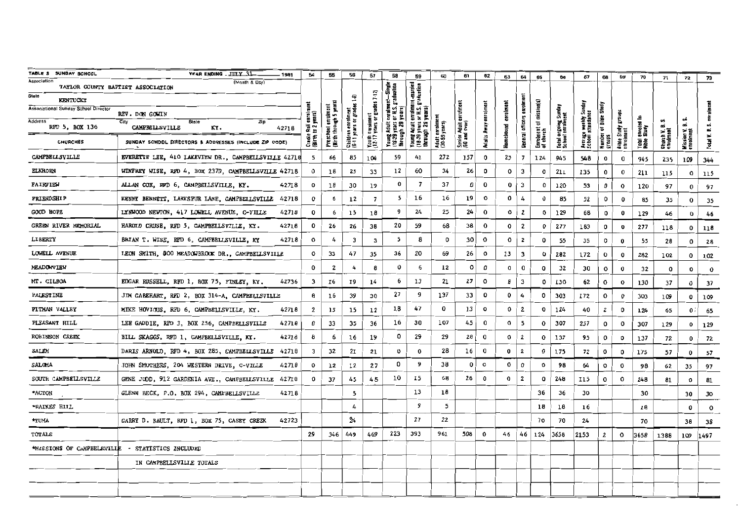TABLE 8 SUNDAY SCHOOL — YEAR ENDING JULY 31 (Month & Day) 1981

Association: TAYLOR COUNTY BAPTIST ASSOCIATION

State: KENTUCKY

Associational Sunday School Director: REV. DON GOWIN

Address: RFD 5, BOX 136 — City: CAMPBELLSVILLE — State: KY. — Zip: 42718

| | | 54 | 55 | 56 | 57 | 58 | 59 | 60 | 61 | 62 | 63 | 64 | 65 | 66 | 67 | 68 | 69 | 70 | 71 | 72 | 73 |
|---|---|---|---|---|---|---|---|---|---|---|---|---|---|---|---|---|---|---|---|---|---|
| CHURCHES | SUNDAY SCHOOL DIRECTORS & ADDRESSES (INCLUDE ZIP CODE) | Cradle Roll enrolment (Birth to 2 years) | Preschool enrolment (Birth through 5 years) | Children enrolment (6-11 years or grades 1-6) | Youth enrolment (12-17 years or grades 7-12) | Young Adult enrolment—Single (18-29 years or H.S. graduation through 29 years) | Young Adult enrolment—married (18-29 years or H.S. graduation through 29 years) | Adult enrolment (30-59 years) | Senior Adult enrolment (60 and over) | Adults Away enrolment | Homebound enrolment | General officers enrolment | Enrolment of mission(s) of church | Total ongoing Sunday School enrolment | Average weekly Sunday School attendance | Number of Bible Study groups | Bible Study groups enrolment | Total enrolled in Bible Study | Church V. B. S. enrolment | Mission V. B. S. enrolment | Total V. B. S. enrolment |
| CAMPBELLSVILLE | EVERETTE LEE, 410 LAKEVIEW DR., CAMPBELLSVILLE 42718 | 5 | 66 | 85 | 104 | 59 | 41 | 272 | 157 | 0 | 25 | 7 | 124 | 945 | 548 | 0 | 0 | 945 | 235 | 109 | 344 |
| ELKHORN | WINFREY WISE, RFD 4, BOX 237D, CAMPBELLSVILLE 42718 | 0 | 18 | 25 | 33 | 12 | 60 | 34 | 26 | 0 | 0 | 3 | 0 | 211 | 135 | 0 | 0 | 211 | 115 | 0 | 115 |
| FAIRVIEW | ALLAN COX, RFD 6, CAMPBELLSVILLE, KY. 42718 | 0 | 18 | 30 | 19 | 0 | 7 | 37 | 0 | 0 | 0 | 3 | 0 | 120 | 53 | 0 | 0 | 120 | 97 | 0 | 97 |
| FRIENDSHIP | KENNY BENNETT, LARKSPUR LANE, CAMPBELLSVILLE 42718 | 0 | 6 | 12 | 7 | 5 | 16 | 16 | 19 | 0 | 0 | 4 | 0 | 85 | 52 | 0 | 0 | 85 | 35 | 0 | 35 |
| GOOD HOPE | LYNWOOD NEWTON, 417 LOWELL AVENUE, C-VILLE 42718 | 0 | 6 | 15 | 18 | 9 | 24 | 25 | 24 | 0 | 0 | 2 | 0 | 129 | 68 | 0 | 0 | 129 | 46 | 0 | 46 |
| GREEN RIVER MEMORIAL | HAROLD CRUSE, RFD 5, CAMPBELLSVILLE, KY. 42718 | 0 | 26 | 26 | 38 | 20 | 59 | 68 | 38 | 0 | 0 | 2 | 0 | 277 | 183 | 0 | 0 | 277 | 118 | 0 | 118 |
| LIBERTY | BRIAN T. WISE, RFD 6, CAMPBELLSVILLE, KY 42718 | 0 | 4 | 3 | 3 | 5 | 8 | 0 | 30 | 0 | 0 | 2 | 0 | 55 | 35 | 0 | 0 | 55 | 28 | 0 | 28 |
| LOWELL AVENUE | LEON SMITH, 800 MEADOWBROOK DR., CAMPBELLSVILLE | 0 | 33 | 47 | 35 | 36 | 20 | 69 | 26 | 0 | 13 | 3 | 0 | 282 | 172 | 0 | 0 | 282 | 102 | 0 | 102 |
| MEADOWVIEW | | 0 | 2 | 4 | 8 | 0 | 6 | 12 | 0 | 0 | 0 | 0 | 0 | 32 | 30 | 0 | 0 | 32 | 0 | 0 | 0 |
| MT. GILBOA | EDGAR RUSSELL, RFD 1, BOX 75, FINLEY, KY. 42736 | 3 | 16 | 19 | 14 | 6 | 13 | 21 | 27 | 0 | 8 | 3 | 0 | 130 | 62 | 0 | 0 | 130 | 37 | 0 | 37 |
| PALESTINE | JIM GABEHART, RFD 2, BOX 314-A, CAMPBELLSVILLE | 8 | 16 | 39 | 30 | 27 | 9 | 137 | 33 | 0 | 0 | 4 | 0 | 303 | 172 | 0 | 0 | 303 | 109 | 0 | 109 |
| PITMAN VALLEY | MIKE HOVIOUS, RFD 6, CAMPBELLSVILLE, KY. 42718 | 2 | 15 | 15 | 12 | 18 | 47 | 0 | 13 | 0 | 0 | 2 | 0 | 124 | 40 | 2 | 0 | 124 | 65 | 0 | 65 |
| PLEASANT HILL | LEE GADDIE, RFD 3, BOX 256, CAMPBELLSVILLE 42718 | 8 | 33 | 35 | 36 | 16 | 30 | 107 | 45 | 0 | 0 | 5 | 0 | 307 | 257 | 0 | 0 | 307 | 129 | 0 | 129 |
| ROBINSON CREEK | BILL SKAGGS, RFD 1, CAMPBELLSVILLE, KY. 42718 | 8 | 6 | 16 | 19 | 0 | 29 | 29 | 28 | 0 | 0 | 2 | 0 | 137 | 95 | 0 | 0 | 137 | 72 | 0 | 72 |
| SALEM | DARIS ARNOLD, RFD 4, BOX 285, CAMPBELLSVILLE 42718 | 3 | 32 | 21 | 21 | 0 | 0 | 28 | 16 | 0 | 0 | 2 | 0 | 175 | 72 | 0 | 0 | 175 | 57 | 0 | 57 |
| SALOMA | JOHN SMOTHERS, 204 WESTERN DRIVE, C-VILLE 42718 | 0 | 12 | 12 | 27 | 0 | 9 | 38 | 0 | 0 | 0 | 0 | 0 | 98 | 64 | 0 | 0 | 98 | 62 | 35 | 97 |
| SOUTH CAMPBELLSVILLE | GENE JUDD, 912 GARDENIA AVE., CAMPBELLSVILLE 42718 | 0 | 37 | 45 | 45 | 10 | 15 | 68 | 26 | 0 | 0 | 2 | 0 | 248 | 115 | 0 | 0 | 248 | 81 | 0 | 81 |
| *ACTON | GLENN BECK, P.O. BOX 294, CAMPBELLSVILLE 42718 | | | 5 | | | 13 | 18 | | | | | 36 | 36 | 30 | | | 30 | | 30 | 30 |
| *RAIKES HILL | | | | 4 | | | 9 | 5 | | | | | 18 | 18 | 16 | | | 18 | | 0 | 0 |
| *YUMA | GARRY D. BAULT, RFD 1, BOX 75, CASEY CREEK 42723 | | | 24 | | | 27 | 22 | | | | | 70 | 70 | 24 | | | 70 | | 38 | 38 |
| TOTALS | | 29 | 346 | 449 | 469 | 223 | 393 | 961 | 508 | 0 | 46 | 46 | 124 | 3658 | 2153 | 2 | 0 | 3658 | 1388 | 109 | 1497 |

*MISSIONS OF CAMPBELLSVILLE - STATISTICS INCLUDED IN CAMPBELLSVILLE TOTALS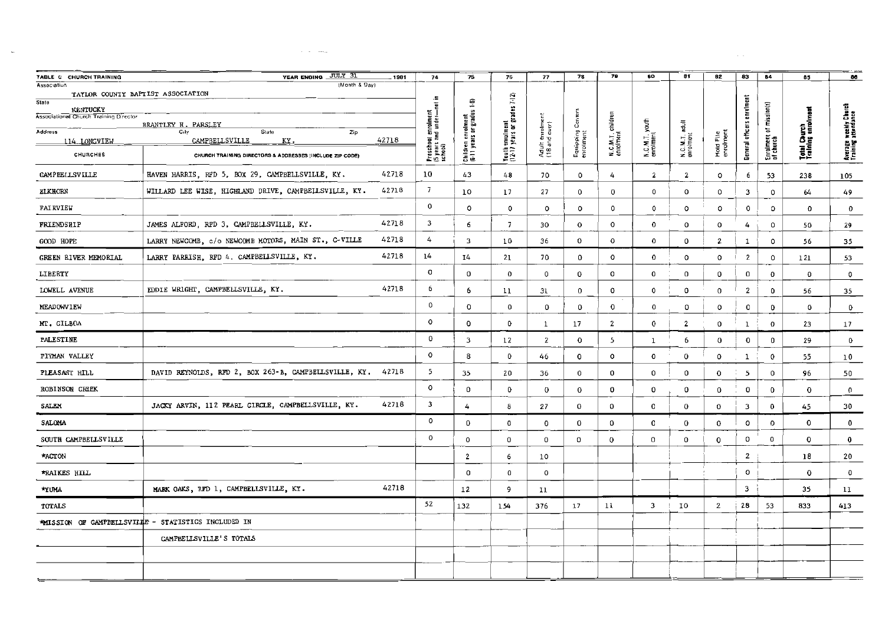TABLE C CHURCH TRAINING — YEAR ENDING JULY 31 (Month & Day) 1981

Association: TAYLOR COUNTY BAPTIST ASSOCIATION

State: KENTUCKY

Associational Church Training Director: BRANTLEY H. PARSLEY

Address: 114 LONGVIEW — City: CAMPBELLSVILLE — State: KY. — Zip: 42718

| CHURCHES | CHURCH TRAINING DIRECTORS & ADDRESSES (INCLUDE ZIP CODE) | | 74 Preschool enrolment (5 years and under—not in school) | 75 Children enrolment (6-11 years or grades 1-6) | 76 Youth enrolment (12-17 years or grades 7-12) | 77 Adult enrolment (18 and over) | 78 Equipping Centers enrolment | 79 N.C.M.T. children enrolment | 80 N.C.M.T. youth enrolment | 81 N.C.M.T. adult enrolment | 82 Hold File enrolment | 83 General officers enrolment | 84 Enrolment of mission(s) of church | 85 Total Church Training enrolment | 86 Average weekly Church Training attendance |
|---|---|---|---|---|---|---|---|---|---|---|---|---|---|---|---|
| CAMPBELLSVILLE | HAVEN HARRIS, RFD 5, BOX 29, CAMPBELLSVILLE, KY. | 42718 | 10 | 43 | 48 | 70 | 0 | 4 | 2 | 2 | 0 | 6 | 53 | 238 | 105 |
| ELKHORN | WILLARD LEE WISE, HIGHLAND DRIVE, CAMPBELLSVILLE, KY. | 42718 | 7 | 10 | 17 | 27 | 0 | 0 | 0 | 0 | 0 | 3 | 0 | 64 | 49 |
| FAIRVIEW | | | 0 | 0 | 0 | 0 | 0 | 0 | 0 | 0 | 0 | 0 | 0 | 0 | 0 |
| FRIENDSHIP | JAMES ALFORD, RFD 3, CAMPBELLSVILLE, KY. | 42718 | 3 | 6 | 7 | 30 | 0 | 0 | 0 | 0 | 0 | 4 | 0 | 50 | 29 |
| GOOD HOPE | LARRY NEWCOMB, c/o NEWCOMB MOTORS, MAIN ST., C-VILLE | 42718 | 4 | 3 | 10 | 36 | 0 | 0 | 0 | 0 | 2 | 1 | 0 | 56 | 35 |
| GREEN RIVER MEMORIAL | LARRY PARRISH, RFD 4, CAMPBELLSVILLE, KY. | 42718 | 14 | 14 | 21 | 70 | 0 | 0 | 0 | 0 | 0 | 2 | 0 | 121 | 53 |
| LIBERTY | | | 0 | 0 | 0 | 0 | 0 | 0 | 0 | 0 | 0 | 0 | 0 | 0 | 0 |
| LOWELL AVENUE | EDDIE WRIGHT, CAMPBELLSVILLE, KY. | 42718 | 6 | 6 | 11 | 31 | 0 | 0 | 0 | 0 | 0 | 2 | 0 | 56 | 35 |
| MEADOWVIEW | | | 0 | 0 | 0 | 0 | 0 | 0 | 0 | 0 | 0 | 0 | 0 | 0 | 0 |
| MT. GILBOA | | | 0 | 0 | 0 | 1 | 17 | 2 | 0 | 2 | 0 | 1 | 0 | 23 | 17 |
| PALESTINE | | | 0 | 3 | 12 | 2 | 0 | 5 | 1 | 6 | 0 | 0 | 0 | 29 | 0 |
| PITMAN VALLEY | | | 0 | 8 | 0 | 46 | 0 | 0 | 0 | 0 | 0 | 1 | 0 | 55 | 10 |
| PLEASANT HILL | DAVID REYNOLDS, RFD 2, BOX 263-B, CAMPBELLSVILLE, KY. | 42718 | 5 | 35 | 20 | 36 | 0 | 0 | 0 | 0 | 0 | 5 | 0 | 96 | 50 |
| ROBINSON CREEK | | | 0 | 0 | 0 | 0 | 0 | 0 | 0 | 0 | 0 | 0 | 0 | 0 | 0 |
| SALEM | JACKY ARVIN, 112 PEARL CIRCLE, CAMPBELLSVILLE, KY. | 42718 | 3 | 4 | 8 | 27 | 0 | 0 | 0 | 0 | 0 | 3 | 0 | 45 | 30 |
| SALOMA | | | 0 | 0 | 0 | 0 | 0 | 0 | 0 | 0 | 0 | 0 | 0 | 0 | 0 |
| SOUTH CAMPBELLSVILLE | | | 0 | 0 | 0 | 0 | 0 | 0 | 0 | 0 | 0 | 0 | 0 | 0 | 0 |
| *ACTON | | | | 2 | 6 | 10 | | | | | | 2 | | 18 | 20 |
| *RAIKES HILL | | | | 0 | 0 | 0 | | | | | | 0 | | 0 | 0 |
| *YUMA | MARK OAKS, RFD 1, CAMPBELLSVILLE, KY. | 42718 | | 12 | 9 | 11 | | | | | | 3 | | 35 | 11 |
| TOTALS | | | 52 | 132 | 154 | 376 | 17 | 11 | 3 | 10 | 2 | 28 | 53 | 833 | 413 |

*MISSION OF CAMPBELLSVILLE - STATISTICS INCLUDED IN CAMPBELLSVILLE'S TOTALS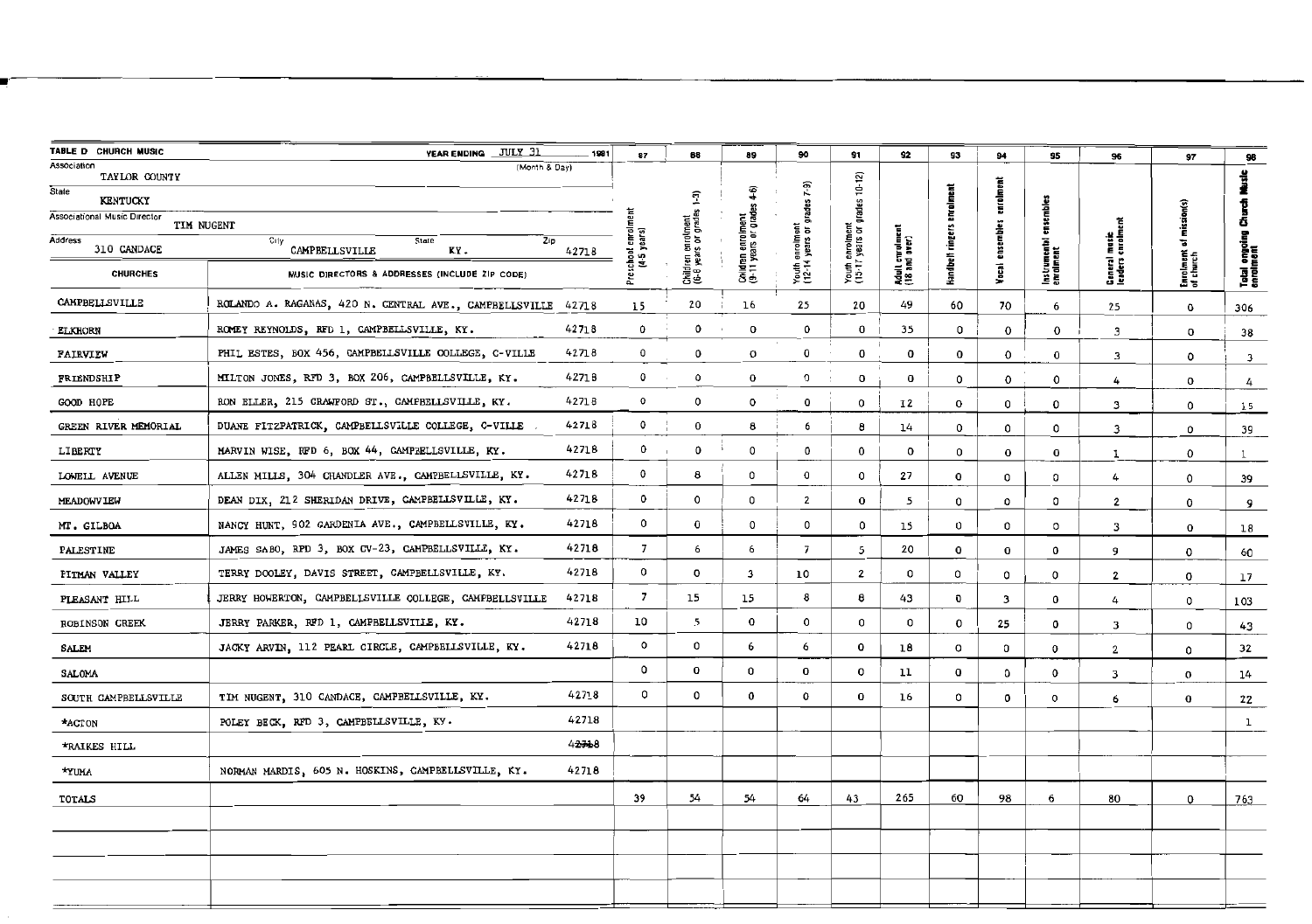**TABLE D CHURCH MUSIC** YEAR ENDING JULY 31 (Month & Day) 1981

Association: TAYLOR COUNTY

State: KENTUCKY

Associational Music Director: TIM NUGENT

Address: 310 CANDACE City: CAMPBELLSVILLE State: KY. Zip: 42718

| CHURCHES | MUSIC DIRECTORS & ADDRESSES (INCLUDE ZIP CODE) | | 87 Preschool enrolment (4-5 years) | 88 Children enrolment (6-8 years or grades 1-3) | 89 Children enrolment (9-11 years or grades 4-6) | 90 Youth enrolment (12-14 years or grades 7-9) | 91 Youth enrolment (15-17 years or grades 10-12) | 92 Adult enrolment (18 and over) | 93 Handbell ringers enrolment | 94 Vocal ensembles enrolment | 95 Instrumental ensembles enrolment | 96 General music leaders enrolment | 97 Enrolment of mission(s) of church | 98 Total ongoing Church Music enrolment |
|---|---|---|---|---|---|---|---|---|---|---|---|---|---|---|
| CAMPBELLSVILLE | ROLANDO A. RAGANAS, 420 N. CENTRAL AVE., CAMPBELLSVILLE | 42718 | 15 | 20 | 16 | 25 | 20 | 49 | 60 | 70 | 6 | 25 | 0 | 306 |
| ELKHORN | ROMEY REYNOLDS, RFD 1, CAMPBELLSVILLE, KY. | 42718 | 0 | 0 | 0 | 0 | 0 | 35 | 0 | 0 | 0 | 3 | 0 | 38 |
| FAIRVIEW | PHIL ESTES, BOX 456, CAMPBELLSVILLE COLLEGE, C-VILLE | 42718 | 0 | 0 | 0 | 0 | 0 | 0 | 0 | 0 | 0 | 3 | 0 | 3 |
| FRIENDSHIP | MILTON JONES, RFD 3, BOX 206, CAMPBELLSVILLE, KY. | 42718 | 0 | 0 | 0 | 0 | 0 | 0 | 0 | 0 | 0 | 4 | 0 | 4 |
| GOOD HOPE | RON ELLER, 215 CRAWFORD ST., CAMPBELLSVILLE, KY. | 42718 | 0 | 0 | 0 | 0 | 0 | 12 | 0 | 0 | 0 | 3 | 0 | 15 |
| GREEN RIVER MEMORIAL | DUANE FITZPATRICK, CAMPBELLSVILLE COLLEGE, C-VILLE | 42718 | 0 | 0 | 8 | 6 | 8 | 14 | 0 | 0 | 0 | 3 | 0 | 39 |
| LIBERTY | MARVIN WISE, RFD 6, BOX 44, CAMPBELLSVILLE, KY. | 42718 | 0 | 0 | 0 | 0 | 0 | 0 | 0 | 0 | 0 | 1 | 0 | 1 |
| LOWELL AVENUE | ALLEN MILLS, 304 CHANDLER AVE., CAMPBELLSVILLE, KY. | 42718 | 0 | 8 | 0 | 0 | 0 | 27 | 0 | 0 | 0 | 4 | 0 | 39 |
| MEADOWVIEW | DEAN DIX, 212 SHERIDAN DRIVE, CAMPBELLSVILLE, KY. | 42718 | 0 | 0 | 0 | 2 | 0 | 5 | 0 | 0 | 0 | 2 | 0 | 9 |
| MT. GILBOA | NANCY HUNT, 902 GARDENIA AVE., CAMPBELLSVILLE, KY. | 42718 | 0 | 0 | 0 | 0 | 0 | 15 | 0 | 0 | 0 | 3 | 0 | 18 |
| PALESTINE | JAMES SABO, RFD 3, BOX CV-23, CAMPBELLSVILLE, KY. | 42718 | 7 | 6 | 6 | 7 | 5 | 20 | 0 | 0 | 0 | 9 | 0 | 60 |
| PITMAN VALLEY | TERRY DOOLEY, DAVIS STREET, CAMPBELLSVILLE, KY. | 42718 | 0 | 0 | 3 | 10 | 2 | 0 | 0 | 0 | 0 | 2 | 0 | 17 |
| PLEASANT HILL | JERRY HOWERTON, CAMPBELLSVILLE COLLEGE, CAMPBELLSVILLE | 42718 | 7 | 15 | 15 | 8 | 8 | 43 | 0 | 3 | 0 | 4 | 0 | 103 |
| ROBINSON CREEK | JERRY PARKER, RFD 1, CAMPBELLSVILLE, KY. | 42718 | 10 | 5 | 0 | 0 | 0 | 0 | 0 | 25 | 0 | 3 | 0 | 43 |
| SALEM | JACKY ARVIN, 112 PEARL CIRCLE, CAMPBELLSVILLE, KY. | 42718 | 0 | 0 | 6 | 6 | 0 | 18 | 0 | 0 | 0 | 2 | 0 | 32 |
| SALOMA | | | 0 | 0 | 0 | 0 | 0 | 11 | 0 | 0 | 0 | 3 | 0 | 14 |
| SOUTH CAMPBELLSVILLE | TIM NUGENT, 310 CANDACE, CAMPBELLSVILLE, KY. | 42718 | 0 | 0 | 0 | 0 | 0 | 16 | 0 | 0 | 0 | 6 | 0 | 22 |
| *ACTON | POLEY BECK, RFD 3, CAMPBELLSVILLE, KY. | 42718 | | | | | | | | | | | | 1 |
| *RAIKES HILL | | 42718 | | | | | | | | | | | | |
| *YUMA | NORMAN MARDIS, 605 N. HOSKINS, CAMPBELLSVILLE, KY. | 42718 | | | | | | | | | | | | |
| TOTALS | | | 39 | 54 | 54 | 64 | 43 | 265 | 60 | 98 | 6 | 80 | 0 | 763 |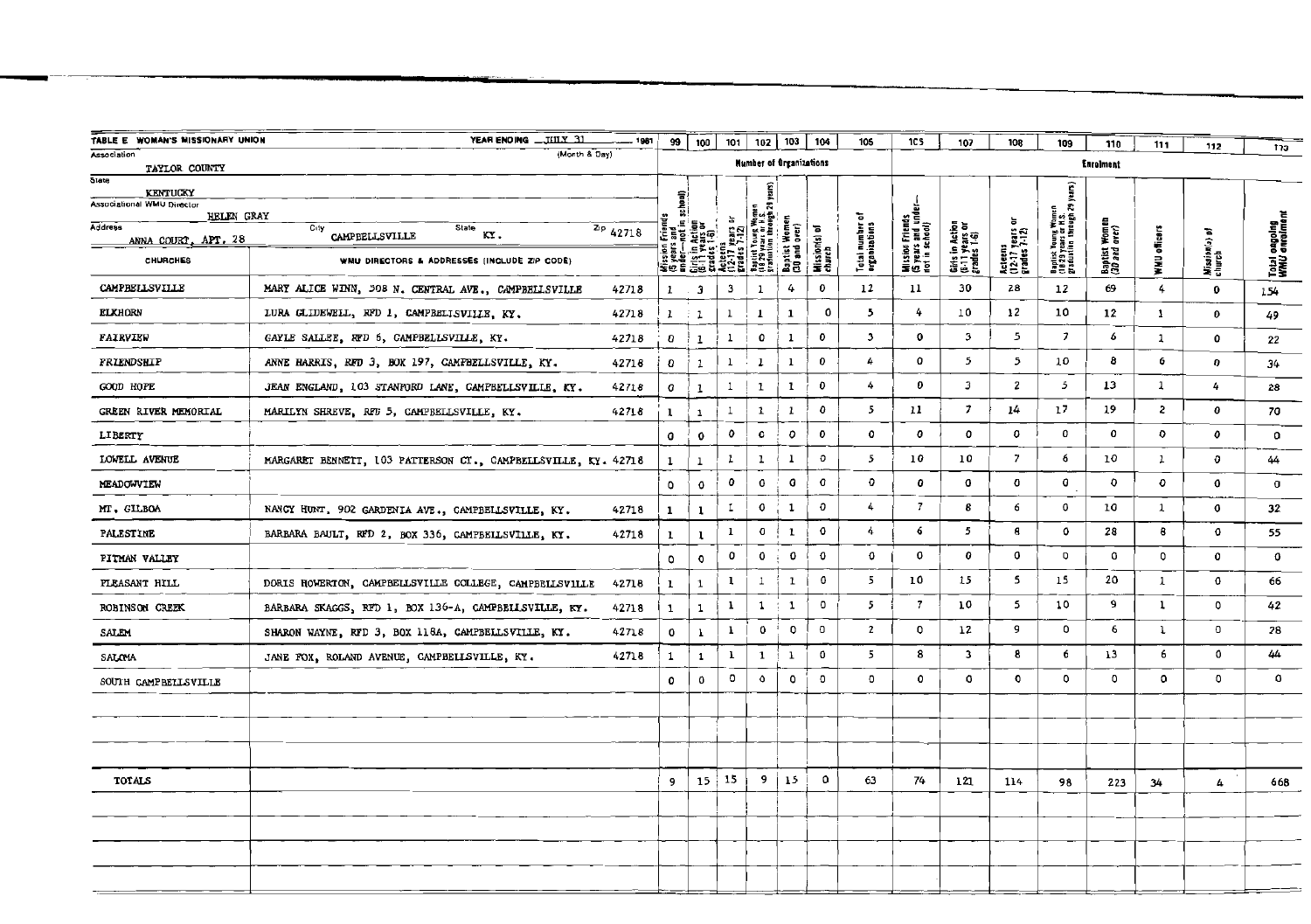TABLE E WOMAN'S MISSIONARY UNION — YEAR ENDING JULY 31 (Month & Day) 1981

Association: TAYLOR COUNTY

State: KENTUCKY

Associational WMU Director: HELEN GRAY

Address: ANNA COURT, APT. 28 — City: CAMPBELLSVILLE — State: KY. — Zip: 42718

| CHURCHES | WMU DIRECTORS & ADDRESSES (INCLUDE ZIP CODE) | | 99 | 100 | 101 | 102 | 103 | 104 | 105 | 106 | 107 | 108 | 109 | 110 | 111 | 112 | 113 |
|---|---|---|---|---|---|---|---|---|---|---|---|---|---|---|---|---|---|
| | | | Number of Organizations | | | | | | | Enrolment | | | | | | | |
| | | | Mission Friends (5 years and under—not in school) | Girls in Action (6-11 years or grades 1-6) | Acteens (12-17 years or grades 7-12) | Baptist Young Women (18-29 years or H.S. graduation through 29 years) | Baptist Women (30 and over) | Mission(s) of church | Total number of organizations | Mission Friends (5 years and under—not in school) | Girls in Action (6-11 years or grades 1-6) | Acteens (12-17 years or grades 7-12) | Baptist Young Women (18-29 years or H.S. graduation through 29 years) | Baptist Women (30 and over) | WMU officers | Mission(s) of church | Total ongoing WMU enrolment |
| CAMPBELLSVILLE | MARY ALICE WINN, 508 N. CENTRAL AVE., CAMPBELLSVILLE | 42718 | 1 | 3 | 3 | 1 | 4 | 0 | 12 | 11 | 30 | 28 | 12 | 69 | 4 | 0 | 154 |
| ELKHORN | LURA GLIDEWELL, RFD 1, CAMPBELLSVILLE, KY. | 42718 | 1 | 1 | 1 | 1 | 1 | 0 | 5 | 4 | 10 | 12 | 10 | 12 | 1 | 0 | 49 |
| FAIRVIEW | GAYLE SALLEE, RFD 6, CAMPBELLSVILLE, KY. | 42718 | 0 | 1 | 1 | 0 | 1 | 0 | 3 | 0 | 3 | 5 | 7 | 6 | 1 | 0 | 22 |
| FRIENDSHIP | ANNE HARRIS, RFD 3, BOX 197, CAMPBELLSVILLE, KY. | 42718 | 0 | 1 | 1 | 1 | 1 | 0 | 4 | 0 | 5 | 5 | 10 | 8 | 6 | 0 | 34 |
| GOOD HOPE | JEAN ENGLAND, 103 STANFORD LANE, CAMPBELLSVILLE, KY. | 42718 | 0 | 1 | 1 | 1 | 1 | 0 | 4 | 0 | 3 | 2 | 5 | 13 | 1 | 4 | 28 |
| GREEN RIVER MEMORIAL | MARILYN SHREVE, RFD 5, CAMPBELLSVILLE, KY. | 42718 | 1 | 1 | 1 | 1 | 1 | 0 | 5 | 11 | 7 | 14 | 17 | 19 | 2 | 0 | 70 |
| LIBERTY | | | 0 | 0 | 0 | 0 | 0 | 0 | 0 | 0 | 0 | 0 | 0 | 0 | 0 | 0 | 0 |
| LOWELL AVENUE | MARGARET BENNETT, 103 PATTERSON CT., CAMPBELLSVILLE, KY. | 42718 | 1 | 1 | 1 | 1 | 1 | 0 | 5 | 10 | 10 | 7 | 6 | 10 | 1 | 0 | 44 |
| MEADOWVIEW | | | 0 | 0 | 0 | 0 | 0 | 0 | 0 | 0 | 0 | 0 | 0 | 0 | 0 | 0 | 0 |
| MT. GILBOA | NANCY HUNT, 902 GARDENIA AVE., CAMPBELLSVILLE, KY. | 42718 | 1 | 1 | 1 | 0 | 1 | 0 | 4 | 7 | 8 | 6 | 0 | 10 | 1 | 0 | 32 |
| PALESTINE | BARBARA BAULT, RFD 2, BOX 336, CAMPBELLSVILLE, KY. | 42718 | 1 | 1 | 1 | 0 | 1 | 0 | 4 | 6 | 5 | 8 | 0 | 28 | 8 | 0 | 55 |
| PITMAN VALLEY | | | 0 | 0 | 0 | 0 | 0 | 0 | 0 | 0 | 0 | 0 | 0 | 0 | 0 | 0 | 0 |
| PLEASANT HILL | DORIS HOWERTON, CAMPBELLSVILLE COLLEGE, CAMPBELLSVILLE | 42718 | 1 | 1 | 1 | 1 | 1 | 0 | 5 | 10 | 15 | 5 | 15 | 20 | 1 | 0 | 66 |
| ROBINSON CREEK | BARBARA SKAGGS, RFD 1, BOX 136-A, CAMPBELLSVILLE, KY. | 42718 | 1 | 1 | 1 | 1 | 1 | 0 | 5 | 7 | 10 | 5 | 10 | 9 | 1 | 0 | 42 |
| SALEM | SHARON WAYNE, RFD 3, BOX 118A, CAMPBELLSVILLE, KY. | 42718 | 0 | 1 | 1 | 0 | 0 | 0 | 2 | 0 | 12 | 9 | 0 | 6 | 1 | 0 | 28 |
| SALOMA | JANE FOX, ROLAND AVENUE, CAMPBELLSVILLE, KY. | 42718 | 1 | 1 | 1 | 1 | 1 | 0 | 5 | 8 | 3 | 8 | 6 | 13 | 6 | 0 | 44 |
| SOUTH CAMPBELLSVILLE | | | 0 | 0 | 0 | 0 | 0 | 0 | 0 | 0 | 0 | 0 | 0 | 0 | 0 | 0 | 0 |
| TOTALS | | | 9 | 15 | 15 | 9 | 15 | 0 | 63 | 74 | 121 | 114 | 98 | 223 | 34 | 4 | 668 |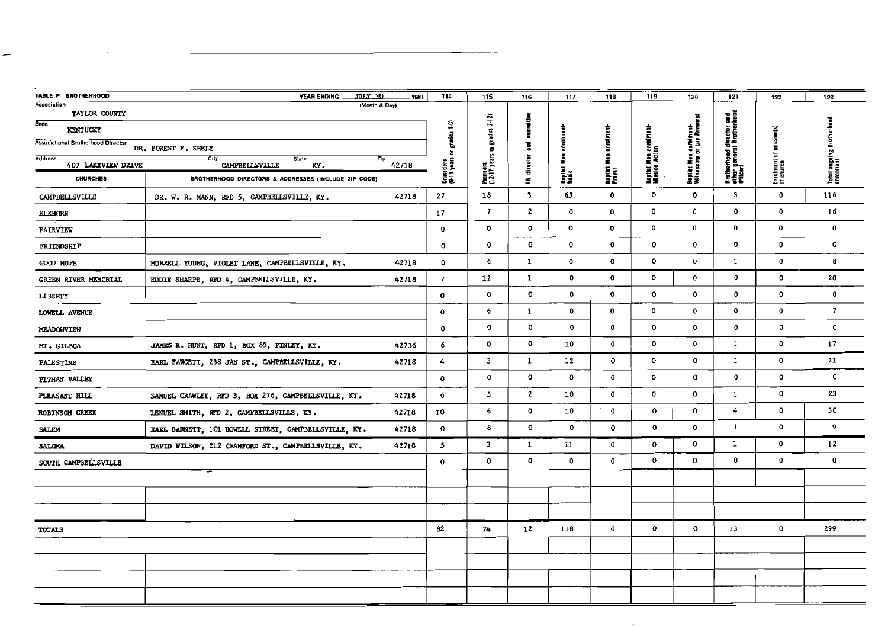TABLE F BROTHERHOOD — YEAR ENDING JULY 30 (Month & Day) 1981

Association: TAYLOR COUNTY
State: KENTUCKY
Associational Brotherhood Director: DR. FORREST F. SHELY
Address: 407 LAKEVIEW DRIVE — City: CAMPBELLSVILLE — State: KY. — Zip: 42718

| CHURCHES | BROTHERHOOD DIRECTORS & ADDRESSES (INCLUDE ZIP CODE) | 114 Crusaders (6-11 years or grades 1-6) | 115 Pioneers (12-17 years or grades 7-12) | 116 RA director and committee | 117 Baptist Men enrolment-Basic | 118 Baptist Men enrolment-Prayer | 119 Baptist Men enrolment-Mission Action | 120 Baptist Men enrolment-Witnessing or Lay Renewal | 121 Brotherhood director and other general Brotherhood Officers | 122 Enrolment of mission(s) of church | 123 Total ongoing Brotherhood enrolment |
|---|---|---|---|---|---|---|---|---|---|---|---|
| CAMPBELLSVILLE | DR. W. R. MANN, RFD 5, CAMPBELLSVILLE, KY. 42718 | 27 | 18 | 3 | 65 | 0 | 0 | 0 | 3 | 0 | 116 |
| ELKHORN | | 17 | 7 | 2 | 0 | 0 | 0 | 0 | 0 | 0 | 16 |
| FAIRVIEW | | 0 | 0 | 0 | 0 | 0 | 0 | 0 | 0 | 0 | 0 |
| FRIENDSHIP | | 0 | 0 | 0 | 0 | 0 | 0 | 0 | 0 | 0 | 0 |
| GOOD HOPE | MURRELL YOUNG, VIOLET LANE, CAMPBELLSVILLE, KY. 42718 | 0 | 6 | 1 | 0 | 0 | 0 | 0 | 1 | 0 | 8 |
| GREEN RIVER MEMORIAL | EDDIE SHARPE, RFD 4, CAMPBELLSVILLE, KY. 42718 | 7 | 12 | 1 | 0 | 0 | 0 | 0 | 0 | 0 | 20 |
| LIBERTY | | 0 | 0 | 0 | 0 | 0 | 0 | 0 | 0 | 0 | 0 |
| LOWELL AVENUE | | 0 | 6 | 1 | 0 | 0 | 0 | 0 | 0 | 0 | 7 |
| MEADOWVIEW | | 0 | 0 | 0 | 0 | 0 | 0 | 0 | 0 | 0 | 0 |
| MT. GILBOA | JAMES R. HUNT, RFD 1, BOX 85, FINLEY, KY. 42736 | 6 | 0 | 0 | 10 | 0 | 0 | 0 | 1 | 0 | 17 |
| PALESTINE | EARL FAWCETT, 238 JAN ST., CAMPBELLSVILLE, KY. 42718 | 4 | 3 | 1 | 12 | 0 | 0 | 0 | 1 | 0 | 21 |
| PITMAN VALLEY | | 0 | 0 | 0 | 0 | 0 | 0 | 0 | 0 | 0 | 0 |
| PLEASANT HILL | SAMUEL CRAWLEY, RFD 3, BOX 276, CAMPBELLSVILLE, KY. 42718 | 6 | 5 | 2 | 10 | 0 | 0 | 0 | 1 | 0 | 23 |
| ROBINSON CREEK | LEMUEL SMITH, RFD 2, CAMPBELLSVILLE, KY. 42718 | 10 | 6 | 0 | 10 | 0 | 0 | 0 | 4 | 0 | 30 |
| SALEM | EARL BARNETT, 101 HOWELL STREET, CAMPBELLSVILLE, KY. 42718 | 0 | 8 | 0 | 0 | 0 | 0 | 0 | 1 | 0 | 9 |
| SALOMA | DAVID WILSON, 212 CRAWFORD ST., CAMPBELLSVILLE, KY. 42718 | 5 | 3 | 1 | 11 | 0 | 0 | 0 | 1 | 0 | 12 |
| SOUTH CAMPBELLSVILLE | | 0 | 0 | 0 | 0 | 0 | 0 | 0 | 0 | 0 | 0 |
| TOTALS | | 82 | 74 | 12 | 118 | 0 | 0 | 0 | 13 | 0 | 299 |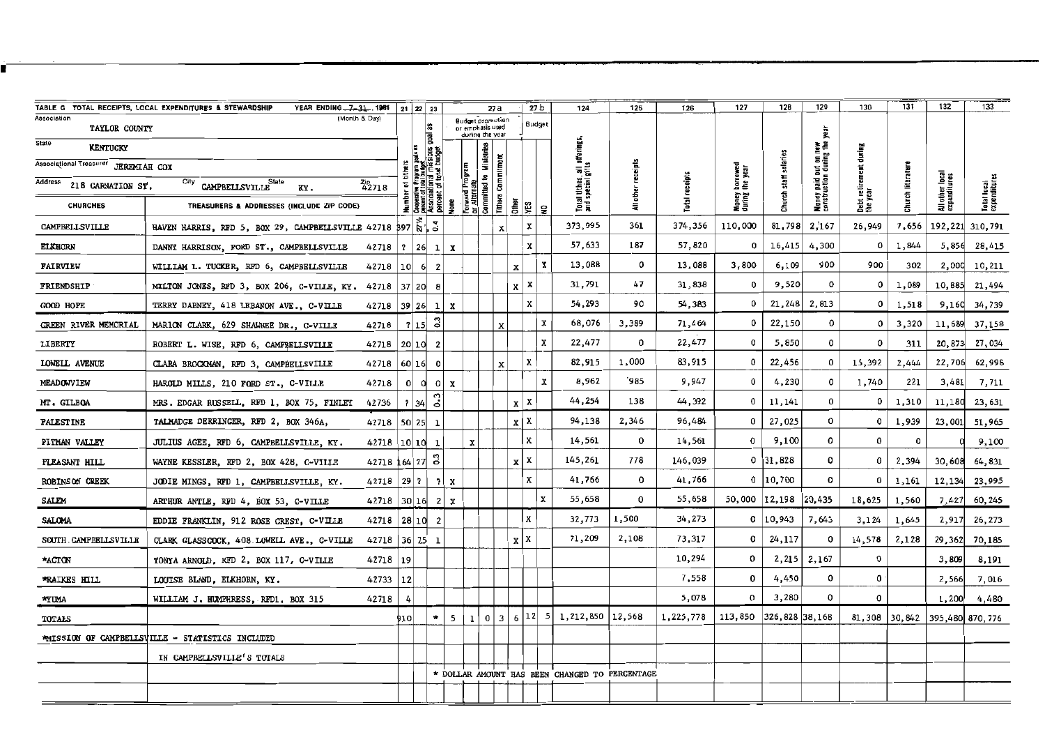TABLE G TOTAL RECEIPTS, LOCAL EXPENDITURES & STEWARDSHIP YEAR ENDING 7-31 1981 (Month & Day)

Association: TAYLOR COUNTY

State: KENTUCKY

Associational Treasurer: JEREMIAH COX

Address: 218 CARNATION ST. City: CAMPBELLSVILLE State: KY. Zip: 42718

| | | 21 | 22 | 23 | 27a Budget promotion or emphasis used during the year | | | | | 27b Budget | | 124 | 125 | 126 | 127 | 128 | 129 | 130 | 131 | 132 | 133 |
|---|---|---|---|---|---|---|---|---|---|---|---|---|---|---|---|---|---|---|---|---|---|
| CHURCHES | TREASURERS & ADDRESSES (INCLUDE ZIP CODE) | Number of tithers | Cooperative Program goal as percent of total budget | Associational missions goal as percent of total budget | None | Forward Program or Alternate | Committed to Ministries | Tithers Commitment | Other | YES | NO | Total tithes, all offerings, and special gifts | All other receipts | Total receipts | Money borrowed during the year | Church staff salaries | Money paid out on new construction during the year | Debt retirement during the year | Church literature | All other local expenditures | Total local expenditures |
| CAMPBELLSVILLE | HAVEN HARRIS, RFD 5, BOX 29, CAMPBELLSVILLE 42718 | 397 | 27½ | 0.4 | | | | X | | X | | 373,995 | 361 | 374,356 | 110,000 | 81,798 | 2,167 | 26,949 | 7,656 | 192,221 | 310,791 |
| ELKHORN | DANNY HARRISON, FORD ST., CAMPBELLSVILLE 42718 | ? | 26 | 1 | X | | | | | X | | 57,633 | 187 | 57,820 | 0 | 16,415 | 4,300 | 0 | 1,844 | 5,856 | 28,415 |
| FAIRVIEW | WILLIAM L. TUCKER, RFD 6, CAMPBELLSVILLE 42718 | 10 | 6 | 2 | | | | | X | | X | 13,088 | 0 | 13,088 | 3,800 | 6,109 | 900 | 900 | 302 | 2,000 | 10,211 |
| FRIENDSHIP | MILTON JONES, RFD 3, BOX 206, C-VILLE, KY. 42718 | 37 | 20 | 8 | | | | | X | X | | 31,791 | 47 | 31,838 | 0 | 9,520 | 0 | 0 | 1,089 | 10,885 | 21,494 |
| GOOD HOPE | TERRY DABNEY, 418 LEBANON AVE., C-VILLE 42718 | 39 | 26 | 1 | X | | | | | X | | 54,293 | 90 | 54,383 | 0 | 21,248 | 2,813 | 0 | 1,518 | 9,160 | 34,739 |
| GREEN RIVER MEMORIAL | MARION CLARK, 629 SHAWNEE DR., C-VILLE 42718 | ? | 15 | 0.3 | | | | X | | | X | 68,076 | 3,389 | 71,464 | 0 | 22,150 | 0 | 0 | 3,320 | 11,689 | 37,158 |
| LIBERTY | ROBERT L. WISE, RFD 6, CAMPBELLSVILLE 42718 | 20 | 10 | 2 | | | | | | | X | 22,477 | 0 | 22,477 | 0 | 5,850 | 0 | 0 | 311 | 20,873 | 27,034 |
| LOWELL AVENUE | CLARA BROCKMAN, RFD 3, CAMPBELLSVILLE 42718 | 60 | 16 | 0 | | | | X | | X | | 82,915 | 1,000 | 83,915 | 0 | 22,456 | 0 | 15,392 | 2,444 | 22,706 | 62,998 |
| MEADOWVIEW | HAROLD MILLS, 210 FORD ST., C-VILLE 42718 | 0 | 0 | 0 | X | | | | | | X | 8,962 | 985 | 9,947 | 0 | 4,230 | 0 | 1,740 | 221 | 3,481 | 7,711 |
| MT. GILBOA | MRS. EDGAR RUSSELL, RFD 1, BOX 75, FINLEY 42736 | ? | 34 | 0.3 | | | | | X | X | | 44,254 | 138 | 44,392 | 0 | 11,141 | 0 | 0 | 1,310 | 11,180 | 23,631 |
| PALESTINE | TALMADGE DERRINGER, RFD 2, BOX 346A, 42718 | 50 | 25 | 1 | | | | | X | X | | 94,138 | 2,346 | 96,484 | 0 | 27,025 | 0 | 0 | 1,939 | 23,001 | 51,965 |
| PITMAN VALLEY | JULIUS AGEE, RFD 6, CAMPBELLSVILLE, KY. 42718 | 10 | 10 | 1 | | X | | | | X | | 14,561 | 0 | 14,561 | 0 | 9,100 | 0 | 0 | 0 | 0 | 9,100 |
| PLEASANT HILL | WAYNE KESSLER, RFD 2, BOX 428, C-VILLE 42718 | 164 | 27 | 0.3 | | | | | X | X | | 145,261 | 778 | 146,039 | 0 | 31,828 | 0 | 0 | 2,394 | 30,608 | 64,831 |
| ROBINSON CREEK | JODIE MINGS, RFD 1, CAMPBELLSVILLE, KY. 42718 | 29 | ? | ? | X | | | | | X | | 41,766 | 0 | 41,766 | 0 | 10,700 | 0 | 0 | 1,161 | 12,134 | 23,995 |
| SALEM | ARTHUR ANTLE, RFD 4, BOX 53, C-VILLE 42718 | 30 | 16 | 2 | X | | | | | | X | 55,658 | 0 | 55,658 | 50,000 | 12,198 | 20,435 | 18,625 | 1,560 | 7,427 | 60,245 |
| SALOMA | EDDIE FRANKLIN, 912 ROSE CREST, C-VILLE 42718 | 28 | 10 | 2 | | | | | | X | | 32,773 | 1,500 | 34,273 | 0 | 10,943 | 7,643 | 3,124 | 1,645 | 2,917 | 26,273 |
| SOUTH CAMPBELLSVILLE | CLARK GLASSCOCK, 408 LOWELL AVE., C-VILLE 42718 | 36 | 7.5 | 1 | | | | | X | X | | 71,209 | 2,108 | 73,317 | 0 | 24,117 | 0 | 14,578 | 2,128 | 29,362 | 70,185 |
| *ACTON | TONYA ARNOLD, RFD 2, BOX 117, C-VILLE 42718 | 19 | | | | | | | | | | | | 10,294 | 0 | 2,215 | 2,167 | 0 | | 3,809 | 8,191 |
| *RAIKES HILL | LOUISE BLAND, ELKHORN, KY. 42733 | 12 | | | | | | | | | | | | 7,558 | 0 | 4,450 | 0 | 0 | | 2,566 | 7,016 |
| *YUMA | WILLIAM J. HUMPHRESS, RFD1, BOX 315 42718 | 4 | | | | | | | | | | | | 5,078 | 0 | 3,280 | 0 | 0 | | 1,200 | 4,480 |
| TOTALS | | 910 | | * | 5 | 1 | 0 | 3 | 6 | 12 | 5 | 1,212,850 | 12,568 | 1,225,778 | 113,850 | 326,828 | 38,168 | 81,308 | 30,842 | 395,480 | 870,776 |

*MISSION OF CAMPBELLSVILLE - STATISTICS INCLUDED IN CAMPBELLSVILLE'S TOTALS

* DOLLAR AMOUNT HAS BEEN CHANGED TO PERCENTAGE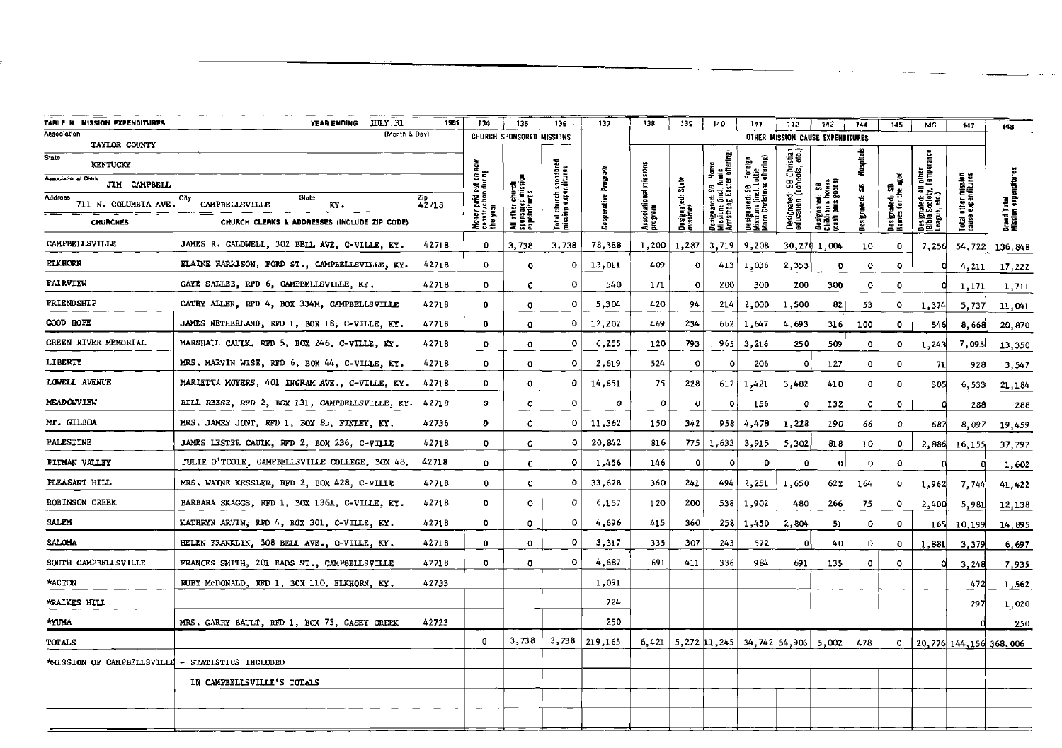| TABLE H MISSION EXPENDITURES | YEAR ENDING JULY 31 1981 (Month & Day) | | 134 | 135 | 136 | 137 | 138 | 139 | 140 | 141 | 142 | 143 | 144 | 145 | 146 | 147 | 148 |
|---|---|---|---|---|---|---|---|---|---|---|---|---|---|---|---|---|---|
| Association: TAYLOR COUNTY | | | CHURCH SPONSORED MISSIONS | | | | OTHER MISSION CAUSE EXPENDITURES | | | | | | | | | | |
| State: KENTUCKY; Associational Clerk: JIM CAMPBELL; Address: 711 N. COLUMBIA AVE.; City: CAMPBELLSVILLE; State: KY.; Zip: 42718 | | | Money paid out on new construction during the year | All other church sponsored mission expenditures | Total church sponsored mission expenditures | Cooperative Program | Associational missions program | Designated: State missions | Designated: SB Home Missions (incl. Annie Armstrong Easter offering) | Designated: SB Foreign Missions (incl. Lottie Moon Christmas offering) | Designated: SB Christian education (schools, etc.) | Designated: SB Children's homes (cash plus goods) | Designated: SB Hospitals | Designated: SB Homes for the aged | Designated: All other (Bible Society, Temperance League, etc.) | Total other mission cause expenditures | Grand Total Mission expenditures |
| CHURCHES | CHURCH CLERKS & ADDRESSES (INCLUDE ZIP CODE) | | | | | | | | | | | | | | | | |
| CAMPBELLSVILLE | JAMES R. CALDWELL, 302 BELL AVE, C-VILLE, KY. | 42718 | 0 | 3,738 | 3,738 | 78,388 | 1,200 | 1,287 | 3,719 | 9,208 | 30,270 | 1,004 | 10 | 0 | 7,256 | 54,722 | 136,848 |
| ELKHORN | ELAINE HARRISON, FORD ST., CAMPBELLSVILLE, KY. | 42718 | 0 | 0 | 0 | 13,011 | 409 | 0 | 413 | 1,036 | 2,353 | 0 | 0 | 0 | 0 | 4,211 | 17,222 |
| FAIRVIEW | GAYE SALLEE, RFD 6, CAMPBELLSVILLE, KY. | 42718 | 0 | 0 | 0 | 540 | 171 | 0 | 200 | 300 | 200 | 300 | 0 | 0 | 0 | 1,171 | 1,711 |
| FRIENDSHIP | CATHY ALLEN, RFD 4, BOX 334M, CAMPBELLSVILLE | 42718 | 0 | 0 | 0 | 5,304 | 420 | 94 | 214 | 2,000 | 1,500 | 82 | 53 | 0 | 1,374 | 5,737 | 11,041 |
| GOOD HOPE | JAMES NETHERLAND, RFD 1, BOX 18, C-VILLE, KY. | 42718 | 0 | 0 | 0 | 12,202 | 469 | 234 | 662 | 1,647 | 4,693 | 316 | 100 | 0 | 546 | 8,668 | 20,870 |
| GREEN RIVER MEMORIAL | MARSHALL CAULK, RFD 5, BOX 246, C-VILLE, KY. | 42718 | 0 | 0 | 0 | 6,255 | 120 | 793 | 965 | 3,216 | 250 | 509 | 0 | 0 | 1,243 | 7,095 | 13,350 |
| LIBERTY | MRS. MARVIN WISE, RFD 6, BOX 44, C-VILLE, KY. | 42718 | 0 | 0 | 0 | 2,619 | 524 | 0 | 0 | 206 | 0 | 127 | 0 | 0 | 71 | 928 | 3,547 |
| LOWELL AVENUE | MARIETTA MOYERS, 401 INGRAM AVE., C-VILLE, KY. | 42718 | 0 | 0 | 0 | 14,651 | 75 | 228 | 612 | 1,421 | 3,482 | 410 | 0 | 0 | 305 | 6,533 | 21,184 |
| MEADOWVIEW | BILL REESE, RFD 2, BOX 131, CAMPBELLSVILLE, KY. | 42718 | 0 | 0 | 0 | 0 | 0 | 0 | 0 | 156 | 0 | 132 | 0 | 0 | 0 | 288 | 288 |
| MT. GILBOA | MRS. JAMES JUNT, RFD 1, BOX 85, FINLEY, KY. | 42736 | 0 | 0 | 0 | 11,362 | 150 | 342 | 958 | 4,478 | 1,228 | 190 | 66 | 0 | 687 | 8,097 | 19,459 |
| PALESTINE | JAMES LESTER CAULK, RFD 2, BOX 236, C-VILLE | 42718 | 0 | 0 | 0 | 20,842 | 816 | 775 | 1,633 | 3,915 | 5,302 | 818 | 10 | 0 | 2,886 | 16,155 | 37,797 |
| PITMAN VALLEY | JULIE O'TOOLE, CAMPBELLSVILLE COLLEGE, BOX 48, | 42718 | 0 | 0 | 0 | 1,456 | 146 | 0 | 0 | 0 | 0 | 0 | 0 | 0 | 0 | 0 | 1,602 |
| PLEASANT HILL | MRS. WAYNE KESSLER, RFD 2, BOX 428, C-VILLE | 42718 | 0 | 0 | 0 | 33,678 | 360 | 241 | 494 | 2,251 | 1,650 | 622 | 164 | 0 | 1,962 | 7,744 | 41,422 |
| ROBINSON CREEK | BARBARA SKAGGS, RFD 1, BOX 136A, C-VILLE, KY. | 42718 | 0 | 0 | 0 | 6,157 | 120 | 200 | 538 | 1,902 | 480 | 266 | 75 | 0 | 2,400 | 5,981 | 12,138 |
| SALEM | KATHRYN ARVIN, RFD 4, BOX 301, C-VILLE, KY. | 42718 | 0 | 0 | 0 | 4,696 | 415 | 360 | 258 | 1,450 | 2,804 | 51 | 0 | 0 | 165 | 10,199 | 14,895 |
| SALOMA | HELEN FRANKLIN, 508 BELL AVE., C-VILLE, KY. | 42718 | 0 | 0 | 0 | 3,317 | 335 | 307 | 243 | 572 | 0 | 40 | 0 | 0 | 1,881 | 3,379 | 6,697 |
| SOUTH CAMPBELLSVILLE | FRANCES SMITH, 201 EADS ST., CAMPBELLSVILLE | 42718 | 0 | 0 | 0 | 4,687 | 691 | 411 | 336 | 984 | 691 | 135 | 0 | 0 | 0 | 3,248 | 7,935 |
| *ACTON | RUBY McDONALD, RFD 1, BOX 110, ELKHORN, KY. | 42733 | | | | 1,091 | | | | | | | | | | 472 | 1,562 |
| *RAIKES HILL | | | | | | 724 | | | | | | | | | | 297 | 1,020 |
| *YUMA | MRS. GARRY BAULT, RFD 1, BOX 75, CASEY CREEK | 42723 | | | | 250 | | | | | | | | | | 0 | 250 |
| TOTALS | | | 0 | 3,738 | 3,738 | 219,165 | 6,421 | 5,272 | 11,245 | 34,742 | 54,903 | 5,002 | 478 | 0 | 20,776 | 144,156 | 368,006 |
| *MISSION OF CAMPBELLSVILLE | - STATISTICS INCLUDED IN CAMPBELLSVILLE'S TOTALS | | | | | | | | | | | | | | | | |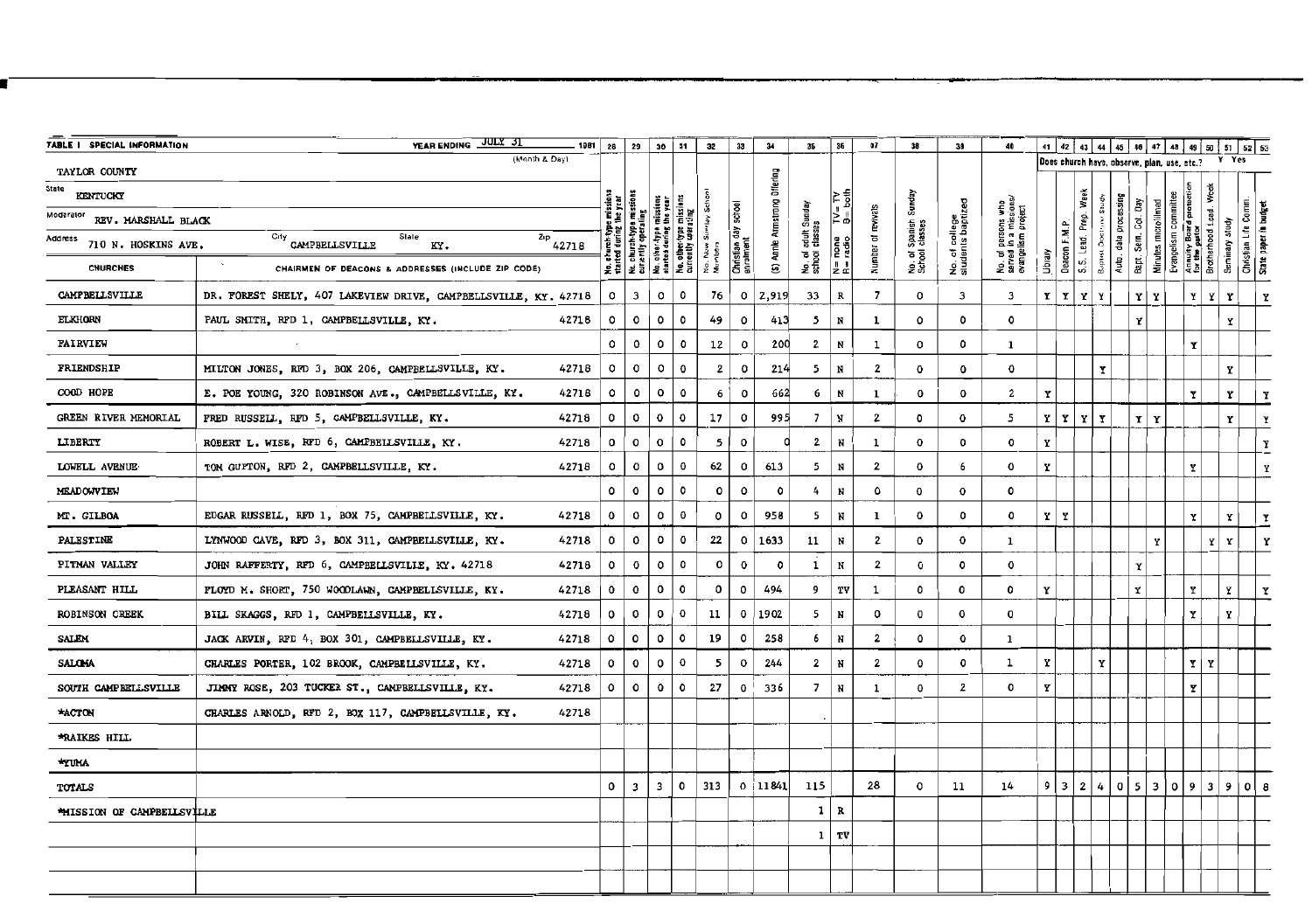**TABLE I SPECIAL INFORMATION** YEAR ENDING JULY 31 (Month & Day) 1981

TAYLOR COUNTY

State: KENTUCKY

Moderator: REV. MARSHALL BLACK

Address: 710 N. HOSKINS AVE. City: CAMPBELLSVILLE State: KY. Zip: 42718

Does church have, observe, plan, use, etc.? Y = Yes

| CHURCHES | CHAIRMEN OF DEACONS & ADDRESSES (INCLUDE ZIP CODE) | 28 No. church-type missions started during the year | 29 No. church-type missions currently operating | 30 No. other-type missions started during the year | 31 No. other-type missions currently operating | 32 No. New Sunday School Members | 33 Christian day school enrollment | 34 ($) Annie Armstrong Offering | 35 No. of adult Sunday school classes | 36 N= none TV= TV R= radio B= both | 37 Number of revivals | 38 No. of Spanish Sunday School classes | 39 No. of college students baptized | 40 No. of persons who served in a missions/ evangelism project | 41 Library | 42 Deacon F.M.P. | 43 S.S. Lead. Prep. Week | 44 Baptist Doctrine Study | 45 Auto. data processing | 46 Bapt. Sem. Col. Day | 47 Minutes microfilmed | 48 Evangelism committee | 49 Annuity Board protection for the pastor | 50 Brotherhood Lead. Week | 51 Seminary study | 52 Christian Life Comm. | 53 State paper in budget |
|---|---|---|---|---|---|---|---|---|---|---|---|---|---|---|---|---|---|---|---|---|---|---|---|---|---|---|---|
| CAMPBELLSVILLE | DR. FOREST SHELY, 407 LAKEVIEW DRIVE, CAMPBELLSVILLE, KY. 42718 | 0 | 3 | 0 | 0 | 76 | 0 | 2,919 | 33 | R | 7 | 0 | 3 | 3 | Y | Y | Y | Y | | Y | Y | | Y | Y | Y | | Y |
| ELKHORN | PAUL SMITH, RFD 1, CAMPBELLSVILLE, KY. 42718 | 0 | 0 | 0 | 0 | 49 | 0 | 413 | 5 | N | 1 | 0 | 0 | 0 | | | | | | Y | | | | | Y | | |
| FAIRVIEW | | 0 | 0 | 0 | 0 | 12 | 0 | 200 | 2 | N | 1 | 0 | 0 | 1 | | | | | | | | | Y | | | | |
| FRIENDSHIP | MILTON JONES, RFD 3, BOX 206, CAMPBELLSVILLE, KY. 42718 | 0 | 0 | 0 | 0 | 2 | 0 | 214 | 5 | N | 2 | 0 | 0 | 0 | | | | Y | | | | | | | Y | | |
| GOOD HOPE | E. POE YOUNG, 320 ROBINSON AVE., CAMPBELLSVILLE, KY. 42718 | 0 | 0 | 0 | 0 | 6 | 0 | 662 | 6 | N | 1 | 0 | 0 | 2 | Y | | | | | | | | Y | | Y | | Y |
| GREEN RIVER MEMORIAL | FRED RUSSELL, RFD 5, CAMPBELLSVILLE, KY. 42718 | 0 | 0 | 0 | 0 | 17 | 0 | 995 | 7 | N | 2 | 0 | 0 | 5 | Y | Y | Y | Y | | Y | Y | | | | Y | | Y |
| LIBERTY | ROBERT L. WISE, RFD 6, CAMPBELLSVILLE, KY. 42718 | 0 | 0 | 0 | 0 | 5 | 0 | 0 | 2 | N | 1 | 0 | 0 | 0 | Y | | | | | | | | | | | | Y |
| LOWELL AVENUE | TOM GUPTON, RFD 2, CAMPBELLSVILLE, KY. 42718 | 0 | 0 | 0 | 0 | 62 | 0 | 613 | 5 | N | 2 | 0 | 6 | 0 | Y | | | | | | | | Y | | | | Y |
| MEADOWVIEW | | 0 | 0 | 0 | 0 | 0 | 0 | 0 | 4 | N | 0 | 0 | 0 | 0 | | | | | | | | | | | | | |
| MT. GILBOA | EDGAR RUSSELL, RFD 1, BOX 75, CAMPBELLSVILLE, KY. 42718 | 0 | 0 | 0 | 0 | 0 | 0 | 958 | 5 | N | 1 | 0 | 0 | 0 | Y | Y | | | | | | | Y | | Y | | Y |
| PALESTINE | LYNWOOD CAVE, RFD 3, BOX 311, CAMPBELLSVILLE, KY. 42718 | 0 | 0 | 0 | 0 | 22 | 0 | 1633 | 11 | N | 2 | 0 | 0 | 1 | | | | | | | Y | | | Y | Y | | Y |
| PITMAN VALLEY | JOHN RAFFERTY, RFD 6, CAMPBELLSVILLE, KY. 42718 | 0 | 0 | 0 | 0 | 0 | 0 | 0 | 1 | N | 2 | 0 | 0 | 0 | | | | | | Y | | | | | | | |
| PLEASANT HILL | FLOYD M. SHORT, 750 WOODLAWN, CAMPBELLSVILLE, KY. 42718 | 0 | 0 | 0 | 0 | 0 | 0 | 494 | 9 | TV | 1 | 0 | 0 | 0 | Y | | | | | Y | | | Y | | Y | | Y |
| ROBINSON CREEK | BILL SKAGGS, RFD 1, CAMPBELLSVILLE, KY. 42718 | 0 | 0 | 0 | 0 | 11 | 0 | 1902 | 5 | N | 0 | 0 | 0 | 0 | | | | | | | | | Y | | Y | | |
| SALEM | JACK ARVIN, RFD 4, BOX 301, CAMPBELLSVILLE, KY. 42718 | 0 | 0 | 0 | 0 | 19 | 0 | 258 | 6 | N | 2 | 0 | 0 | 1 | | | | | | | | | | | | | |
| SALOMA | CHARLES PORTER, 102 BROOK, CAMPBELLSVILLE, KY. 42718 | 0 | 0 | 0 | 0 | 5 | 0 | 244 | 2 | N | 2 | 0 | 0 | 1 | Y | | | Y | | | | | Y | Y | | | |
| SOUTH CAMPBELLSVILLE | JIMMY ROSE, 203 TUCKER ST., CAMPBELLSVILLE, KY. 42718 | 0 | 0 | 0 | 0 | 27 | 0 | 336 | 7 | N | 1 | 0 | 2 | 0 | Y | | | | | | | | Y | | | | |
| *ACTON | CHARLES ARNOLD, RFD 2, BOX 117, CAMPBELLSVILLE, KY. 42718 | | | | | | | | | | | | | | | | | | | | | | | | | | |
| *RAIKES HILL | | | | | | | | | | | | | | | | | | | | | | | | | | | |
| *YUMA | | | | | | | | | | | | | | | | | | | | | | | | | | | |
| TOTALS | | 0 | 3 | 3 | 0 | 313 | 0 | 11841 | 115 | | 28 | 0 | 11 | 14 | 9 | 3 | 2 | 4 | 0 | 5 | 3 | 0 | 9 | 3 | 9 | 0 | 8 |
| *MISSION OF CAMPBELLSVILLE | | | | | | | | | 1 | R | | | | | | | | | | | | | | | | | |
| | | | | | | | | | 1 | TV | | | | | | | | | | | | | | | | | |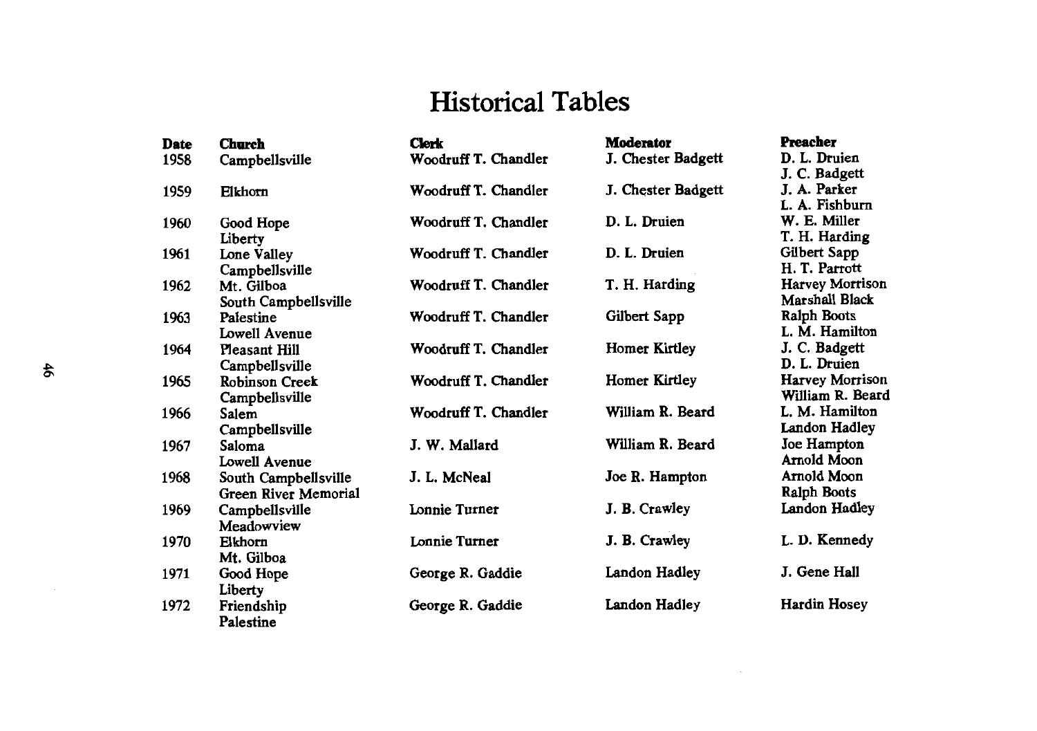# Historical Tables

| Date | Church | Clerk | Moderator | Preacher |
|---|---|---|---|---|
| 1958 | Campbellsville | Woodruff T. Chandler | J. Chester Badgett | D. L. Druien<br>J. C. Badgett |
| 1959 | Elkhorn | Woodruff T. Chandler | J. Chester Badgett | J. A. Parker<br>L. A. Fishburn |
| 1960 | Good Hope<br>Liberty | Woodruff T. Chandler | D. L. Druien | W. E. Miller<br>T. H. Harding |
| 1961 | Lone Valley<br>Campbellsville | Woodruff T. Chandler | D. L. Druien | Gilbert Sapp<br>H. T. Parrott |
| 1962 | Mt. Gilboa<br>South Campbellsville | Woodruff T. Chandler | T. H. Harding | Harvey Morrison<br>Marshall Black |
| 1963 | Palestine<br>Lowell Avenue | Woodruff T. Chandler | Gilbert Sapp | Ralph Boots<br>L. M. Hamilton |
| 1964 | Pleasant Hill<br>Campbellsville | Woodruff T. Chandler | Homer Kirtley | J. C. Badgett<br>D. L. Druien |
| 1965 | Robinson Creek<br>Campbellsville | Woodruff T. Chandler | Homer Kirtley | Harvey Morrison<br>William R. Beard |
| 1966 | Salem<br>Campbellsville | Woodruff T. Chandler | William R. Beard | L. M. Hamilton<br>Landon Hadley |
| 1967 | Saloma<br>Lowell Avenue | J. W. Mallard | William R. Beard | Joe Hampton<br>Arnold Moon |
| 1968 | South Campbellsville<br>Green River Memorial | J. L. McNeal | Joe R. Hampton | Arnold Moon<br>Ralph Boots |
| 1969 | Campbellsville<br>Meadowview | Lonnie Turner | J. B. Crawley | Landon Hadley |
| 1970 | Elkhorn<br>Mt. Gilboa | Lonnie Turner | J. B. Crawley | L. D. Kennedy |
| 1971 | Good Hope<br>Liberty | George R. Gaddie | Landon Hadley | J. Gene Hall |
| 1972 | Friendship<br>Palestine | George R. Gaddie | Landon Hadley | Hardin Hosey |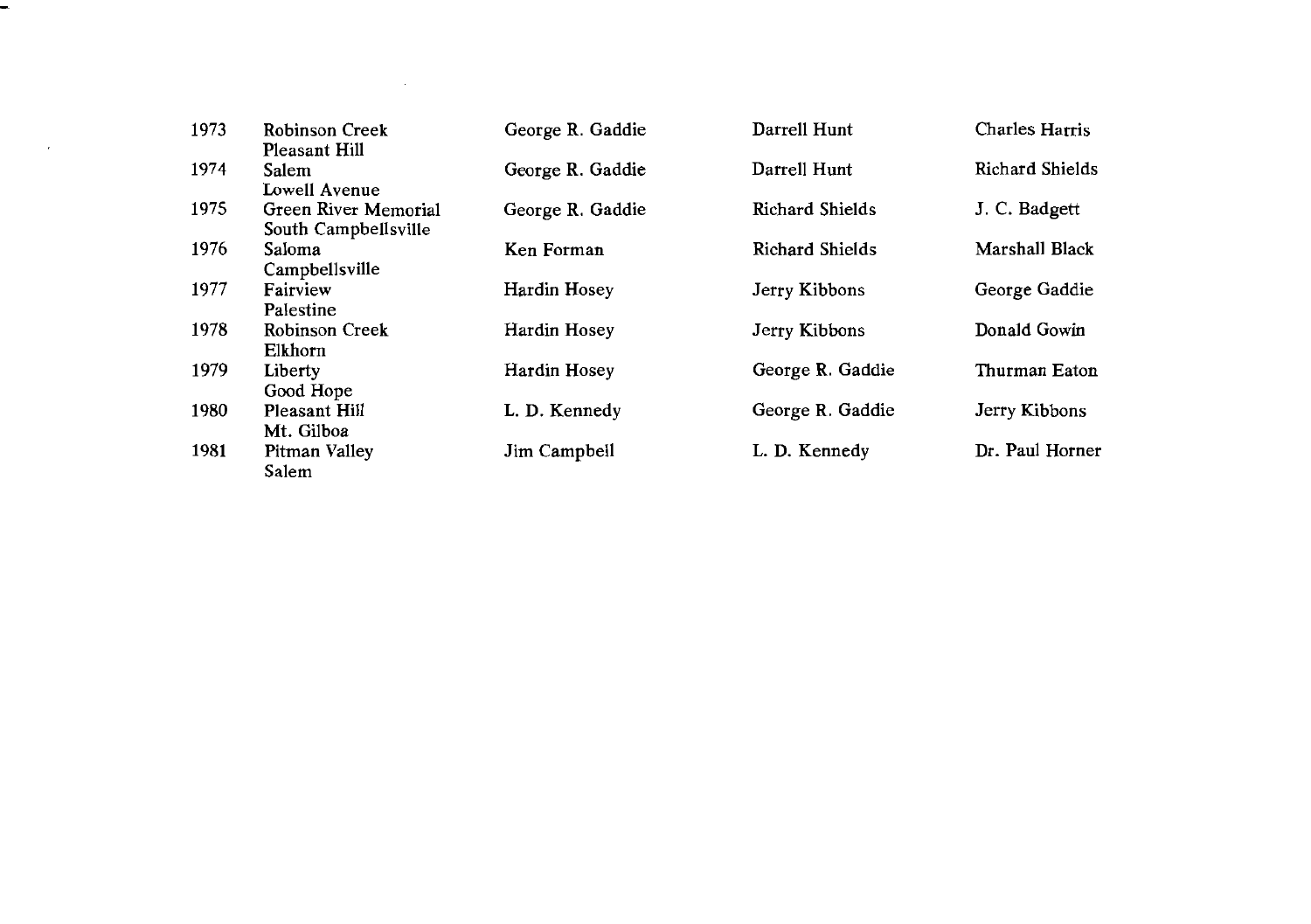| | | | | |
|---|---|---|---|---|
| 1973 | Robinson Creek<br>Pleasant Hill | George R. Gaddie | Darrell Hunt | Charles Harris |
| 1974 | Salem<br>Lowell Avenue | George R. Gaddie | Darrell Hunt | Richard Shields |
| 1975 | Green River Memorial<br>South Campbellsville | George R. Gaddie | Richard Shields | J. C. Badgett |
| 1976 | Saloma<br>Campbellsville | Ken Forman | Richard Shields | Marshall Black |
| 1977 | Fairview<br>Palestine | Hardin Hosey | Jerry Kibbons | George Gaddie |
| 1978 | Robinson Creek<br>Elkhorn | Hardin Hosey | Jerry Kibbons | Donald Gowin |
| 1979 | Liberty<br>Good Hope | Hardin Hosey | George R. Gaddie | Thurman Eaton |
| 1980 | Pleasant Hill<br>Mt. Gilboa | L. D. Kennedy | George R. Gaddie | Jerry Kibbons |
| 1981 | Pitman Valley<br>Salem | Jim Campbell | L. D. Kennedy | Dr. Paul Horner |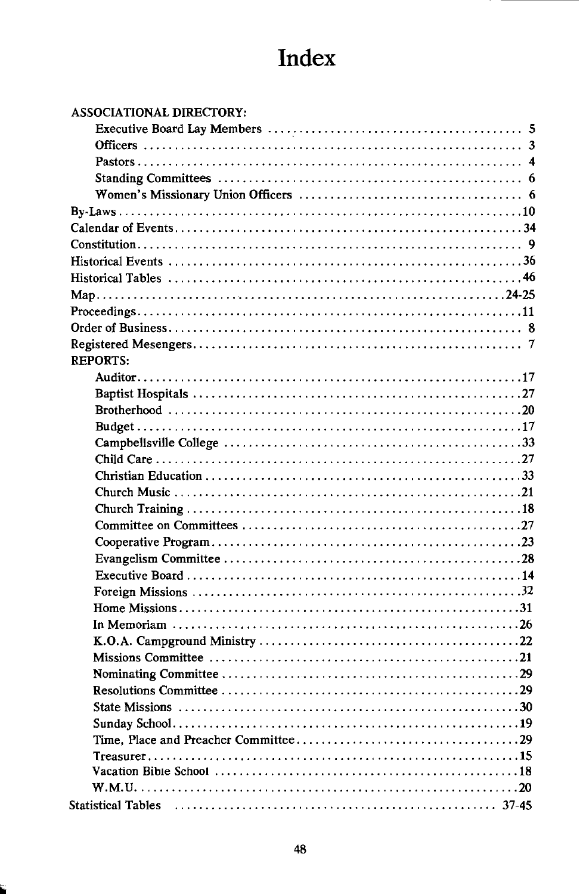# Index

ASSOCIATIONAL DIRECTORY:

- Executive Board Lay Members ........................................ 5
- Officers ........................................ 3
- Pastors ........................................ 4
- Standing Committees ........................................ 6
- Women's Missionary Union Officers ........................................ 6

By-Laws ........................................ 10

Calendar of Events ........................................ 34

Constitution ........................................ 9

Historical Events ........................................ 36

Historical Tables ........................................ 46

Map ........................................ 24-25

Proceedings ........................................ 11

Order of Business ........................................ 8

Registered Mesengers ........................................ 7

REPORTS:

- Auditor ........................................ 17
- Baptist Hospitals ........................................ 27
- Brotherhood ........................................ 20
- Budget ........................................ 17
- Campbellsville College ........................................ 33
- Child Care ........................................ 27
- Christian Education ........................................ 33
- Church Music ........................................ 21
- Church Training ........................................ 18
- Committee on Committees ........................................ 27
- Cooperative Program ........................................ 23
- Evangelism Committee ........................................ 28
- Executive Board ........................................ 14
- Foreign Missions ........................................ 32
- Home Missions ........................................ 31
- In Memoriam ........................................ 26
- K.O.A. Campground Ministry ........................................ 22
- Missions Committee ........................................ 21
- Nominating Committee ........................................ 29
- Resolutions Committee ........................................ 29
- State Missions ........................................ 30
- Sunday School ........................................ 19
- Time, Place and Preacher Committee ........................................ 29
- Treasurer ........................................ 15
- Vacation Bible School ........................................ 18
- W.M.U. ........................................ 20

Statistical Tables ........................................ 37-45